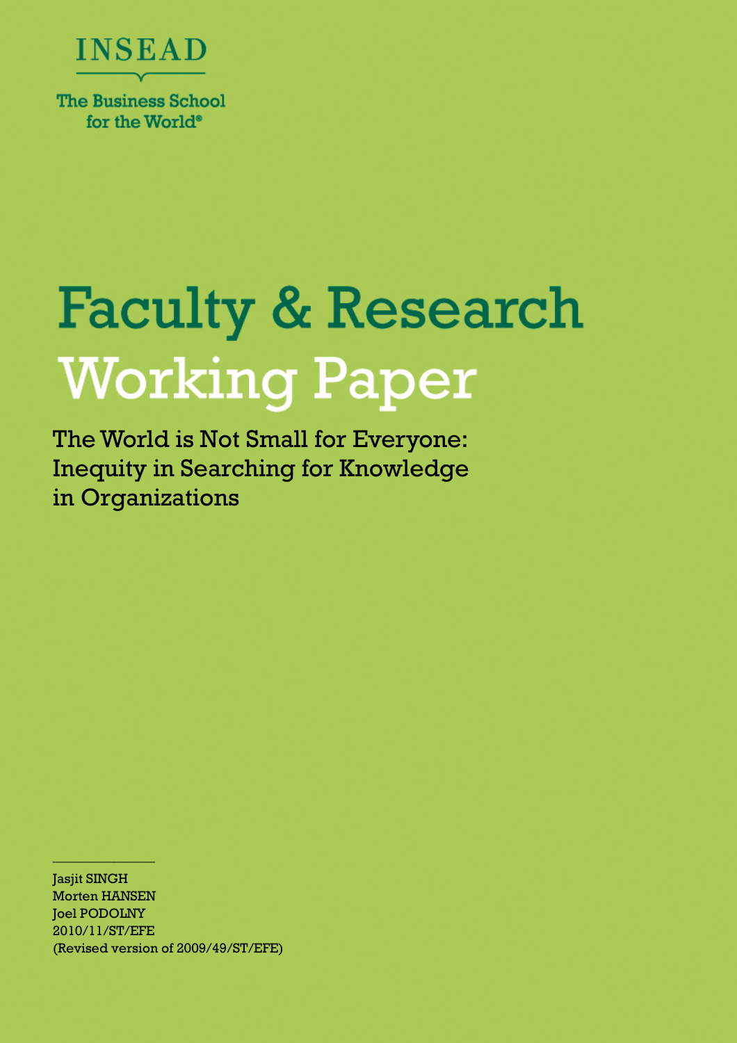INSEAD

The Business School for the World®

# Faculty & Research Working Paper

## The World is Not Small for Everyone: Inequity in Searching for Knowledge in Organizations

Jasjit SINGH
Morten HANSEN
Joel PODOLNY
2010/11/ST/EFE
(Revised version of 2009/49/ST/EFE)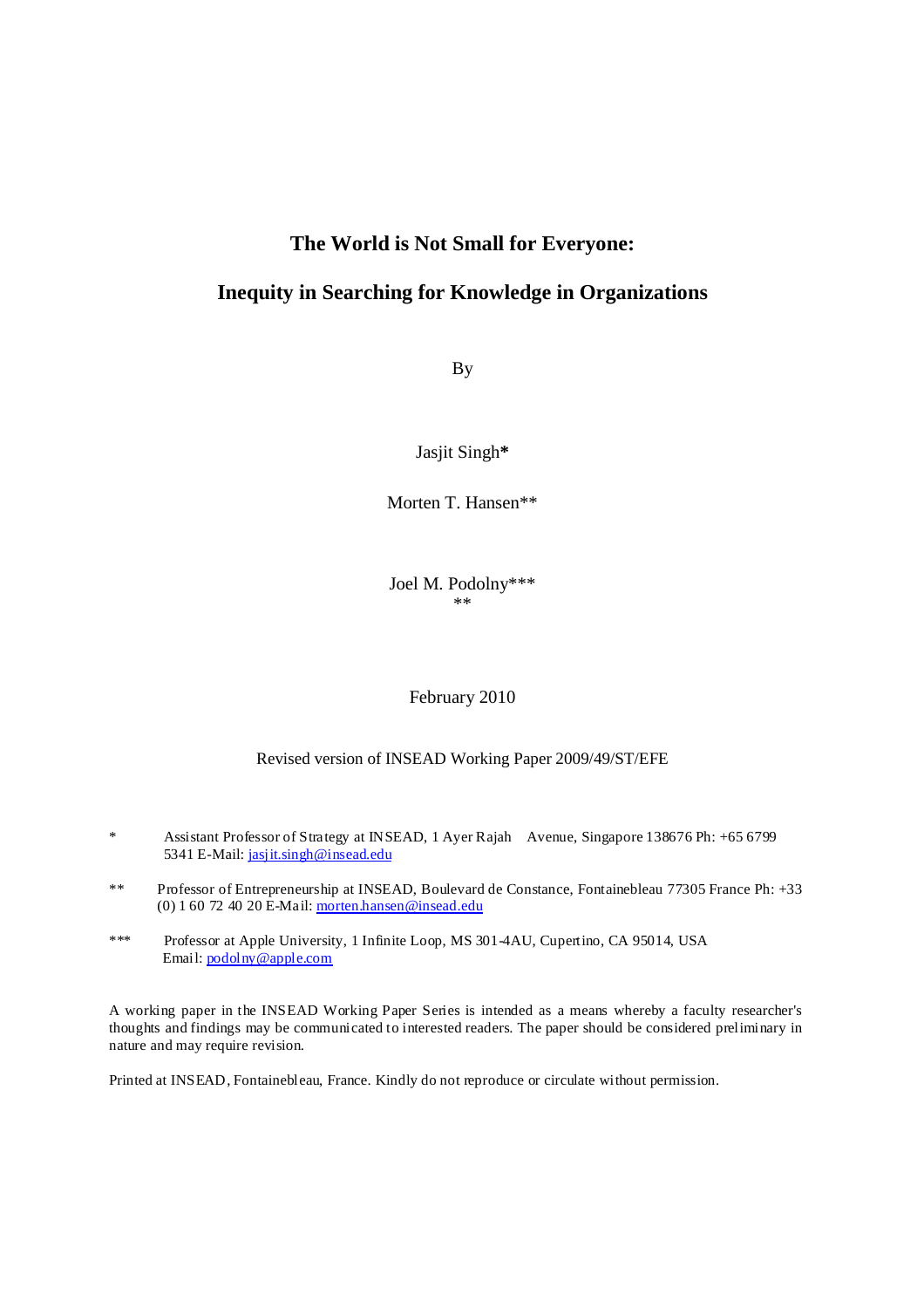# The World is Not Small for Everyone:

# Inequity in Searching for Knowledge in Organizations

By

Jasjit Singh*

Morten T. Hansen**

Joel M. Podolny***
**

February 2010

Revised version of INSEAD Working Paper 2009/49/ST/EFE

\* Assistant Professor of Strategy at INSEAD, 1 Ayer Rajah Avenue, Singapore 138676 Ph: +65 6799 5341 E-Mail: jasjit.singh@insead.edu

\*\* Professor of Entrepreneurship at INSEAD, Boulevard de Constance, Fontainebleau 77305 France Ph: +33 (0) 1 60 72 40 20 E-Mail: morten.hansen@insead.edu

\*\*\* Professor at Apple University, 1 Infinite Loop, MS 301-4AU, Cupertino, CA 95014, USA Email: podolny@apple.com

A working paper in the INSEAD Working Paper Series is intended as a means whereby a faculty researcher's thoughts and findings may be communicated to interested readers. The paper should be considered preliminary in nature and may require revision.

Printed at INSEAD, Fontainebleau, France. Kindly do not reproduce or circulate without permission.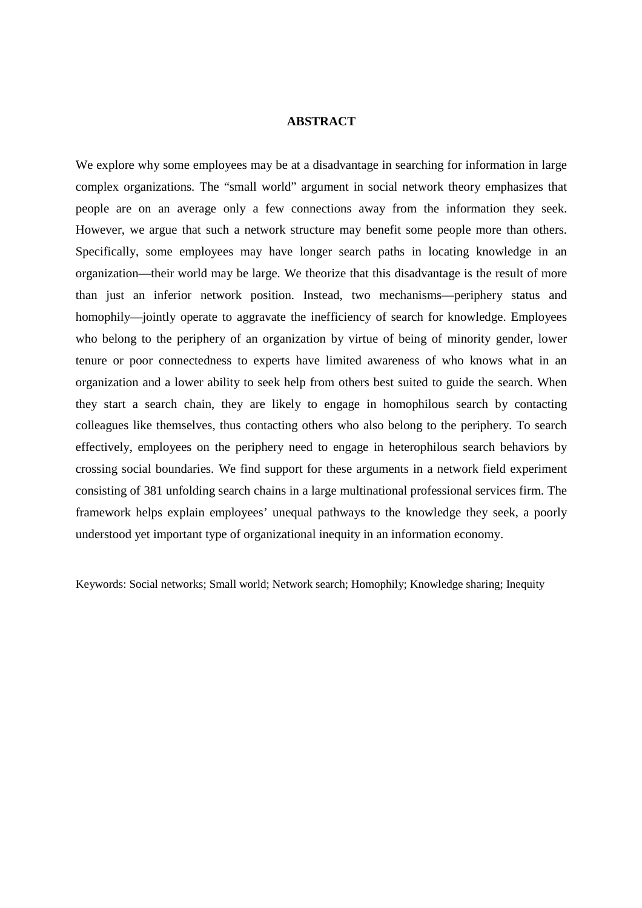## ABSTRACT

We explore why some employees may be at a disadvantage in searching for information in large complex organizations. The "small world" argument in social network theory emphasizes that people are on an average only a few connections away from the information they seek. However, we argue that such a network structure may benefit some people more than others. Specifically, some employees may have longer search paths in locating knowledge in an organization—their world may be large. We theorize that this disadvantage is the result of more than just an inferior network position. Instead, two mechanisms—periphery status and homophily—jointly operate to aggravate the inefficiency of search for knowledge. Employees who belong to the periphery of an organization by virtue of being of minority gender, lower tenure or poor connectedness to experts have limited awareness of who knows what in an organization and a lower ability to seek help from others best suited to guide the search. When they start a search chain, they are likely to engage in homophilous search by contacting colleagues like themselves, thus contacting others who also belong to the periphery. To search effectively, employees on the periphery need to engage in heterophilous search behaviors by crossing social boundaries. We find support for these arguments in a network field experiment consisting of 381 unfolding search chains in a large multinational professional services firm. The framework helps explain employees' unequal pathways to the knowledge they seek, a poorly understood yet important type of organizational inequity in an information economy.

Keywords: Social networks; Small world; Network search; Homophily; Knowledge sharing; Inequity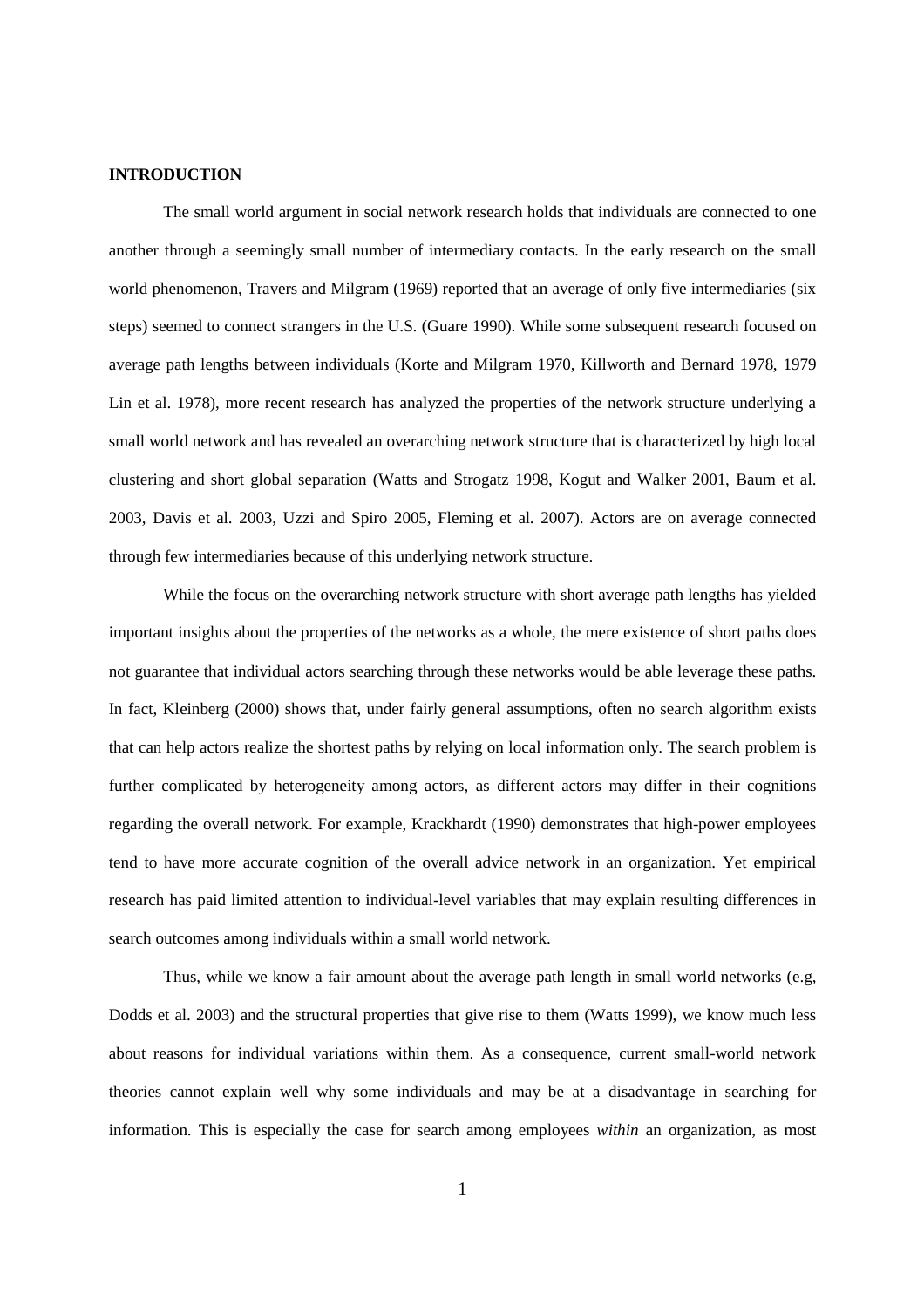**INTRODUCTION**

The small world argument in social network research holds that individuals are connected to one another through a seemingly small number of intermediary contacts. In the early research on the small world phenomenon, Travers and Milgram (1969) reported that an average of only five intermediaries (six steps) seemed to connect strangers in the U.S. (Guare 1990). While some subsequent research focused on average path lengths between individuals (Korte and Milgram 1970, Killworth and Bernard 1978, 1979 Lin et al. 1978), more recent research has analyzed the properties of the network structure underlying a small world network and has revealed an overarching network structure that is characterized by high local clustering and short global separation (Watts and Strogatz 1998, Kogut and Walker 2001, Baum et al. 2003, Davis et al. 2003, Uzzi and Spiro 2005, Fleming et al. 2007). Actors are on average connected through few intermediaries because of this underlying network structure.

While the focus on the overarching network structure with short average path lengths has yielded important insights about the properties of the networks as a whole, the mere existence of short paths does not guarantee that individual actors searching through these networks would be able leverage these paths. In fact, Kleinberg (2000) shows that, under fairly general assumptions, often no search algorithm exists that can help actors realize the shortest paths by relying on local information only. The search problem is further complicated by heterogeneity among actors, as different actors may differ in their cognitions regarding the overall network. For example, Krackhardt (1990) demonstrates that high-power employees tend to have more accurate cognition of the overall advice network in an organization. Yet empirical research has paid limited attention to individual-level variables that may explain resulting differences in search outcomes among individuals within a small world network.

Thus, while we know a fair amount about the average path length in small world networks (e.g, Dodds et al. 2003) and the structural properties that give rise to them (Watts 1999), we know much less about reasons for individual variations within them. As a consequence, current small-world network theories cannot explain well why some individuals and may be at a disadvantage in searching for information. This is especially the case for search among employees *within* an organization, as most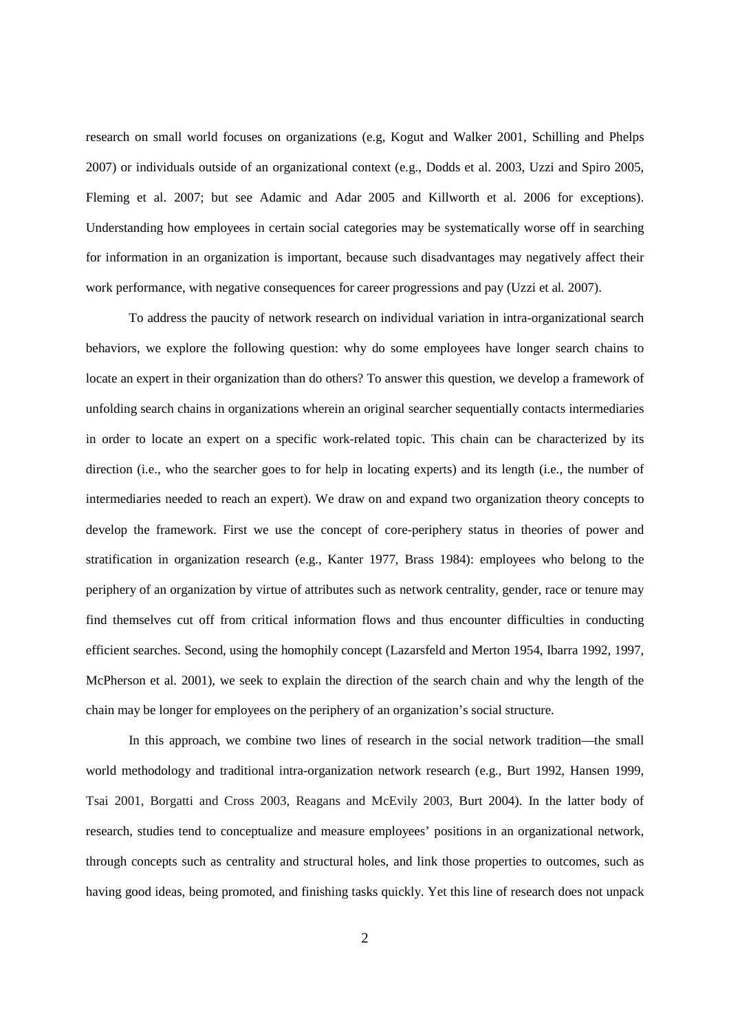research on small world focuses on organizations (e.g, Kogut and Walker 2001, Schilling and Phelps 2007) or individuals outside of an organizational context (e.g., Dodds et al. 2003, Uzzi and Spiro 2005, Fleming et al. 2007; but see Adamic and Adar 2005 and Killworth et al. 2006 for exceptions). Understanding how employees in certain social categories may be systematically worse off in searching for information in an organization is important, because such disadvantages may negatively affect their work performance, with negative consequences for career progressions and pay (Uzzi et al. 2007).

To address the paucity of network research on individual variation in intra-organizational search behaviors, we explore the following question: why do some employees have longer search chains to locate an expert in their organization than do others? To answer this question, we develop a framework of unfolding search chains in organizations wherein an original searcher sequentially contacts intermediaries in order to locate an expert on a specific work-related topic. This chain can be characterized by its direction (i.e., who the searcher goes to for help in locating experts) and its length (i.e., the number of intermediaries needed to reach an expert). We draw on and expand two organization theory concepts to develop the framework. First we use the concept of core-periphery status in theories of power and stratification in organization research (e.g., Kanter 1977, Brass 1984): employees who belong to the periphery of an organization by virtue of attributes such as network centrality, gender, race or tenure may find themselves cut off from critical information flows and thus encounter difficulties in conducting efficient searches. Second, using the homophily concept (Lazarsfeld and Merton 1954, Ibarra 1992, 1997, McPherson et al. 2001), we seek to explain the direction of the search chain and why the length of the chain may be longer for employees on the periphery of an organization's social structure.

In this approach, we combine two lines of research in the social network tradition—the small world methodology and traditional intra-organization network research (e.g., Burt 1992, Hansen 1999, Tsai 2001, Borgatti and Cross 2003, Reagans and McEvily 2003, Burt 2004). In the latter body of research, studies tend to conceptualize and measure employees' positions in an organizational network, through concepts such as centrality and structural holes, and link those properties to outcomes, such as having good ideas, being promoted, and finishing tasks quickly. Yet this line of research does not unpack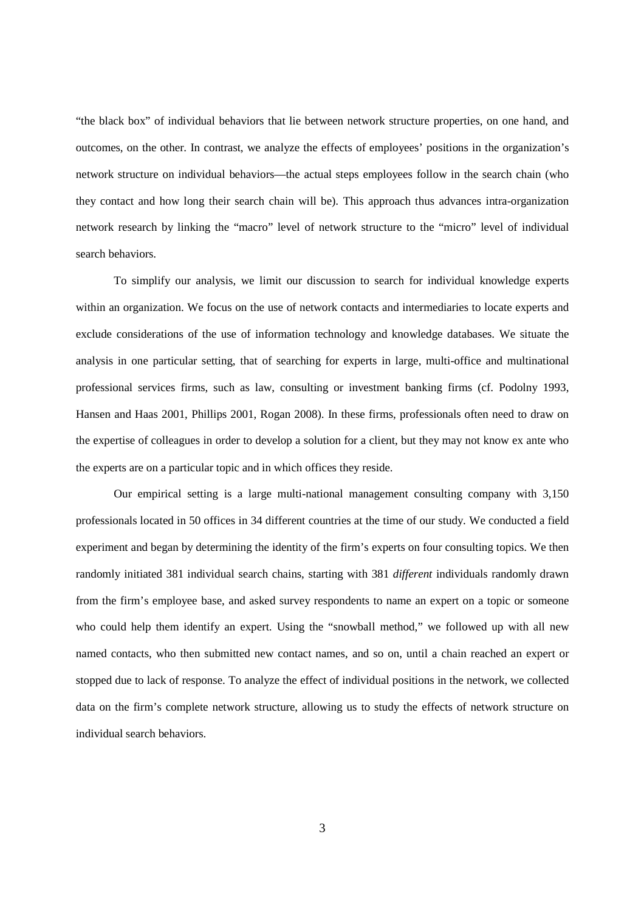"the black box" of individual behaviors that lie between network structure properties, on one hand, and outcomes, on the other. In contrast, we analyze the effects of employees' positions in the organization's network structure on individual behaviors—the actual steps employees follow in the search chain (who they contact and how long their search chain will be). This approach thus advances intra-organization network research by linking the "macro" level of network structure to the "micro" level of individual search behaviors.

To simplify our analysis, we limit our discussion to search for individual knowledge experts within an organization. We focus on the use of network contacts and intermediaries to locate experts and exclude considerations of the use of information technology and knowledge databases. We situate the analysis in one particular setting, that of searching for experts in large, multi-office and multinational professional services firms, such as law, consulting or investment banking firms (cf. Podolny 1993, Hansen and Haas 2001, Phillips 2001, Rogan 2008). In these firms, professionals often need to draw on the expertise of colleagues in order to develop a solution for a client, but they may not know ex ante who the experts are on a particular topic and in which offices they reside.

Our empirical setting is a large multi-national management consulting company with 3,150 professionals located in 50 offices in 34 different countries at the time of our study. We conducted a field experiment and began by determining the identity of the firm's experts on four consulting topics. We then randomly initiated 381 individual search chains, starting with 381 *different* individuals randomly drawn from the firm's employee base, and asked survey respondents to name an expert on a topic or someone who could help them identify an expert. Using the "snowball method," we followed up with all new named contacts, who then submitted new contact names, and so on, until a chain reached an expert or stopped due to lack of response. To analyze the effect of individual positions in the network, we collected data on the firm's complete network structure, allowing us to study the effects of network structure on individual search behaviors.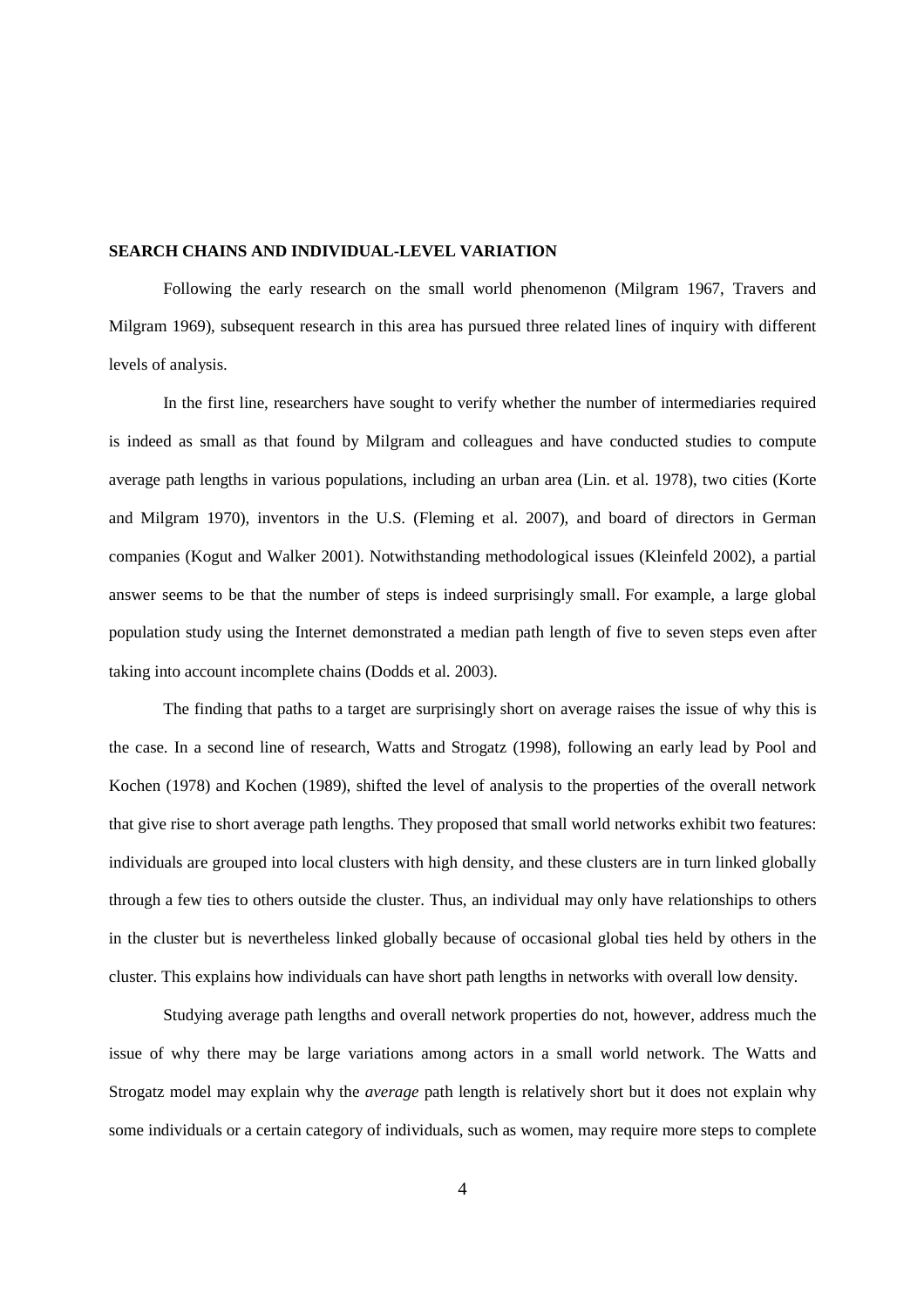## SEARCH CHAINS AND INDIVIDUAL-LEVEL VARIATION

Following the early research on the small world phenomenon (Milgram 1967, Travers and Milgram 1969), subsequent research in this area has pursued three related lines of inquiry with different levels of analysis.

In the first line, researchers have sought to verify whether the number of intermediaries required is indeed as small as that found by Milgram and colleagues and have conducted studies to compute average path lengths in various populations, including an urban area (Lin. et al. 1978), two cities (Korte and Milgram 1970), inventors in the U.S. (Fleming et al. 2007), and board of directors in German companies (Kogut and Walker 2001). Notwithstanding methodological issues (Kleinfeld 2002), a partial answer seems to be that the number of steps is indeed surprisingly small. For example, a large global population study using the Internet demonstrated a median path length of five to seven steps even after taking into account incomplete chains (Dodds et al. 2003).

The finding that paths to a target are surprisingly short on average raises the issue of why this is the case. In a second line of research, Watts and Strogatz (1998), following an early lead by Pool and Kochen (1978) and Kochen (1989), shifted the level of analysis to the properties of the overall network that give rise to short average path lengths. They proposed that small world networks exhibit two features: individuals are grouped into local clusters with high density, and these clusters are in turn linked globally through a few ties to others outside the cluster. Thus, an individual may only have relationships to others in the cluster but is nevertheless linked globally because of occasional global ties held by others in the cluster. This explains how individuals can have short path lengths in networks with overall low density.

Studying average path lengths and overall network properties do not, however, address much the issue of why there may be large variations among actors in a small world network. The Watts and Strogatz model may explain why the *average* path length is relatively short but it does not explain why some individuals or a certain category of individuals, such as women, may require more steps to complete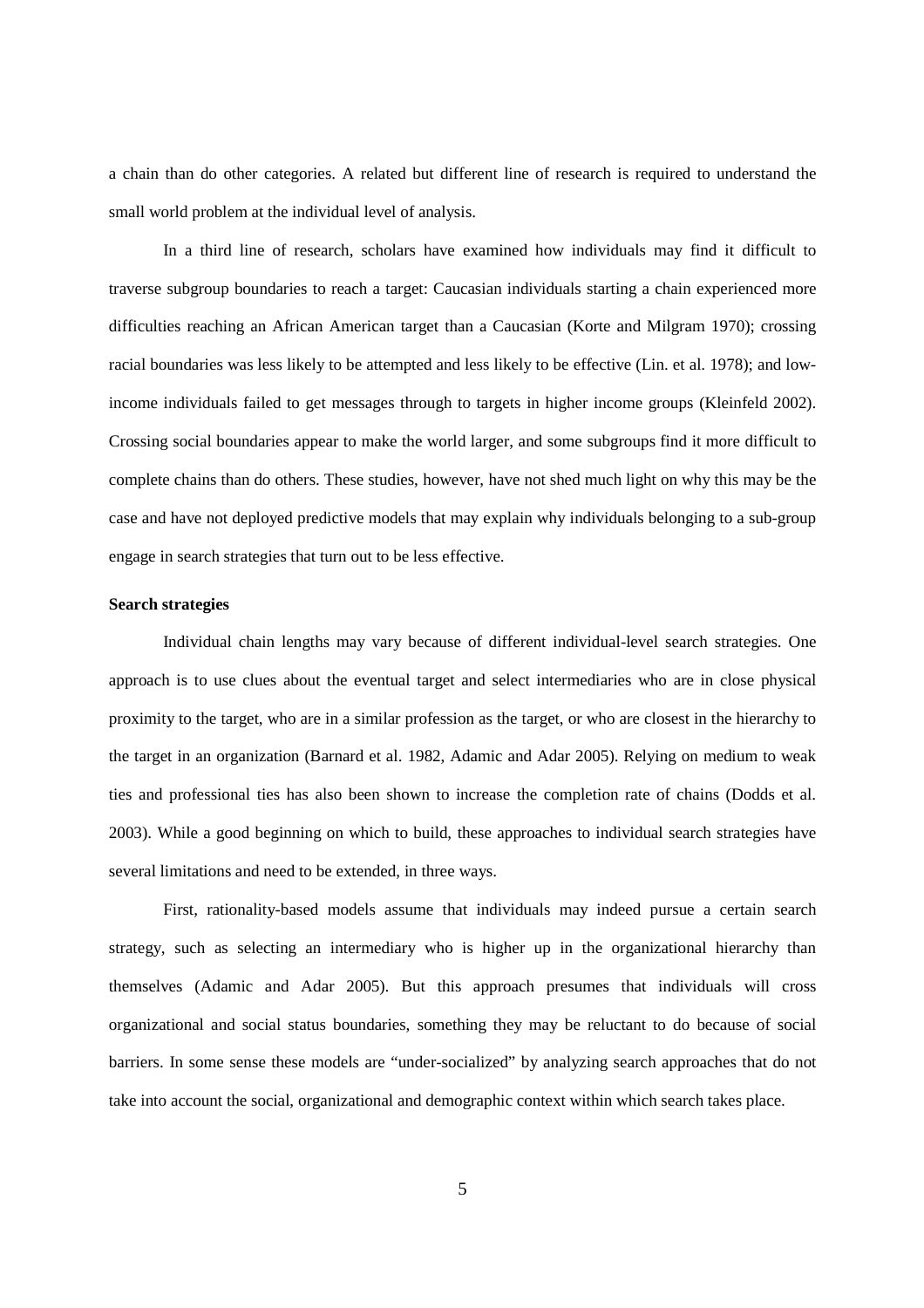a chain than do other categories. A related but different line of research is required to understand the small world problem at the individual level of analysis.

In a third line of research, scholars have examined how individuals may find it difficult to traverse subgroup boundaries to reach a target: Caucasian individuals starting a chain experienced more difficulties reaching an African American target than a Caucasian (Korte and Milgram 1970); crossing racial boundaries was less likely to be attempted and less likely to be effective (Lin. et al. 1978); and low-income individuals failed to get messages through to targets in higher income groups (Kleinfeld 2002). Crossing social boundaries appear to make the world larger, and some subgroups find it more difficult to complete chains than do others. These studies, however, have not shed much light on why this may be the case and have not deployed predictive models that may explain why individuals belonging to a sub-group engage in search strategies that turn out to be less effective.

**Search strategies**

Individual chain lengths may vary because of different individual-level search strategies. One approach is to use clues about the eventual target and select intermediaries who are in close physical proximity to the target, who are in a similar profession as the target, or who are closest in the hierarchy to the target in an organization (Barnard et al. 1982, Adamic and Adar 2005). Relying on medium to weak ties and professional ties has also been shown to increase the completion rate of chains (Dodds et al. 2003). While a good beginning on which to build, these approaches to individual search strategies have several limitations and need to be extended, in three ways.

First, rationality-based models assume that individuals may indeed pursue a certain search strategy, such as selecting an intermediary who is higher up in the organizational hierarchy than themselves (Adamic and Adar 2005). But this approach presumes that individuals will cross organizational and social status boundaries, something they may be reluctant to do because of social barriers. In some sense these models are "under-socialized" by analyzing search approaches that do not take into account the social, organizational and demographic context within which search takes place.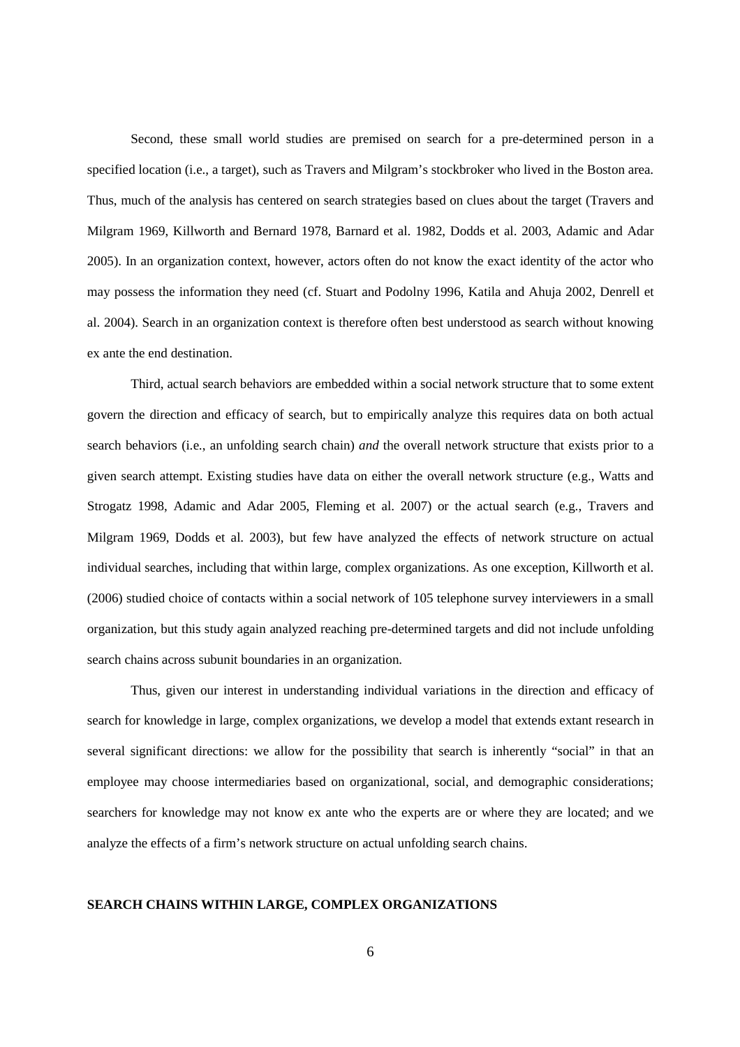Second, these small world studies are premised on search for a pre-determined person in a specified location (i.e., a target), such as Travers and Milgram's stockbroker who lived in the Boston area. Thus, much of the analysis has centered on search strategies based on clues about the target (Travers and Milgram 1969, Killworth and Bernard 1978, Barnard et al. 1982, Dodds et al. 2003, Adamic and Adar 2005). In an organization context, however, actors often do not know the exact identity of the actor who may possess the information they need (cf. Stuart and Podolny 1996, Katila and Ahuja 2002, Denrell et al. 2004). Search in an organization context is therefore often best understood as search without knowing ex ante the end destination.

Third, actual search behaviors are embedded within a social network structure that to some extent govern the direction and efficacy of search, but to empirically analyze this requires data on both actual search behaviors (i.e., an unfolding search chain) *and* the overall network structure that exists prior to a given search attempt. Existing studies have data on either the overall network structure (e.g., Watts and Strogatz 1998, Adamic and Adar 2005, Fleming et al. 2007) or the actual search (e.g., Travers and Milgram 1969, Dodds et al. 2003), but few have analyzed the effects of network structure on actual individual searches, including that within large, complex organizations. As one exception, Killworth et al. (2006) studied choice of contacts within a social network of 105 telephone survey interviewers in a small organization, but this study again analyzed reaching pre-determined targets and did not include unfolding search chains across subunit boundaries in an organization.

Thus, given our interest in understanding individual variations in the direction and efficacy of search for knowledge in large, complex organizations, we develop a model that extends extant research in several significant directions: we allow for the possibility that search is inherently "social" in that an employee may choose intermediaries based on organizational, social, and demographic considerations; searchers for knowledge may not know ex ante who the experts are or where they are located; and we analyze the effects of a firm's network structure on actual unfolding search chains.

## SEARCH CHAINS WITHIN LARGE, COMPLEX ORGANIZATIONS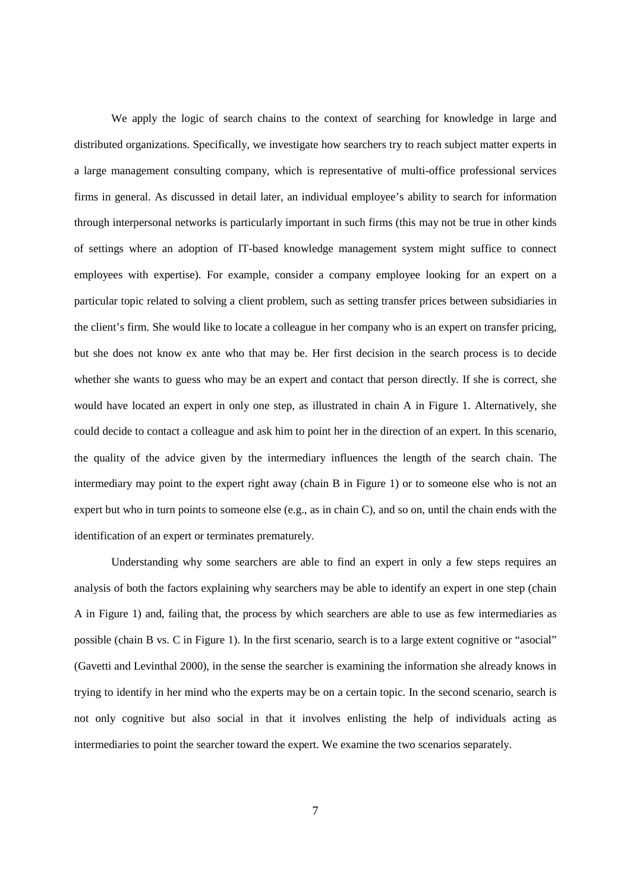We apply the logic of search chains to the context of searching for knowledge in large and distributed organizations. Specifically, we investigate how searchers try to reach subject matter experts in a large management consulting company, which is representative of multi-office professional services firms in general. As discussed in detail later, an individual employee's ability to search for information through interpersonal networks is particularly important in such firms (this may not be true in other kinds of settings where an adoption of IT-based knowledge management system might suffice to connect employees with expertise). For example, consider a company employee looking for an expert on a particular topic related to solving a client problem, such as setting transfer prices between subsidiaries in the client's firm. She would like to locate a colleague in her company who is an expert on transfer pricing, but she does not know ex ante who that may be. Her first decision in the search process is to decide whether she wants to guess who may be an expert and contact that person directly. If she is correct, she would have located an expert in only one step, as illustrated in chain A in Figure 1. Alternatively, she could decide to contact a colleague and ask him to point her in the direction of an expert. In this scenario, the quality of the advice given by the intermediary influences the length of the search chain. The intermediary may point to the expert right away (chain B in Figure 1) or to someone else who is not an expert but who in turn points to someone else (e.g., as in chain C), and so on, until the chain ends with the identification of an expert or terminates prematurely.

Understanding why some searchers are able to find an expert in only a few steps requires an analysis of both the factors explaining why searchers may be able to identify an expert in one step (chain A in Figure 1) and, failing that, the process by which searchers are able to use as few intermediaries as possible (chain B vs. C in Figure 1). In the first scenario, search is to a large extent cognitive or "asocial" (Gavetti and Levinthal 2000), in the sense the searcher is examining the information she already knows in trying to identify in her mind who the experts may be on a certain topic. In the second scenario, search is not only cognitive but also social in that it involves enlisting the help of individuals acting as intermediaries to point the searcher toward the expert. We examine the two scenarios separately.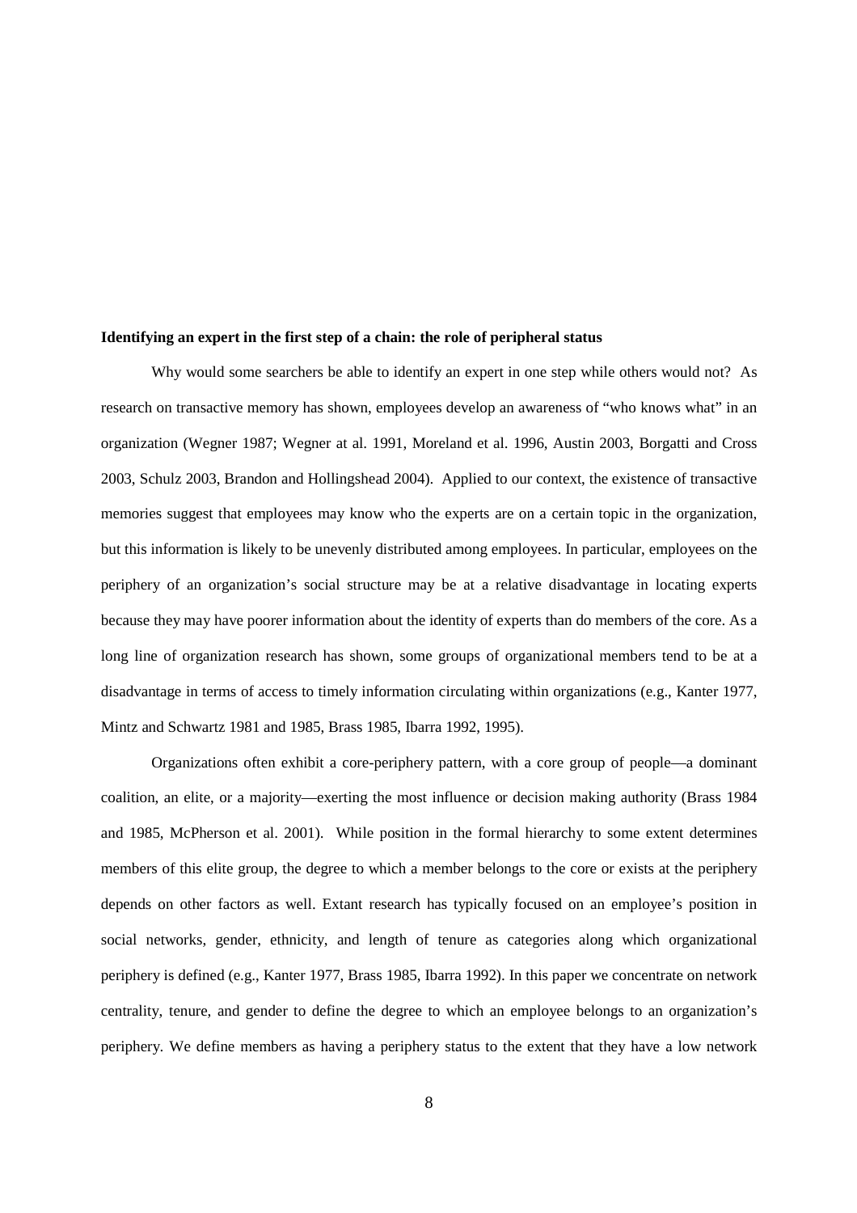**Identifying an expert in the first step of a chain: the role of peripheral status**

Why would some searchers be able to identify an expert in one step while others would not? As research on transactive memory has shown, employees develop an awareness of "who knows what" in an organization (Wegner 1987; Wegner at al. 1991, Moreland et al. 1996, Austin 2003, Borgatti and Cross 2003, Schulz 2003, Brandon and Hollingshead 2004). Applied to our context, the existence of transactive memories suggest that employees may know who the experts are on a certain topic in the organization, but this information is likely to be unevenly distributed among employees. In particular, employees on the periphery of an organization's social structure may be at a relative disadvantage in locating experts because they may have poorer information about the identity of experts than do members of the core. As a long line of organization research has shown, some groups of organizational members tend to be at a disadvantage in terms of access to timely information circulating within organizations (e.g., Kanter 1977, Mintz and Schwartz 1981 and 1985, Brass 1985, Ibarra 1992, 1995).

Organizations often exhibit a core-periphery pattern, with a core group of people—a dominant coalition, an elite, or a majority—exerting the most influence or decision making authority (Brass 1984 and 1985, McPherson et al. 2001). While position in the formal hierarchy to some extent determines members of this elite group, the degree to which a member belongs to the core or exists at the periphery depends on other factors as well. Extant research has typically focused on an employee's position in social networks, gender, ethnicity, and length of tenure as categories along which organizational periphery is defined (e.g., Kanter 1977, Brass 1985, Ibarra 1992). In this paper we concentrate on network centrality, tenure, and gender to define the degree to which an employee belongs to an organization's periphery. We define members as having a periphery status to the extent that they have a low network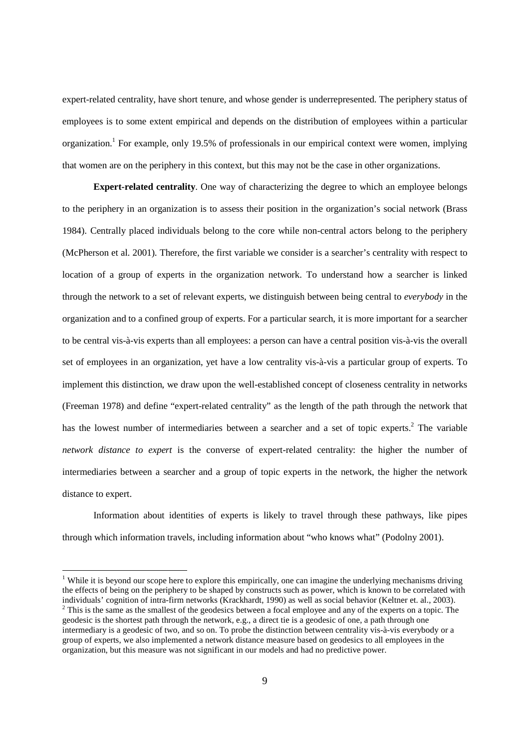expert-related centrality, have short tenure, and whose gender is underrepresented. The periphery status of employees is to some extent empirical and depends on the distribution of employees within a particular organization.[1] For example, only 19.5% of professionals in our empirical context were women, implying that women are on the periphery in this context, but this may not be the case in other organizations.

**Expert-related centrality**. One way of characterizing the degree to which an employee belongs to the periphery in an organization is to assess their position in the organization's social network (Brass 1984). Centrally placed individuals belong to the core while non-central actors belong to the periphery (McPherson et al. 2001). Therefore, the first variable we consider is a searcher's centrality with respect to location of a group of experts in the organization network. To understand how a searcher is linked through the network to a set of relevant experts, we distinguish between being central to *everybody* in the organization and to a confined group of experts. For a particular search, it is more important for a searcher to be central vis-à-vis experts than all employees: a person can have a central position vis-à-vis the overall set of employees in an organization, yet have a low centrality vis-à-vis a particular group of experts. To implement this distinction, we draw upon the well-established concept of closeness centrality in networks (Freeman 1978) and define "expert-related centrality" as the length of the path through the network that has the lowest number of intermediaries between a searcher and a set of topic experts.[2] The variable *network distance to expert* is the converse of expert-related centrality: the higher the number of intermediaries between a searcher and a group of topic experts in the network, the higher the network distance to expert.

Information about identities of experts is likely to travel through these pathways, like pipes through which information travels, including information about "who knows what" (Podolny 2001).

---

[1] While it is beyond our scope here to explore this empirically, one can imagine the underlying mechanisms driving the effects of being on the periphery to be shaped by constructs such as power, which is known to be correlated with individuals' cognition of intra-firm networks (Krackhardt, 1990) as well as social behavior (Keltner et. al., 2003).

[2] This is the same as the smallest of the geodesics between a focal employee and any of the experts on a topic. The geodesic is the shortest path through the network, e.g., a direct tie is a geodesic of one, a path through one intermediary is a geodesic of two, and so on. To probe the distinction between centrality vis-à-vis everybody or a group of experts, we also implemented a network distance measure based on geodesics to all employees in the organization, but this measure was not significant in our models and had no predictive power.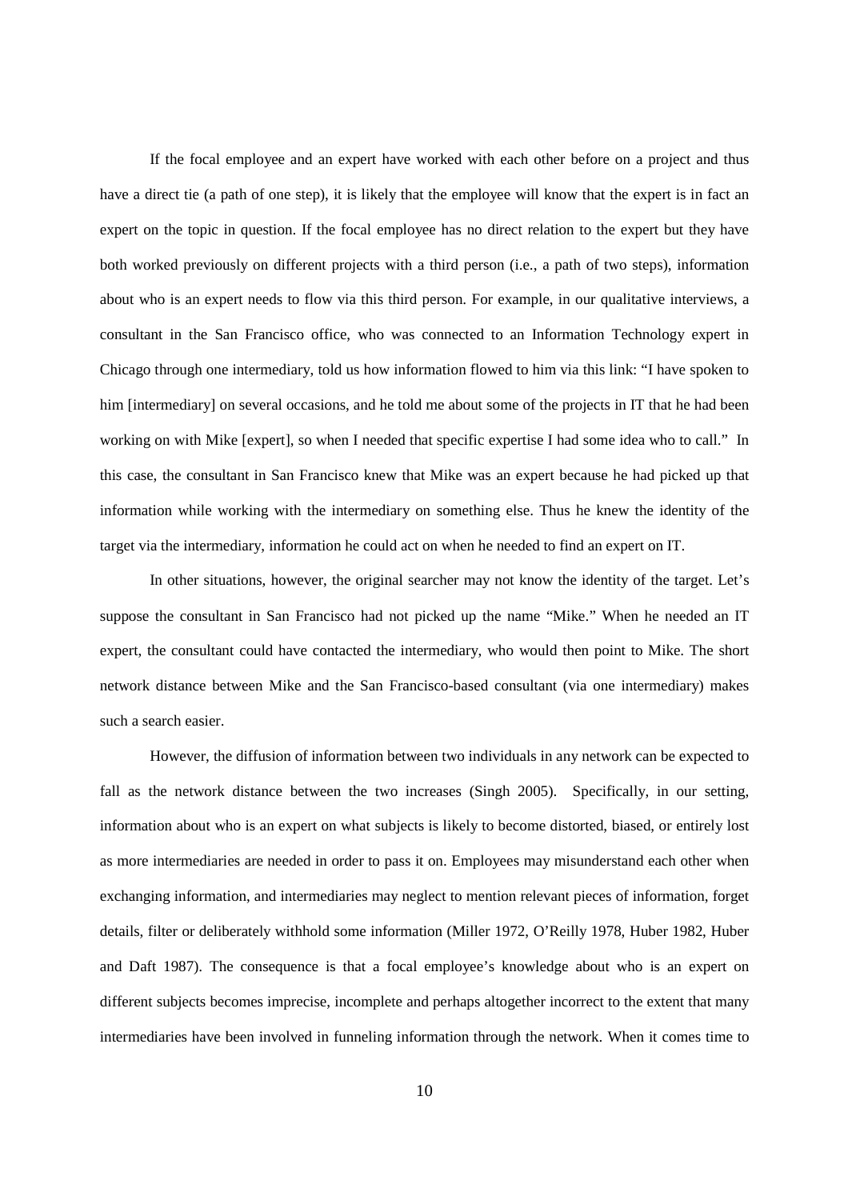If the focal employee and an expert have worked with each other before on a project and thus have a direct tie (a path of one step), it is likely that the employee will know that the expert is in fact an expert on the topic in question. If the focal employee has no direct relation to the expert but they have both worked previously on different projects with a third person (i.e., a path of two steps), information about who is an expert needs to flow via this third person. For example, in our qualitative interviews, a consultant in the San Francisco office, who was connected to an Information Technology expert in Chicago through one intermediary, told us how information flowed to him via this link: "I have spoken to him [intermediary] on several occasions, and he told me about some of the projects in IT that he had been working on with Mike [expert], so when I needed that specific expertise I had some idea who to call." In this case, the consultant in San Francisco knew that Mike was an expert because he had picked up that information while working with the intermediary on something else. Thus he knew the identity of the target via the intermediary, information he could act on when he needed to find an expert on IT.

In other situations, however, the original searcher may not know the identity of the target. Let's suppose the consultant in San Francisco had not picked up the name "Mike." When he needed an IT expert, the consultant could have contacted the intermediary, who would then point to Mike. The short network distance between Mike and the San Francisco-based consultant (via one intermediary) makes such a search easier.

However, the diffusion of information between two individuals in any network can be expected to fall as the network distance between the two increases (Singh 2005). Specifically, in our setting, information about who is an expert on what subjects is likely to become distorted, biased, or entirely lost as more intermediaries are needed in order to pass it on. Employees may misunderstand each other when exchanging information, and intermediaries may neglect to mention relevant pieces of information, forget details, filter or deliberately withhold some information (Miller 1972, O'Reilly 1978, Huber 1982, Huber and Daft 1987). The consequence is that a focal employee's knowledge about who is an expert on different subjects becomes imprecise, incomplete and perhaps altogether incorrect to the extent that many intermediaries have been involved in funneling information through the network. When it comes time to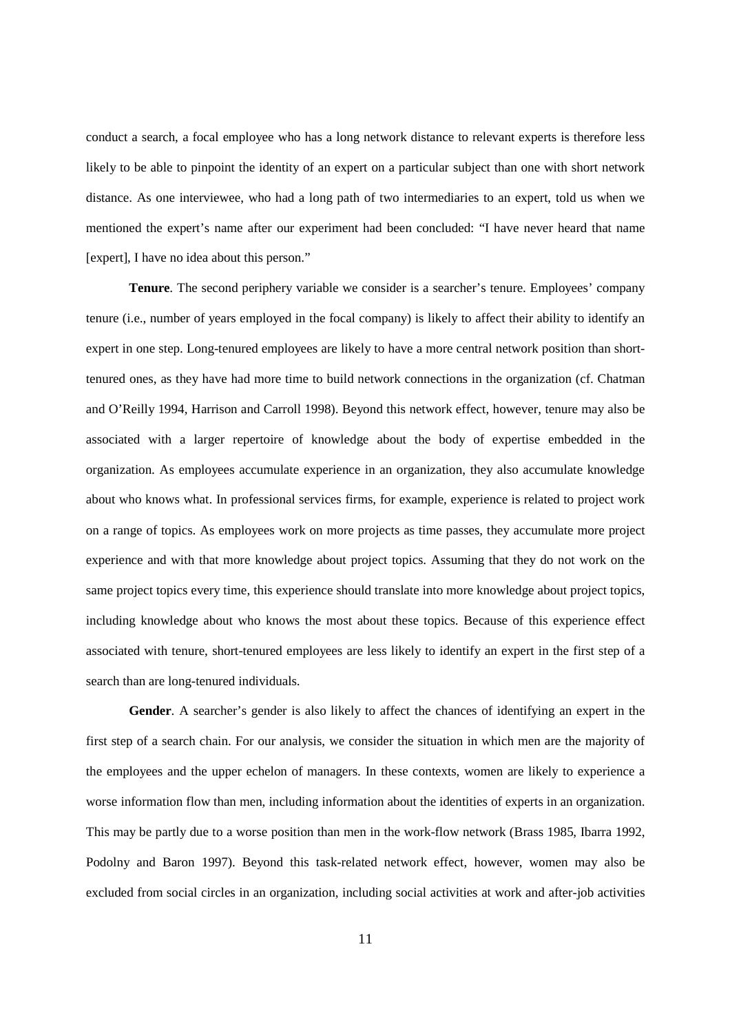conduct a search, a focal employee who has a long network distance to relevant experts is therefore less likely to be able to pinpoint the identity of an expert on a particular subject than one with short network distance. As one interviewee, who had a long path of two intermediaries to an expert, told us when we mentioned the expert's name after our experiment had been concluded: "I have never heard that name [expert], I have no idea about this person."

**Tenure**. The second periphery variable we consider is a searcher's tenure. Employees' company tenure (i.e., number of years employed in the focal company) is likely to affect their ability to identify an expert in one step. Long-tenured employees are likely to have a more central network position than short-tenured ones, as they have had more time to build network connections in the organization (cf. Chatman and O'Reilly 1994, Harrison and Carroll 1998). Beyond this network effect, however, tenure may also be associated with a larger repertoire of knowledge about the body of expertise embedded in the organization. As employees accumulate experience in an organization, they also accumulate knowledge about who knows what. In professional services firms, for example, experience is related to project work on a range of topics. As employees work on more projects as time passes, they accumulate more project experience and with that more knowledge about project topics. Assuming that they do not work on the same project topics every time, this experience should translate into more knowledge about project topics, including knowledge about who knows the most about these topics. Because of this experience effect associated with tenure, short-tenured employees are less likely to identify an expert in the first step of a search than are long-tenured individuals.

**Gender**. A searcher's gender is also likely to affect the chances of identifying an expert in the first step of a search chain. For our analysis, we consider the situation in which men are the majority of the employees and the upper echelon of managers. In these contexts, women are likely to experience a worse information flow than men, including information about the identities of experts in an organization. This may be partly due to a worse position than men in the work-flow network (Brass 1985, Ibarra 1992, Podolny and Baron 1997). Beyond this task-related network effect, however, women may also be excluded from social circles in an organization, including social activities at work and after-job activities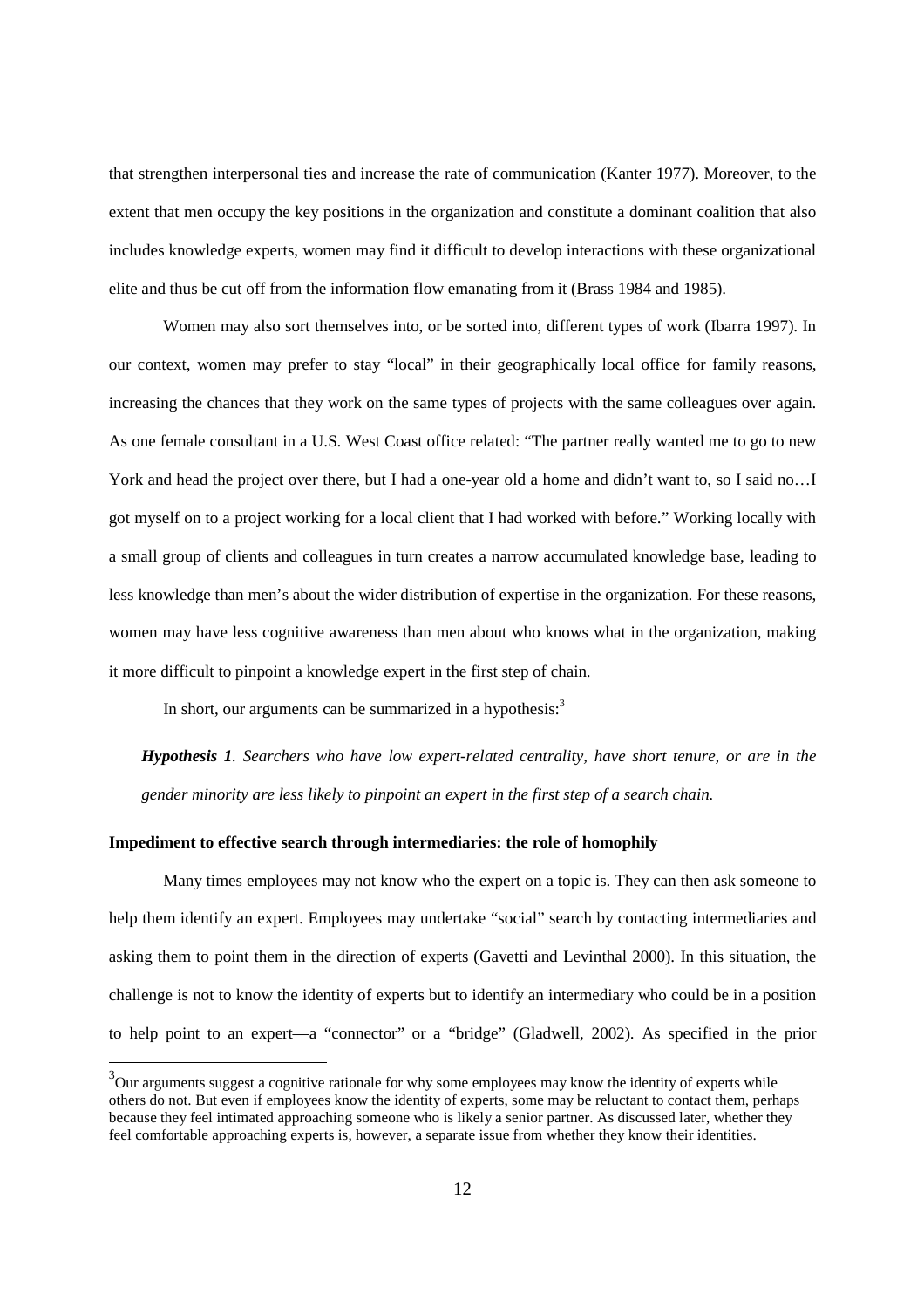that strengthen interpersonal ties and increase the rate of communication (Kanter 1977). Moreover, to the extent that men occupy the key positions in the organization and constitute a dominant coalition that also includes knowledge experts, women may find it difficult to develop interactions with these organizational elite and thus be cut off from the information flow emanating from it (Brass 1984 and 1985).

Women may also sort themselves into, or be sorted into, different types of work (Ibarra 1997). In our context, women may prefer to stay "local" in their geographically local office for family reasons, increasing the chances that they work on the same types of projects with the same colleagues over again. As one female consultant in a U.S. West Coast office related: "The partner really wanted me to go to new York and head the project over there, but I had a one-year old a home and didn't want to, so I said no…I got myself on to a project working for a local client that I had worked with before." Working locally with a small group of clients and colleagues in turn creates a narrow accumulated knowledge base, leading to less knowledge than men's about the wider distribution of expertise in the organization. For these reasons, women may have less cognitive awareness than men about who knows what in the organization, making it more difficult to pinpoint a knowledge expert in the first step of chain.

In short, our arguments can be summarized in a hypothesis:[3]

***Hypothesis 1****. Searchers who have low expert-related centrality, have short tenure, or are in the gender minority are less likely to pinpoint an expert in the first step of a search chain.*

**Impediment to effective search through intermediaries: the role of homophily**

Many times employees may not know who the expert on a topic is. They can then ask someone to help them identify an expert. Employees may undertake "social" search by contacting intermediaries and asking them to point them in the direction of experts (Gavetti and Levinthal 2000). In this situation, the challenge is not to know the identity of experts but to identify an intermediary who could be in a position to help point to an expert—a "connector" or a "bridge" (Gladwell, 2002). As specified in the prior

[3]Our arguments suggest a cognitive rationale for why some employees may know the identity of experts while others do not. But even if employees know the identity of experts, some may be reluctant to contact them, perhaps because they feel intimated approaching someone who is likely a senior partner. As discussed later, whether they feel comfortable approaching experts is, however, a separate issue from whether they know their identities.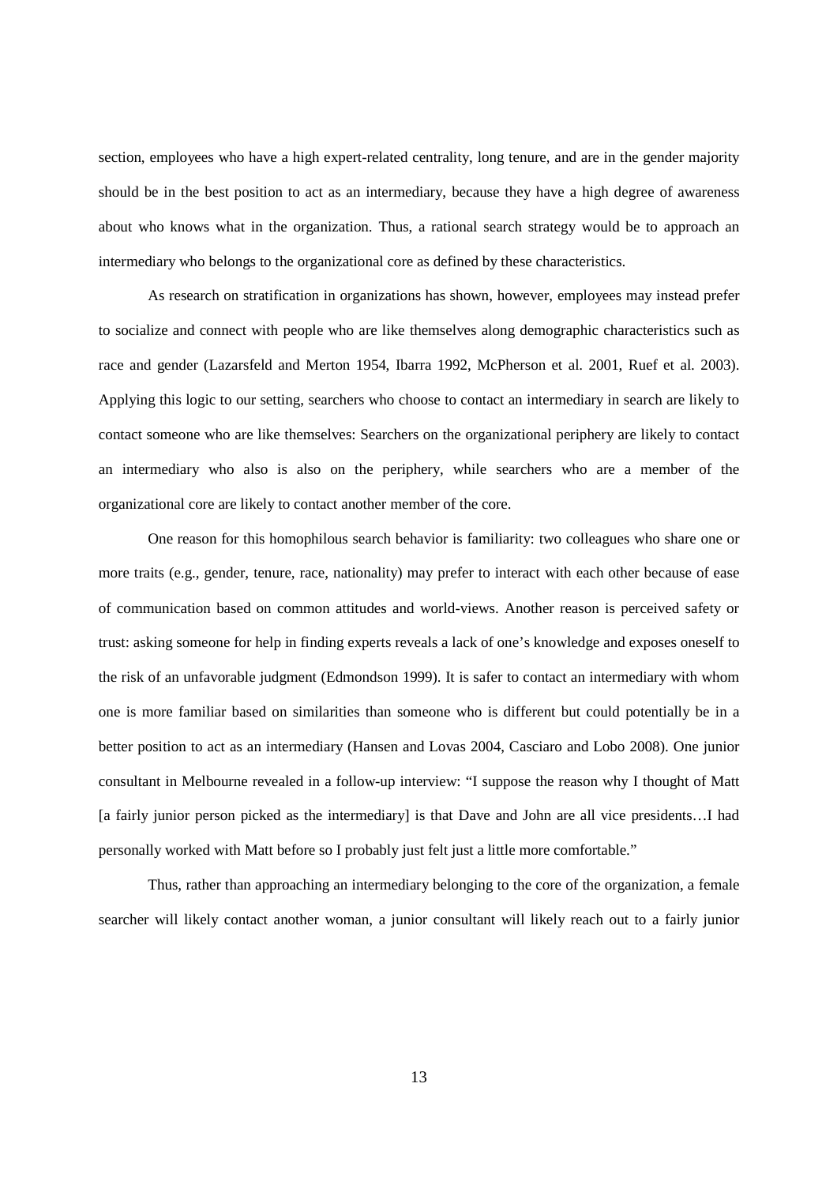section, employees who have a high expert-related centrality, long tenure, and are in the gender majority should be in the best position to act as an intermediary, because they have a high degree of awareness about who knows what in the organization. Thus, a rational search strategy would be to approach an intermediary who belongs to the organizational core as defined by these characteristics.

As research on stratification in organizations has shown, however, employees may instead prefer to socialize and connect with people who are like themselves along demographic characteristics such as race and gender (Lazarsfeld and Merton 1954, Ibarra 1992, McPherson et al. 2001, Ruef et al. 2003). Applying this logic to our setting, searchers who choose to contact an intermediary in search are likely to contact someone who are like themselves: Searchers on the organizational periphery are likely to contact an intermediary who also is also on the periphery, while searchers who are a member of the organizational core are likely to contact another member of the core.

One reason for this homophilous search behavior is familiarity: two colleagues who share one or more traits (e.g., gender, tenure, race, nationality) may prefer to interact with each other because of ease of communication based on common attitudes and world-views. Another reason is perceived safety or trust: asking someone for help in finding experts reveals a lack of one's knowledge and exposes oneself to the risk of an unfavorable judgment (Edmondson 1999). It is safer to contact an intermediary with whom one is more familiar based on similarities than someone who is different but could potentially be in a better position to act as an intermediary (Hansen and Lovas 2004, Casciaro and Lobo 2008). One junior consultant in Melbourne revealed in a follow-up interview: "I suppose the reason why I thought of Matt [a fairly junior person picked as the intermediary] is that Dave and John are all vice presidents…I had personally worked with Matt before so I probably just felt just a little more comfortable."

Thus, rather than approaching an intermediary belonging to the core of the organization, a female searcher will likely contact another woman, a junior consultant will likely reach out to a fairly junior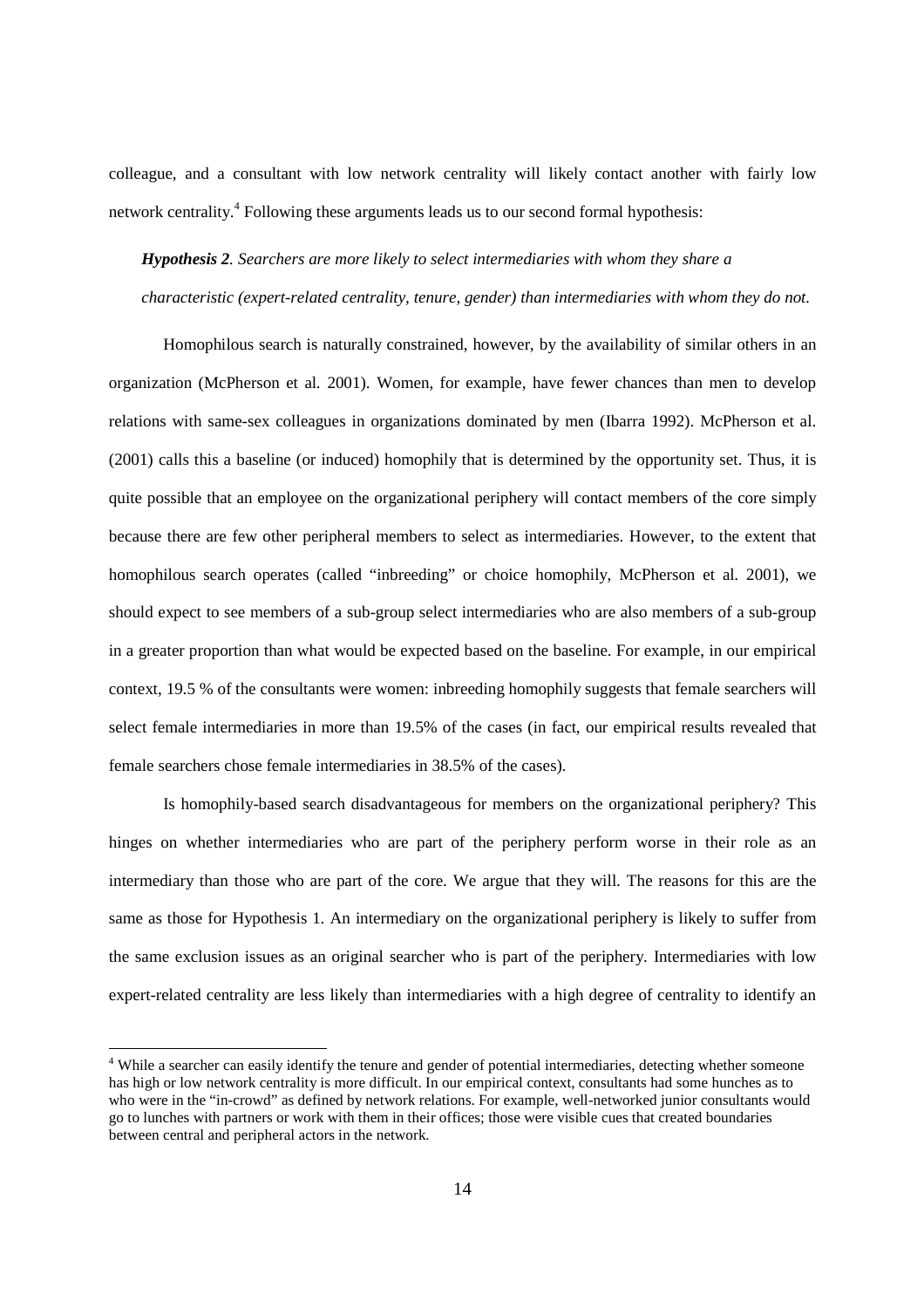colleague, and a consultant with low network centrality will likely contact another with fairly low network centrality.[4] Following these arguments leads us to our second formal hypothesis:

***Hypothesis 2****. Searchers are more likely to select intermediaries with whom they share a characteristic (expert-related centrality, tenure, gender) than intermediaries with whom they do not.*

Homophilous search is naturally constrained, however, by the availability of similar others in an organization (McPherson et al. 2001). Women, for example, have fewer chances than men to develop relations with same-sex colleagues in organizations dominated by men (Ibarra 1992). McPherson et al. (2001) calls this a baseline (or induced) homophily that is determined by the opportunity set. Thus, it is quite possible that an employee on the organizational periphery will contact members of the core simply because there are few other peripheral members to select as intermediaries. However, to the extent that homophilous search operates (called "inbreeding" or choice homophily, McPherson et al. 2001), we should expect to see members of a sub-group select intermediaries who are also members of a sub-group in a greater proportion than what would be expected based on the baseline. For example, in our empirical context, 19.5 % of the consultants were women: inbreeding homophily suggests that female searchers will select female intermediaries in more than 19.5% of the cases (in fact, our empirical results revealed that female searchers chose female intermediaries in 38.5% of the cases).

Is homophily-based search disadvantageous for members on the organizational periphery? This hinges on whether intermediaries who are part of the periphery perform worse in their role as an intermediary than those who are part of the core. We argue that they will. The reasons for this are the same as those for Hypothesis 1. An intermediary on the organizational periphery is likely to suffer from the same exclusion issues as an original searcher who is part of the periphery. Intermediaries with low expert-related centrality are less likely than intermediaries with a high degree of centrality to identify an

[4] While a searcher can easily identify the tenure and gender of potential intermediaries, detecting whether someone has high or low network centrality is more difficult. In our empirical context, consultants had some hunches as to who were in the "in-crowd" as defined by network relations. For example, well-networked junior consultants would go to lunches with partners or work with them in their offices; those were visible cues that created boundaries between central and peripheral actors in the network.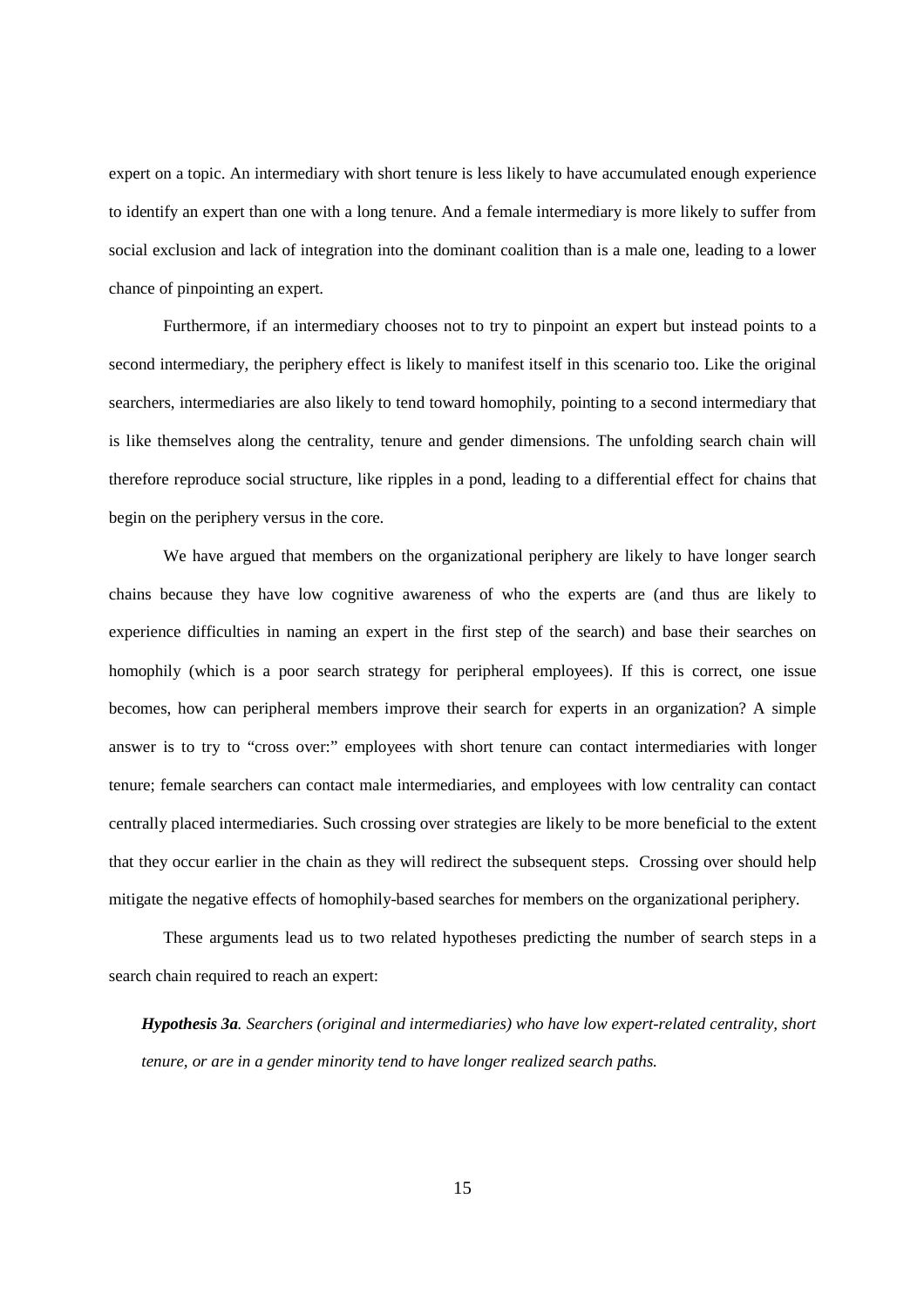expert on a topic. An intermediary with short tenure is less likely to have accumulated enough experience to identify an expert than one with a long tenure. And a female intermediary is more likely to suffer from social exclusion and lack of integration into the dominant coalition than is a male one, leading to a lower chance of pinpointing an expert.

Furthermore, if an intermediary chooses not to try to pinpoint an expert but instead points to a second intermediary, the periphery effect is likely to manifest itself in this scenario too. Like the original searchers, intermediaries are also likely to tend toward homophily, pointing to a second intermediary that is like themselves along the centrality, tenure and gender dimensions. The unfolding search chain will therefore reproduce social structure, like ripples in a pond, leading to a differential effect for chains that begin on the periphery versus in the core.

We have argued that members on the organizational periphery are likely to have longer search chains because they have low cognitive awareness of who the experts are (and thus are likely to experience difficulties in naming an expert in the first step of the search) and base their searches on homophily (which is a poor search strategy for peripheral employees). If this is correct, one issue becomes, how can peripheral members improve their search for experts in an organization? A simple answer is to try to "cross over:" employees with short tenure can contact intermediaries with longer tenure; female searchers can contact male intermediaries, and employees with low centrality can contact centrally placed intermediaries. Such crossing over strategies are likely to be more beneficial to the extent that they occur earlier in the chain as they will redirect the subsequent steps. Crossing over should help mitigate the negative effects of homophily-based searches for members on the organizational periphery.

These arguments lead us to two related hypotheses predicting the number of search steps in a search chain required to reach an expert:

***Hypothesis 3a****. Searchers (original and intermediaries) who have low expert-related centrality, short tenure, or are in a gender minority tend to have longer realized search paths.*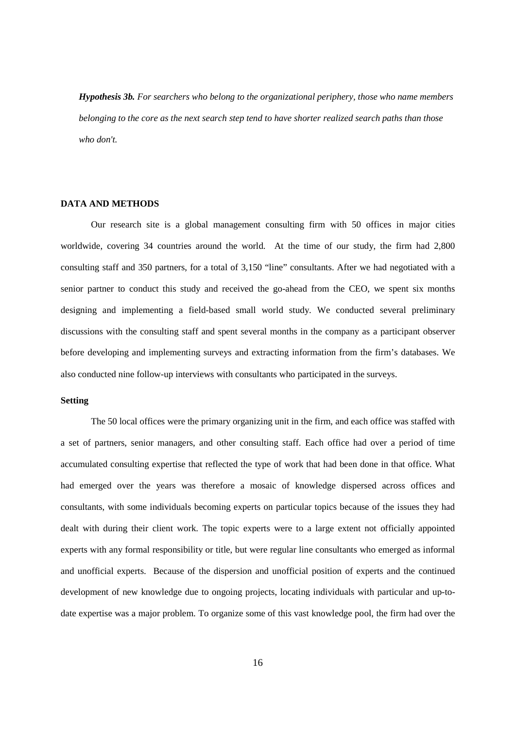***Hypothesis 3b.*** *For searchers who belong to the organizational periphery, those who name members belonging to the core as the next search step tend to have shorter realized search paths than those who don't.*

## DATA AND METHODS

Our research site is a global management consulting firm with 50 offices in major cities worldwide, covering 34 countries around the world. At the time of our study, the firm had 2,800 consulting staff and 350 partners, for a total of 3,150 "line" consultants. After we had negotiated with a senior partner to conduct this study and received the go-ahead from the CEO, we spent six months designing and implementing a field-based small world study. We conducted several preliminary discussions with the consulting staff and spent several months in the company as a participant observer before developing and implementing surveys and extracting information from the firm's databases. We also conducted nine follow-up interviews with consultants who participated in the surveys.

### Setting

The 50 local offices were the primary organizing unit in the firm, and each office was staffed with a set of partners, senior managers, and other consulting staff. Each office had over a period of time accumulated consulting expertise that reflected the type of work that had been done in that office. What had emerged over the years was therefore a mosaic of knowledge dispersed across offices and consultants, with some individuals becoming experts on particular topics because of the issues they had dealt with during their client work. The topic experts were to a large extent not officially appointed experts with any formal responsibility or title, but were regular line consultants who emerged as informal and unofficial experts. Because of the dispersion and unofficial position of experts and the continued development of new knowledge due to ongoing projects, locating individuals with particular and up-to-date expertise was a major problem. To organize some of this vast knowledge pool, the firm had over the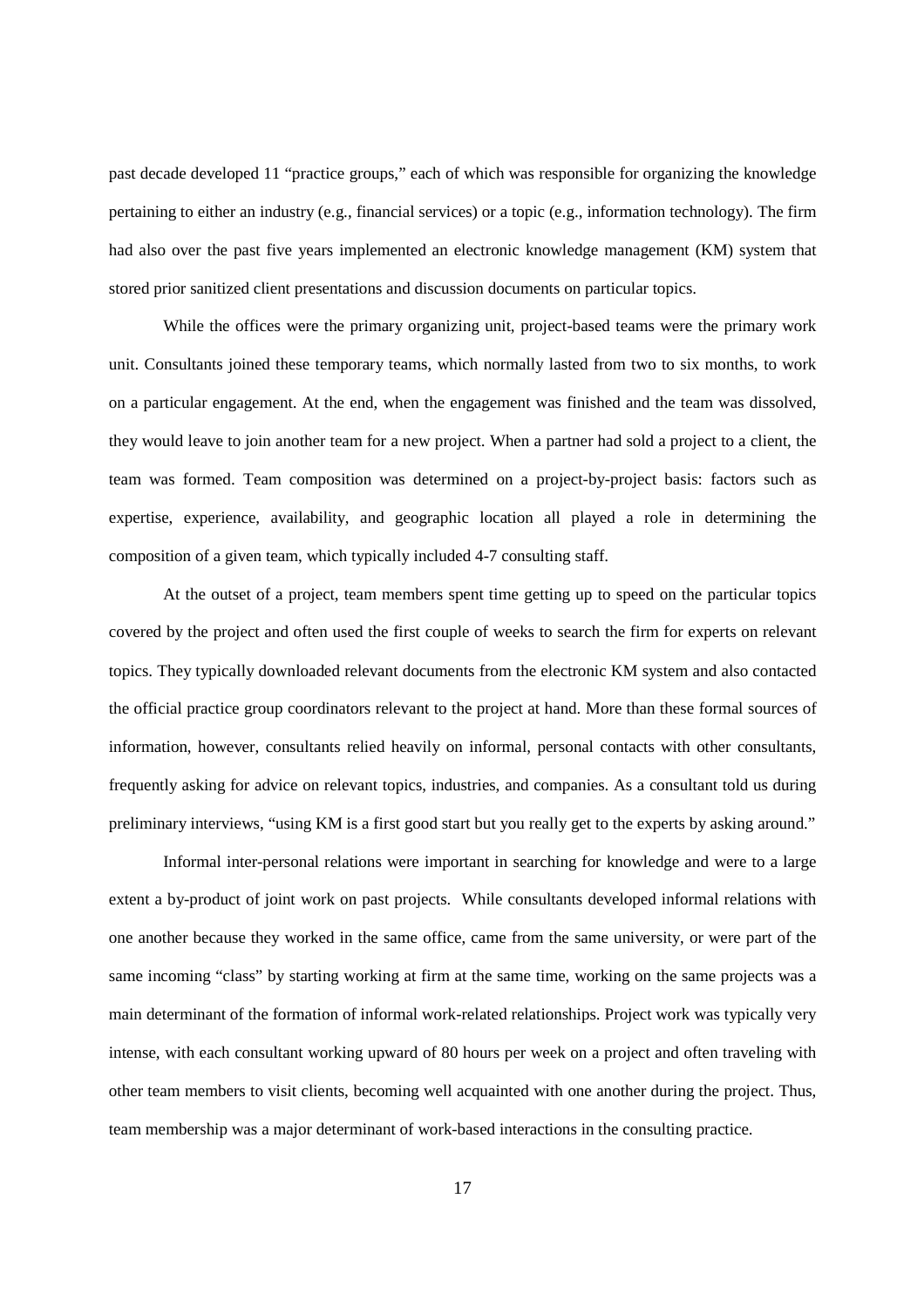past decade developed 11 "practice groups," each of which was responsible for organizing the knowledge pertaining to either an industry (e.g., financial services) or a topic (e.g., information technology). The firm had also over the past five years implemented an electronic knowledge management (KM) system that stored prior sanitized client presentations and discussion documents on particular topics.

While the offices were the primary organizing unit, project-based teams were the primary work unit. Consultants joined these temporary teams, which normally lasted from two to six months, to work on a particular engagement. At the end, when the engagement was finished and the team was dissolved, they would leave to join another team for a new project. When a partner had sold a project to a client, the team was formed. Team composition was determined on a project-by-project basis: factors such as expertise, experience, availability, and geographic location all played a role in determining the composition of a given team, which typically included 4-7 consulting staff.

At the outset of a project, team members spent time getting up to speed on the particular topics covered by the project and often used the first couple of weeks to search the firm for experts on relevant topics. They typically downloaded relevant documents from the electronic KM system and also contacted the official practice group coordinators relevant to the project at hand. More than these formal sources of information, however, consultants relied heavily on informal, personal contacts with other consultants, frequently asking for advice on relevant topics, industries, and companies. As a consultant told us during preliminary interviews, "using KM is a first good start but you really get to the experts by asking around."

Informal inter-personal relations were important in searching for knowledge and were to a large extent a by-product of joint work on past projects. While consultants developed informal relations with one another because they worked in the same office, came from the same university, or were part of the same incoming "class" by starting working at firm at the same time, working on the same projects was a main determinant of the formation of informal work-related relationships. Project work was typically very intense, with each consultant working upward of 80 hours per week on a project and often traveling with other team members to visit clients, becoming well acquainted with one another during the project. Thus, team membership was a major determinant of work-based interactions in the consulting practice.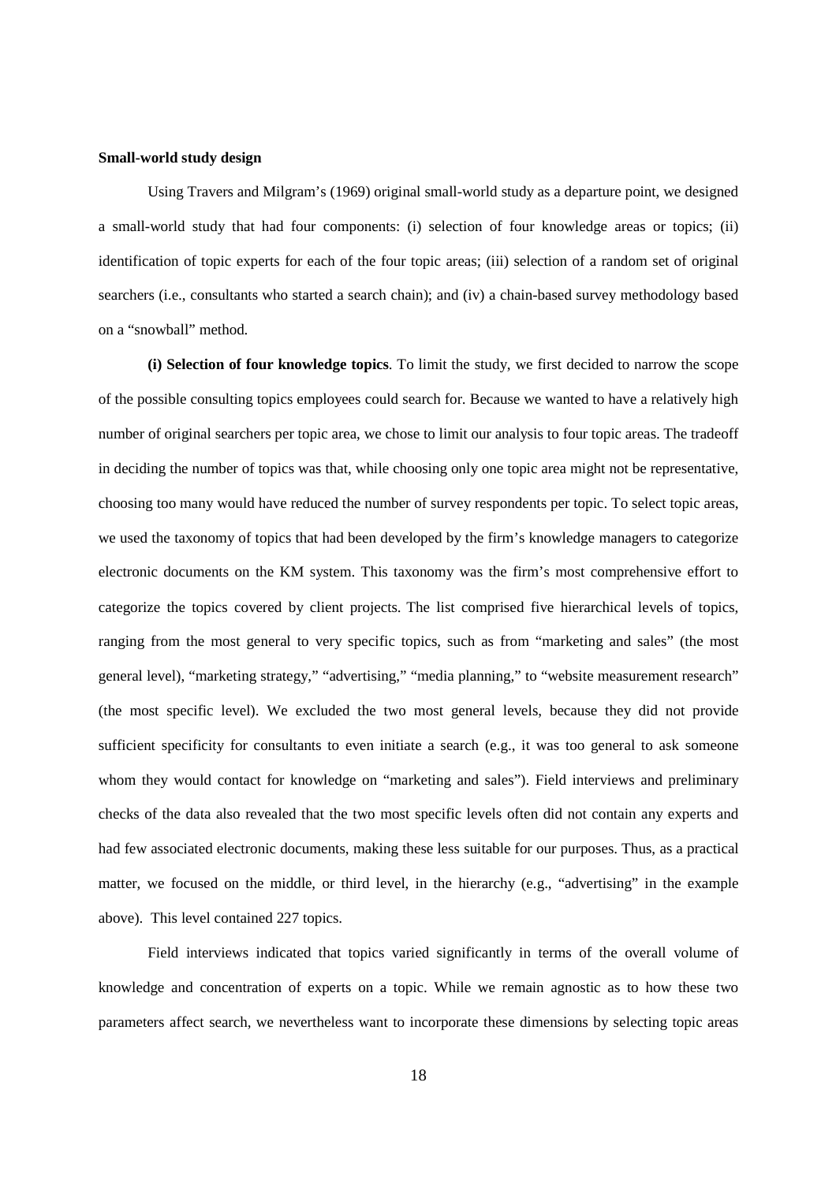**Small-world study design**

Using Travers and Milgram's (1969) original small-world study as a departure point, we designed a small-world study that had four components: (i) selection of four knowledge areas or topics; (ii) identification of topic experts for each of the four topic areas; (iii) selection of a random set of original searchers (i.e., consultants who started a search chain); and (iv) a chain-based survey methodology based on a "snowball" method.

**(i) Selection of four knowledge topics**. To limit the study, we first decided to narrow the scope of the possible consulting topics employees could search for. Because we wanted to have a relatively high number of original searchers per topic area, we chose to limit our analysis to four topic areas. The tradeoff in deciding the number of topics was that, while choosing only one topic area might not be representative, choosing too many would have reduced the number of survey respondents per topic. To select topic areas, we used the taxonomy of topics that had been developed by the firm's knowledge managers to categorize electronic documents on the KM system. This taxonomy was the firm's most comprehensive effort to categorize the topics covered by client projects. The list comprised five hierarchical levels of topics, ranging from the most general to very specific topics, such as from "marketing and sales" (the most general level), "marketing strategy," "advertising," "media planning," to "website measurement research" (the most specific level). We excluded the two most general levels, because they did not provide sufficient specificity for consultants to even initiate a search (e.g., it was too general to ask someone whom they would contact for knowledge on "marketing and sales"). Field interviews and preliminary checks of the data also revealed that the two most specific levels often did not contain any experts and had few associated electronic documents, making these less suitable for our purposes. Thus, as a practical matter, we focused on the middle, or third level, in the hierarchy (e.g., "advertising" in the example above). This level contained 227 topics.

Field interviews indicated that topics varied significantly in terms of the overall volume of knowledge and concentration of experts on a topic. While we remain agnostic as to how these two parameters affect search, we nevertheless want to incorporate these dimensions by selecting topic areas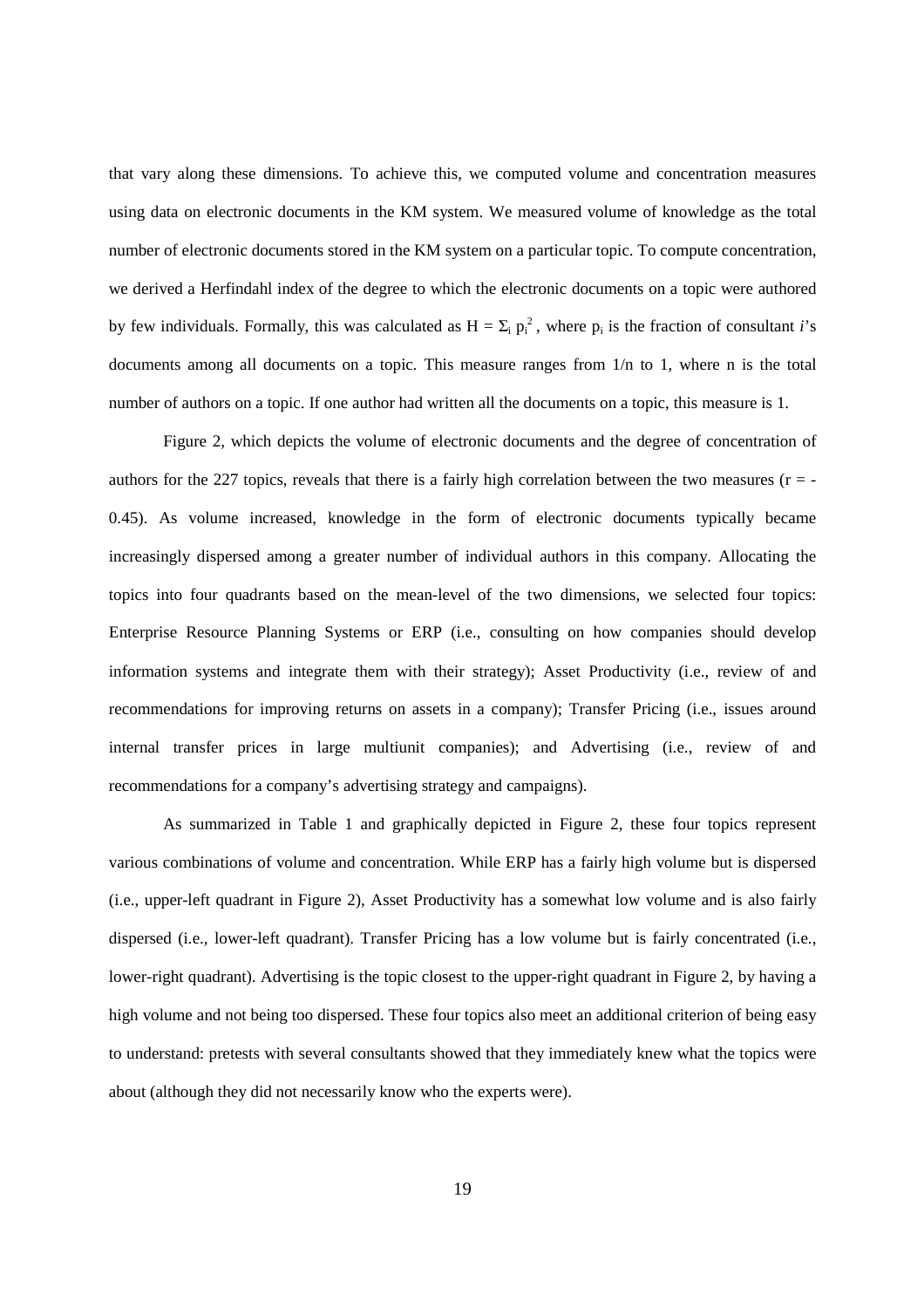that vary along these dimensions. To achieve this, we computed volume and concentration measures using data on electronic documents in the KM system. We measured volume of knowledge as the total number of electronic documents stored in the KM system on a particular topic. To compute concentration, we derived a Herfindahl index of the degree to which the electronic documents on a topic were authored by few individuals. Formally, this was calculated as $H = \Sigma_i p_i^2$, where $p_i$ is the fraction of consultant *i*'s documents among all documents on a topic. This measure ranges from 1/n to 1, where n is the total number of authors on a topic. If one author had written all the documents on a topic, this measure is 1.

Figure 2, which depicts the volume of electronic documents and the degree of concentration of authors for the 227 topics, reveals that there is a fairly high correlation between the two measures ($r = -0.45$). As volume increased, knowledge in the form of electronic documents typically became increasingly dispersed among a greater number of individual authors in this company. Allocating the topics into four quadrants based on the mean-level of the two dimensions, we selected four topics: Enterprise Resource Planning Systems or ERP (i.e., consulting on how companies should develop information systems and integrate them with their strategy); Asset Productivity (i.e., review of and recommendations for improving returns on assets in a company); Transfer Pricing (i.e., issues around internal transfer prices in large multiunit companies); and Advertising (i.e., review of and recommendations for a company's advertising strategy and campaigns).

As summarized in Table 1 and graphically depicted in Figure 2, these four topics represent various combinations of volume and concentration. While ERP has a fairly high volume but is dispersed (i.e., upper-left quadrant in Figure 2), Asset Productivity has a somewhat low volume and is also fairly dispersed (i.e., lower-left quadrant). Transfer Pricing has a low volume but is fairly concentrated (i.e., lower-right quadrant). Advertising is the topic closest to the upper-right quadrant in Figure 2, by having a high volume and not being too dispersed. These four topics also meet an additional criterion of being easy to understand: pretests with several consultants showed that they immediately knew what the topics were about (although they did not necessarily know who the experts were).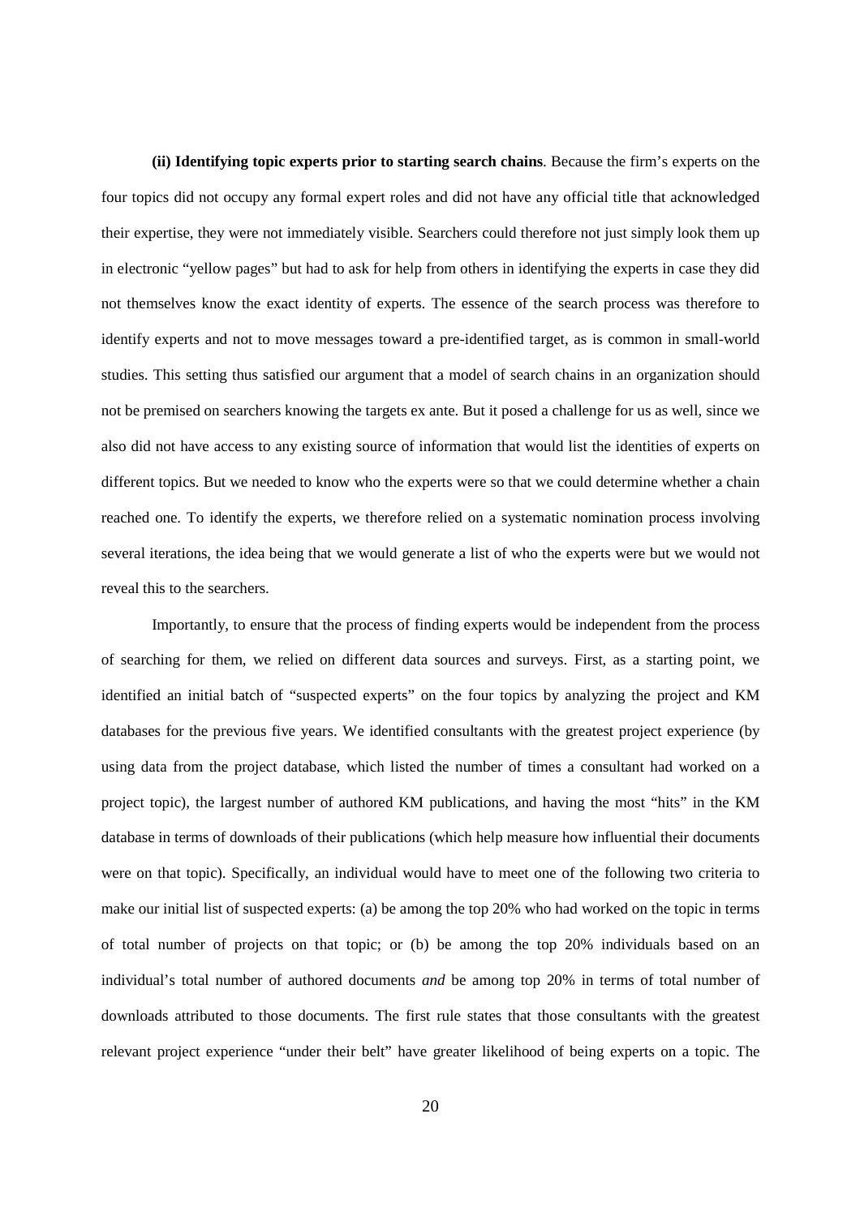**(ii) Identifying topic experts prior to starting search chains**. Because the firm's experts on the four topics did not occupy any formal expert roles and did not have any official title that acknowledged their expertise, they were not immediately visible. Searchers could therefore not just simply look them up in electronic "yellow pages" but had to ask for help from others in identifying the experts in case they did not themselves know the exact identity of experts. The essence of the search process was therefore to identify experts and not to move messages toward a pre-identified target, as is common in small-world studies. This setting thus satisfied our argument that a model of search chains in an organization should not be premised on searchers knowing the targets ex ante. But it posed a challenge for us as well, since we also did not have access to any existing source of information that would list the identities of experts on different topics. But we needed to know who the experts were so that we could determine whether a chain reached one. To identify the experts, we therefore relied on a systematic nomination process involving several iterations, the idea being that we would generate a list of who the experts were but we would not reveal this to the searchers.

Importantly, to ensure that the process of finding experts would be independent from the process of searching for them, we relied on different data sources and surveys. First, as a starting point, we identified an initial batch of "suspected experts" on the four topics by analyzing the project and KM databases for the previous five years. We identified consultants with the greatest project experience (by using data from the project database, which listed the number of times a consultant had worked on a project topic), the largest number of authored KM publications, and having the most "hits" in the KM database in terms of downloads of their publications (which help measure how influential their documents were on that topic). Specifically, an individual would have to meet one of the following two criteria to make our initial list of suspected experts: (a) be among the top 20% who had worked on the topic in terms of total number of projects on that topic; or (b) be among the top 20% individuals based on an individual's total number of authored documents *and* be among top 20% in terms of total number of downloads attributed to those documents. The first rule states that those consultants with the greatest relevant project experience "under their belt" have greater likelihood of being experts on a topic. The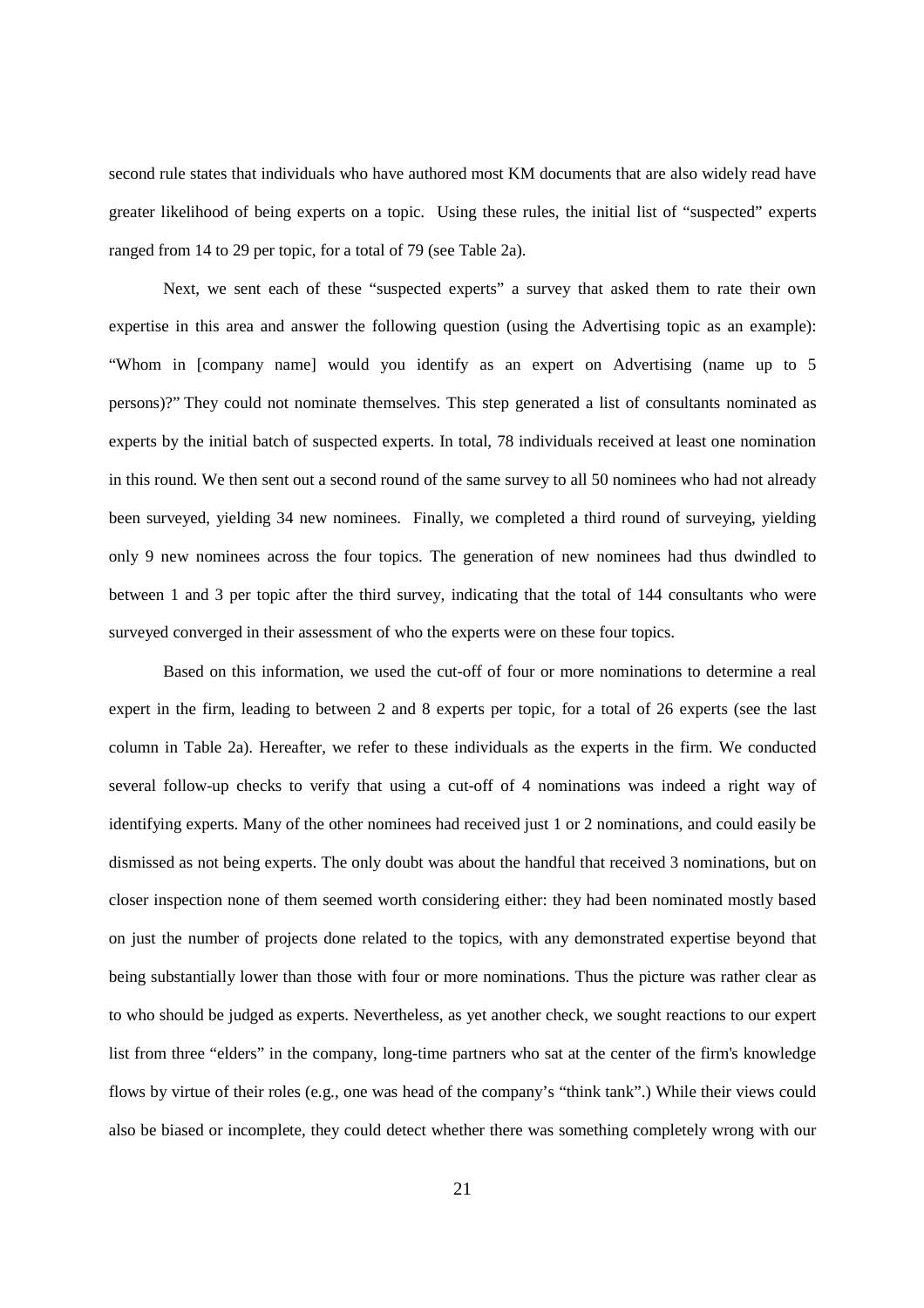second rule states that individuals who have authored most KM documents that are also widely read have greater likelihood of being experts on a topic. Using these rules, the initial list of "suspected" experts ranged from 14 to 29 per topic, for a total of 79 (see Table 2a).

Next, we sent each of these "suspected experts" a survey that asked them to rate their own expertise in this area and answer the following question (using the Advertising topic as an example): "Whom in [company name] would you identify as an expert on Advertising (name up to 5 persons)?" They could not nominate themselves. This step generated a list of consultants nominated as experts by the initial batch of suspected experts. In total, 78 individuals received at least one nomination in this round. We then sent out a second round of the same survey to all 50 nominees who had not already been surveyed, yielding 34 new nominees. Finally, we completed a third round of surveying, yielding only 9 new nominees across the four topics. The generation of new nominees had thus dwindled to between 1 and 3 per topic after the third survey, indicating that the total of 144 consultants who were surveyed converged in their assessment of who the experts were on these four topics.

Based on this information, we used the cut-off of four or more nominations to determine a real expert in the firm, leading to between 2 and 8 experts per topic, for a total of 26 experts (see the last column in Table 2a). Hereafter, we refer to these individuals as the experts in the firm. We conducted several follow-up checks to verify that using a cut-off of 4 nominations was indeed a right way of identifying experts. Many of the other nominees had received just 1 or 2 nominations, and could easily be dismissed as not being experts. The only doubt was about the handful that received 3 nominations, but on closer inspection none of them seemed worth considering either: they had been nominated mostly based on just the number of projects done related to the topics, with any demonstrated expertise beyond that being substantially lower than those with four or more nominations. Thus the picture was rather clear as to who should be judged as experts. Nevertheless, as yet another check, we sought reactions to our expert list from three "elders" in the company, long-time partners who sat at the center of the firm's knowledge flows by virtue of their roles (e.g., one was head of the company's "think tank".) While their views could also be biased or incomplete, they could detect whether there was something completely wrong with our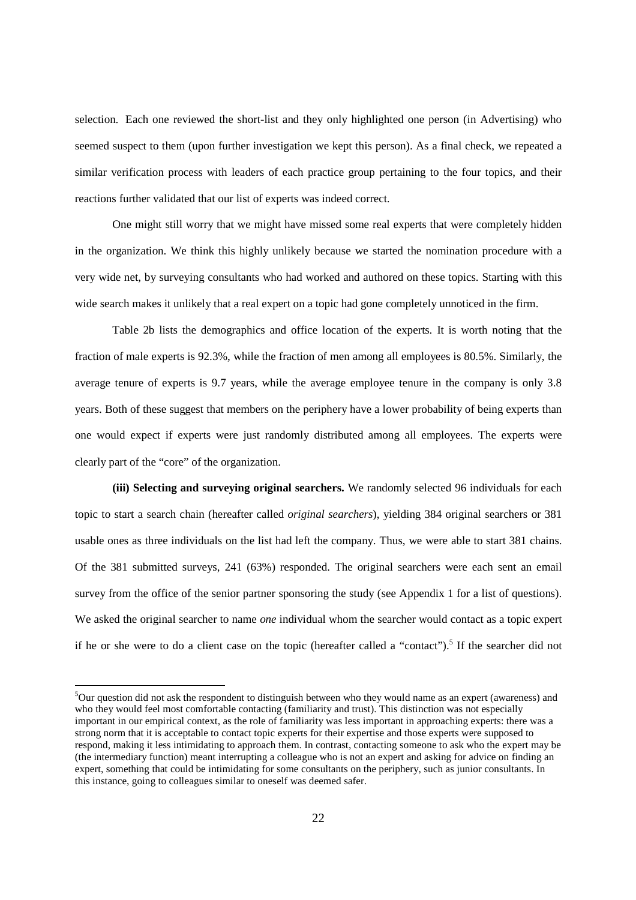selection. Each one reviewed the short-list and they only highlighted one person (in Advertising) who seemed suspect to them (upon further investigation we kept this person). As a final check, we repeated a similar verification process with leaders of each practice group pertaining to the four topics, and their reactions further validated that our list of experts was indeed correct.

One might still worry that we might have missed some real experts that were completely hidden in the organization. We think this highly unlikely because we started the nomination procedure with a very wide net, by surveying consultants who had worked and authored on these topics. Starting with this wide search makes it unlikely that a real expert on a topic had gone completely unnoticed in the firm.

Table 2b lists the demographics and office location of the experts. It is worth noting that the fraction of male experts is 92.3%, while the fraction of men among all employees is 80.5%. Similarly, the average tenure of experts is 9.7 years, while the average employee tenure in the company is only 3.8 years. Both of these suggest that members on the periphery have a lower probability of being experts than one would expect if experts were just randomly distributed among all employees. The experts were clearly part of the "core" of the organization.

**(iii) Selecting and surveying original searchers.** We randomly selected 96 individuals for each topic to start a search chain (hereafter called *original searchers*), yielding 384 original searchers or 381 usable ones as three individuals on the list had left the company. Thus, we were able to start 381 chains. Of the 381 submitted surveys, 241 (63%) responded. The original searchers were each sent an email survey from the office of the senior partner sponsoring the study (see Appendix 1 for a list of questions). We asked the original searcher to name *one* individual whom the searcher would contact as a topic expert if he or she were to do a client case on the topic (hereafter called a "contact").[5] If the searcher did not

[5] Our question did not ask the respondent to distinguish between who they would name as an expert (awareness) and who they would feel most comfortable contacting (familiarity and trust). This distinction was not especially important in our empirical context, as the role of familiarity was less important in approaching experts: there was a strong norm that it is acceptable to contact topic experts for their expertise and those experts were supposed to respond, making it less intimidating to approach them. In contrast, contacting someone to ask who the expert may be (the intermediary function) meant interrupting a colleague who is not an expert and asking for advice on finding an expert, something that could be intimidating for some consultants on the periphery, such as junior consultants. In this instance, going to colleagues similar to oneself was deemed safer.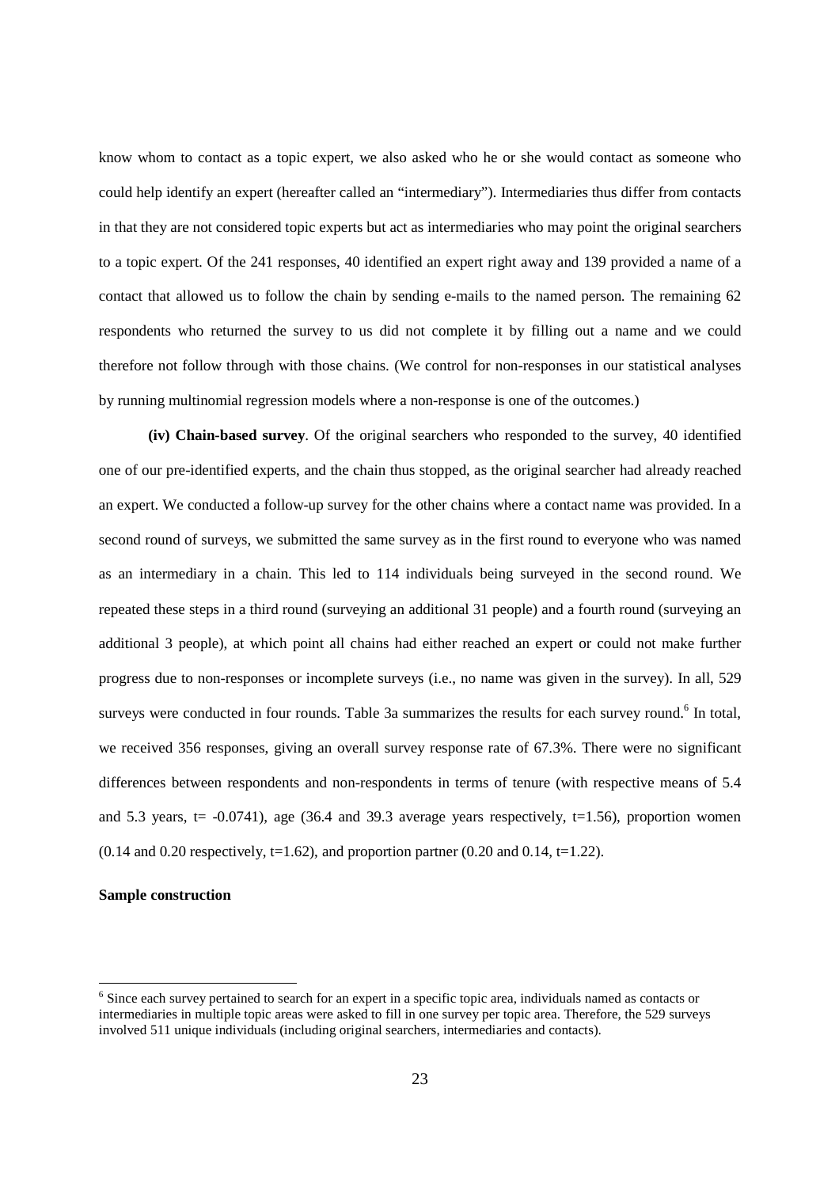know whom to contact as a topic expert, we also asked who he or she would contact as someone who could help identify an expert (hereafter called an "intermediary"). Intermediaries thus differ from contacts in that they are not considered topic experts but act as intermediaries who may point the original searchers to a topic expert. Of the 241 responses, 40 identified an expert right away and 139 provided a name of a contact that allowed us to follow the chain by sending e-mails to the named person. The remaining 62 respondents who returned the survey to us did not complete it by filling out a name and we could therefore not follow through with those chains. (We control for non-responses in our statistical analyses by running multinomial regression models where a non-response is one of the outcomes.)

**(iv) Chain-based survey**. Of the original searchers who responded to the survey, 40 identified one of our pre-identified experts, and the chain thus stopped, as the original searcher had already reached an expert. We conducted a follow-up survey for the other chains where a contact name was provided. In a second round of surveys, we submitted the same survey as in the first round to everyone who was named as an intermediary in a chain. This led to 114 individuals being surveyed in the second round. We repeated these steps in a third round (surveying an additional 31 people) and a fourth round (surveying an additional 3 people), at which point all chains had either reached an expert or could not make further progress due to non-responses or incomplete surveys (i.e., no name was given in the survey). In all, 529 surveys were conducted in four rounds. Table 3a summarizes the results for each survey round.[6] In total, we received 356 responses, giving an overall survey response rate of 67.3%. There were no significant differences between respondents and non-respondents in terms of tenure (with respective means of 5.4 and 5.3 years, t= -0.0741), age (36.4 and 39.3 average years respectively, t=1.56), proportion women (0.14 and 0.20 respectively, t=1.62), and proportion partner (0.20 and 0.14, t=1.22).

**Sample construction**

[6] Since each survey pertained to search for an expert in a specific topic area, individuals named as contacts or intermediaries in multiple topic areas were asked to fill in one survey per topic area. Therefore, the 529 surveys involved 511 unique individuals (including original searchers, intermediaries and contacts).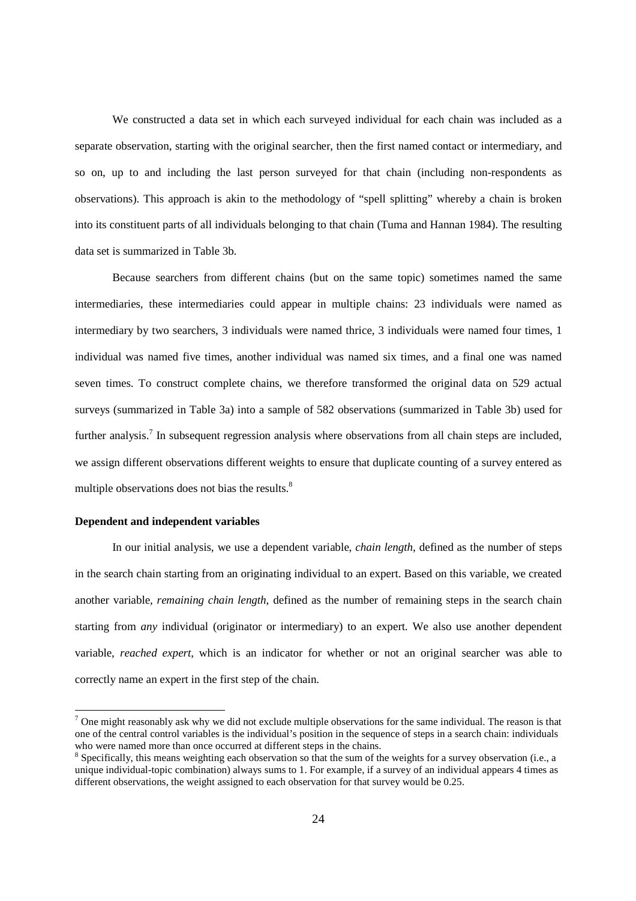We constructed a data set in which each surveyed individual for each chain was included as a separate observation, starting with the original searcher, then the first named contact or intermediary, and so on, up to and including the last person surveyed for that chain (including non-respondents as observations). This approach is akin to the methodology of "spell splitting" whereby a chain is broken into its constituent parts of all individuals belonging to that chain (Tuma and Hannan 1984). The resulting data set is summarized in Table 3b.

Because searchers from different chains (but on the same topic) sometimes named the same intermediaries, these intermediaries could appear in multiple chains: 23 individuals were named as intermediary by two searchers, 3 individuals were named thrice, 3 individuals were named four times, 1 individual was named five times, another individual was named six times, and a final one was named seven times. To construct complete chains, we therefore transformed the original data on 529 actual surveys (summarized in Table 3a) into a sample of 582 observations (summarized in Table 3b) used for further analysis.[7] In subsequent regression analysis where observations from all chain steps are included, we assign different observations different weights to ensure that duplicate counting of a survey entered as multiple observations does not bias the results.[8]

**Dependent and independent variables**

In our initial analysis, we use a dependent variable, *chain length*, defined as the number of steps in the search chain starting from an originating individual to an expert. Based on this variable, we created another variable, *remaining chain length*, defined as the number of remaining steps in the search chain starting from *any* individual (originator or intermediary) to an expert. We also use another dependent variable, *reached expert*, which is an indicator for whether or not an original searcher was able to correctly name an expert in the first step of the chain.

---

[7] One might reasonably ask why we did not exclude multiple observations for the same individual. The reason is that one of the central control variables is the individual's position in the sequence of steps in a search chain: individuals who were named more than once occurred at different steps in the chains.

[8] Specifically, this means weighting each observation so that the sum of the weights for a survey observation (i.e., a unique individual-topic combination) always sums to 1. For example, if a survey of an individual appears 4 times as different observations, the weight assigned to each observation for that survey would be 0.25.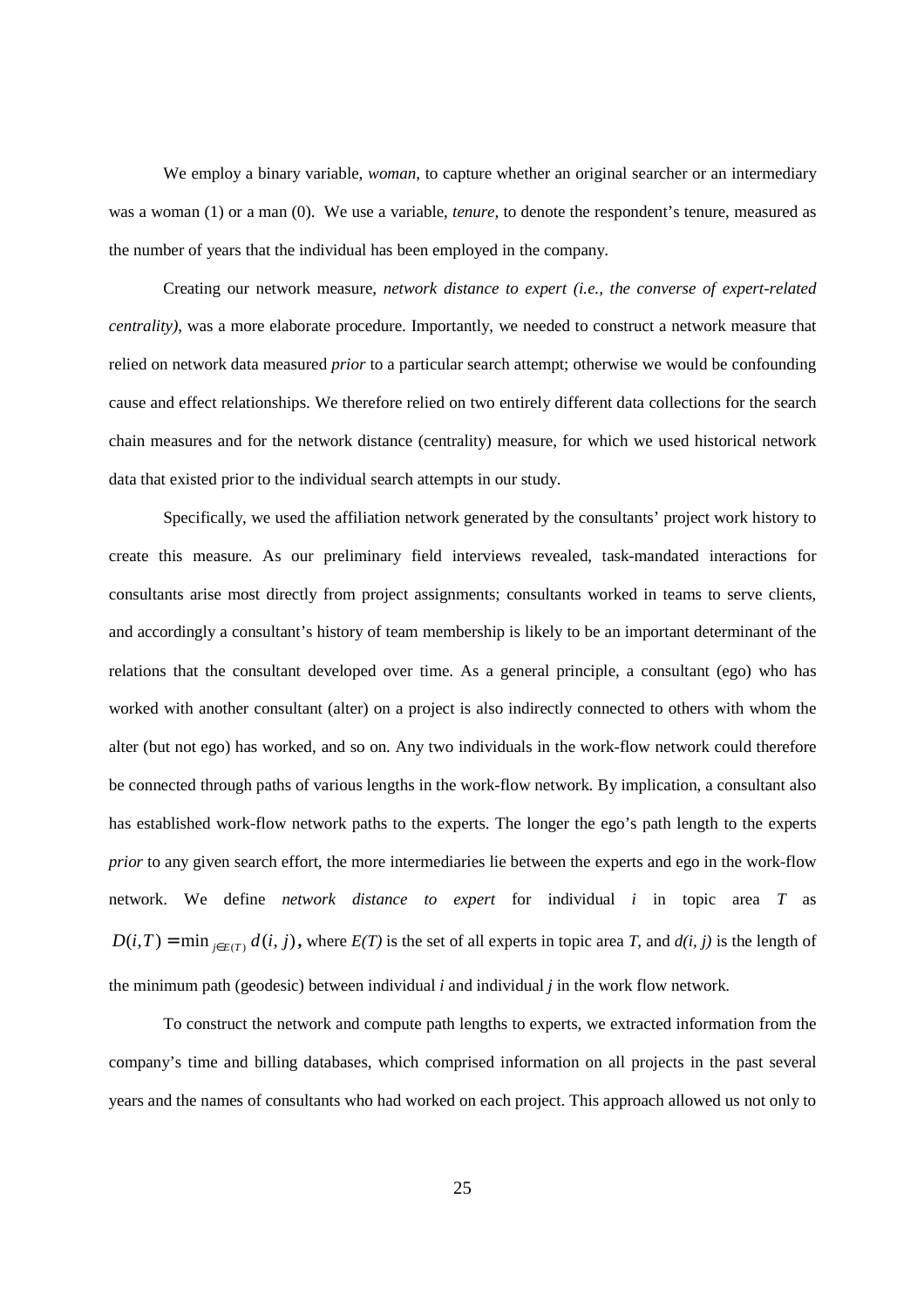We employ a binary variable, *woman*, to capture whether an original searcher or an intermediary was a woman (1) or a man (0). We use a variable, *tenure*, to denote the respondent's tenure, measured as the number of years that the individual has been employed in the company.

Creating our network measure, *network distance to expert (i.e., the converse of expert-related centrality)*, was a more elaborate procedure. Importantly, we needed to construct a network measure that relied on network data measured *prior* to a particular search attempt; otherwise we would be confounding cause and effect relationships. We therefore relied on two entirely different data collections for the search chain measures and for the network distance (centrality) measure, for which we used historical network data that existed prior to the individual search attempts in our study.

Specifically, we used the affiliation network generated by the consultants' project work history to create this measure. As our preliminary field interviews revealed, task-mandated interactions for consultants arise most directly from project assignments; consultants worked in teams to serve clients, and accordingly a consultant's history of team membership is likely to be an important determinant of the relations that the consultant developed over time. As a general principle, a consultant (ego) who has worked with another consultant (alter) on a project is also indirectly connected to others with whom the alter (but not ego) has worked, and so on. Any two individuals in the work-flow network could therefore be connected through paths of various lengths in the work-flow network. By implication, a consultant also has established work-flow network paths to the experts. The longer the ego's path length to the experts *prior* to any given search effort, the more intermediaries lie between the experts and ego in the work-flow network. We define *network distance to expert* for individual $i$ in topic area $T$ as $D(i,T) = \min_{j \in E(T)} d(i,j)$, where $E(T)$ is the set of all experts in topic area $T$, and $d(i, j)$ is the length of the minimum path (geodesic) between individual $i$ and individual $j$ in the work flow network.

To construct the network and compute path lengths to experts, we extracted information from the company's time and billing databases, which comprised information on all projects in the past several years and the names of consultants who had worked on each project. This approach allowed us not only to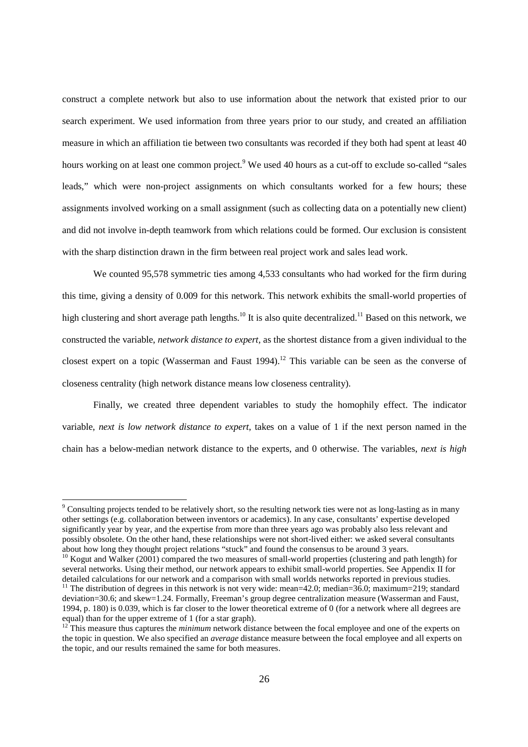construct a complete network but also to use information about the network that existed prior to our search experiment. We used information from three years prior to our study, and created an affiliation measure in which an affiliation tie between two consultants was recorded if they both had spent at least 40 hours working on at least one common project.[9] We used 40 hours as a cut-off to exclude so-called "sales leads," which were non-project assignments on which consultants worked for a few hours; these assignments involved working on a small assignment (such as collecting data on a potentially new client) and did not involve in-depth teamwork from which relations could be formed. Our exclusion is consistent with the sharp distinction drawn in the firm between real project work and sales lead work.

We counted 95,578 symmetric ties among 4,533 consultants who had worked for the firm during this time, giving a density of 0.009 for this network. This network exhibits the small-world properties of high clustering and short average path lengths.[10] It is also quite decentralized.[11] Based on this network, we constructed the variable, *network distance to expert*, as the shortest distance from a given individual to the closest expert on a topic (Wasserman and Faust 1994).[12] This variable can be seen as the converse of closeness centrality (high network distance means low closeness centrality).

Finally, we created three dependent variables to study the homophily effect. The indicator variable, *next is low network distance to expert*, takes on a value of 1 if the next person named in the chain has a below-median network distance to the experts, and 0 otherwise. The variables, *next is high*

---

[9] Consulting projects tended to be relatively short, so the resulting network ties were not as long-lasting as in many other settings (e.g. collaboration between inventors or academics). In any case, consultants' expertise developed significantly year by year, and the expertise from more than three years ago was probably also less relevant and possibly obsolete. On the other hand, these relationships were not short-lived either: we asked several consultants about how long they thought project relations "stuck" and found the consensus to be around 3 years.

[10] Kogut and Walker (2001) compared the two measures of small-world properties (clustering and path length) for several networks. Using their method, our network appears to exhibit small-world properties. See Appendix II for detailed calculations for our network and a comparison with small worlds networks reported in previous studies.

[11] The distribution of degrees in this network is not very wide: mean=42.0; median=36.0; maximum=219; standard deviation=30.6; and skew=1.24. Formally, Freeman's group degree centralization measure (Wasserman and Faust, 1994, p. 180) is 0.039, which is far closer to the lower theoretical extreme of 0 (for a network where all degrees are equal) than for the upper extreme of 1 (for a star graph).

[12] This measure thus captures the *minimum* network distance between the focal employee and one of the experts on the topic in question. We also specified an *average* distance measure between the focal employee and all experts on the topic, and our results remained the same for both measures.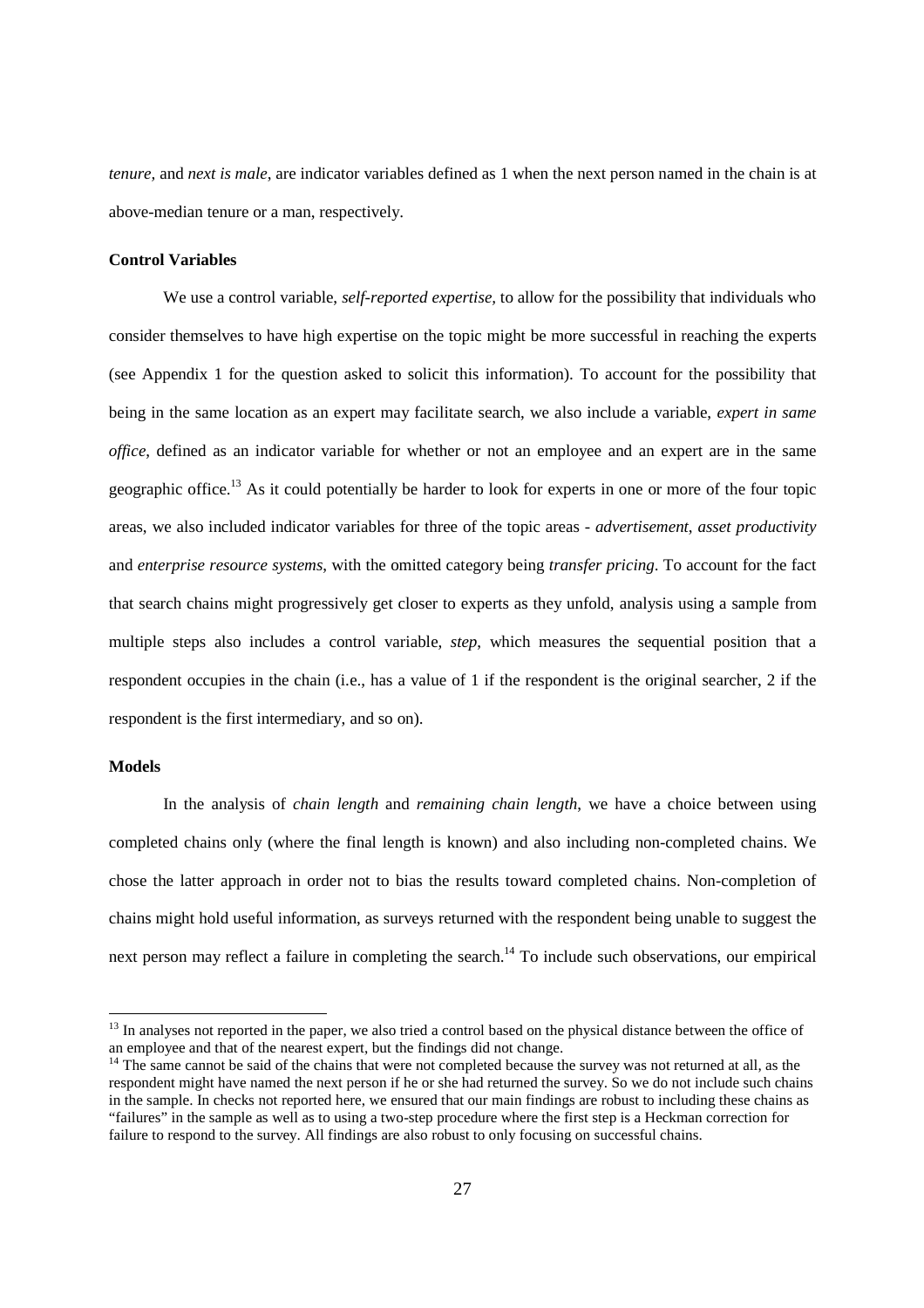*tenure*, and *next is male*, are indicator variables defined as 1 when the next person named in the chain is at above-median tenure or a man, respectively.

**Control Variables**

We use a control variable, *self-reported expertise,* to allow for the possibility that individuals who consider themselves to have high expertise on the topic might be more successful in reaching the experts (see Appendix 1 for the question asked to solicit this information). To account for the possibility that being in the same location as an expert may facilitate search, we also include a variable, *expert in same office*, defined as an indicator variable for whether or not an employee and an expert are in the same geographic office.[13] As it could potentially be harder to look for experts in one or more of the four topic areas, we also included indicator variables for three of the topic areas - *advertisement*, *asset productivity* and *enterprise resource systems*, with the omitted category being *transfer pricing*. To account for the fact that search chains might progressively get closer to experts as they unfold, analysis using a sample from multiple steps also includes a control variable, *step*, which measures the sequential position that a respondent occupies in the chain (i.e., has a value of 1 if the respondent is the original searcher, 2 if the respondent is the first intermediary, and so on).

**Models**

In the analysis of *chain length* and *remaining chain length*, we have a choice between using completed chains only (where the final length is known) and also including non-completed chains. We chose the latter approach in order not to bias the results toward completed chains. Non-completion of chains might hold useful information, as surveys returned with the respondent being unable to suggest the next person may reflect a failure in completing the search.[14] To include such observations, our empirical

---

[13] In analyses not reported in the paper, we also tried a control based on the physical distance between the office of an employee and that of the nearest expert, but the findings did not change.

[14] The same cannot be said of the chains that were not completed because the survey was not returned at all, as the respondent might have named the next person if he or she had returned the survey. So we do not include such chains in the sample. In checks not reported here, we ensured that our main findings are robust to including these chains as "failures" in the sample as well as to using a two-step procedure where the first step is a Heckman correction for failure to respond to the survey. All findings are also robust to only focusing on successful chains.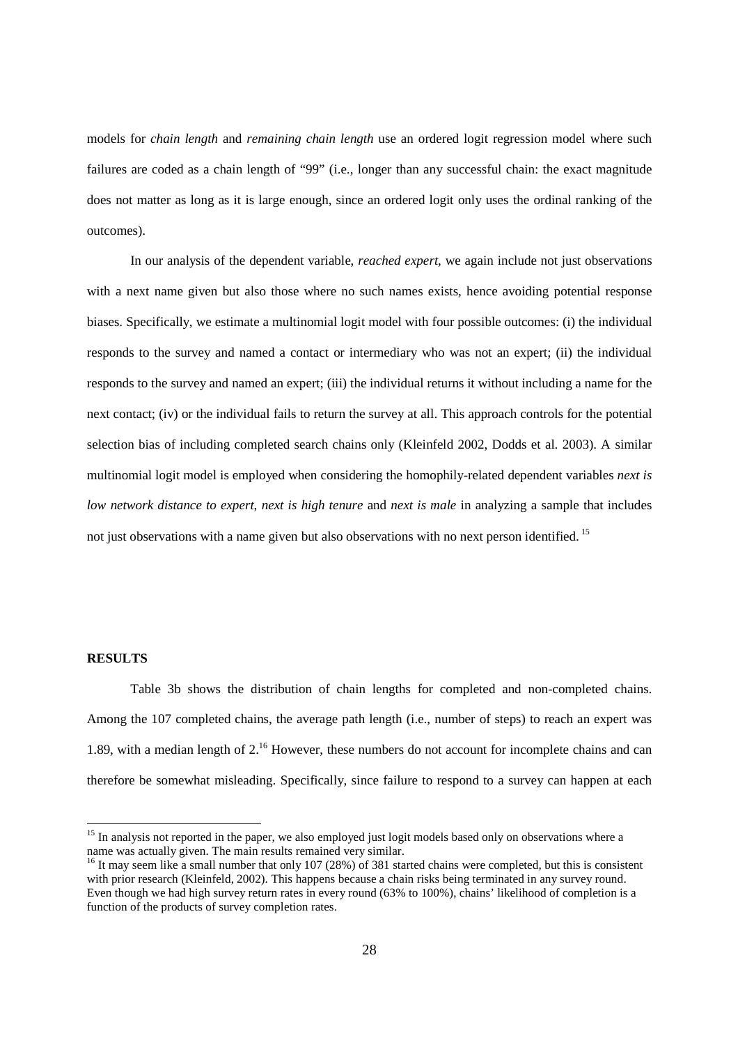models for *chain length* and *remaining chain length* use an ordered logit regression model where such failures are coded as a chain length of "99" (i.e., longer than any successful chain: the exact magnitude does not matter as long as it is large enough, since an ordered logit only uses the ordinal ranking of the outcomes).

In our analysis of the dependent variable, *reached expert*, we again include not just observations with a next name given but also those where no such names exists, hence avoiding potential response biases. Specifically, we estimate a multinomial logit model with four possible outcomes: (i) the individual responds to the survey and named a contact or intermediary who was not an expert; (ii) the individual responds to the survey and named an expert; (iii) the individual returns it without including a name for the next contact; (iv) or the individual fails to return the survey at all. This approach controls for the potential selection bias of including completed search chains only (Kleinfeld 2002, Dodds et al. 2003). A similar multinomial logit model is employed when considering the homophily-related dependent variables *next is low network distance to expert*, *next is high tenure* and *next is male* in analyzing a sample that includes not just observations with a name given but also observations with no next person identified. [15]

## RESULTS

Table 3b shows the distribution of chain lengths for completed and non-completed chains. Among the 107 completed chains, the average path length (i.e., number of steps) to reach an expert was 1.89, with a median length of 2.[16] However, these numbers do not account for incomplete chains and can therefore be somewhat misleading. Specifically, since failure to respond to a survey can happen at each

---

[15] In analysis not reported in the paper, we also employed just logit models based only on observations where a name was actually given. The main results remained very similar.

[16] It may seem like a small number that only 107 (28%) of 381 started chains were completed, but this is consistent with prior research (Kleinfeld, 2002). This happens because a chain risks being terminated in any survey round. Even though we had high survey return rates in every round (63% to 100%), chains' likelihood of completion is a function of the products of survey completion rates.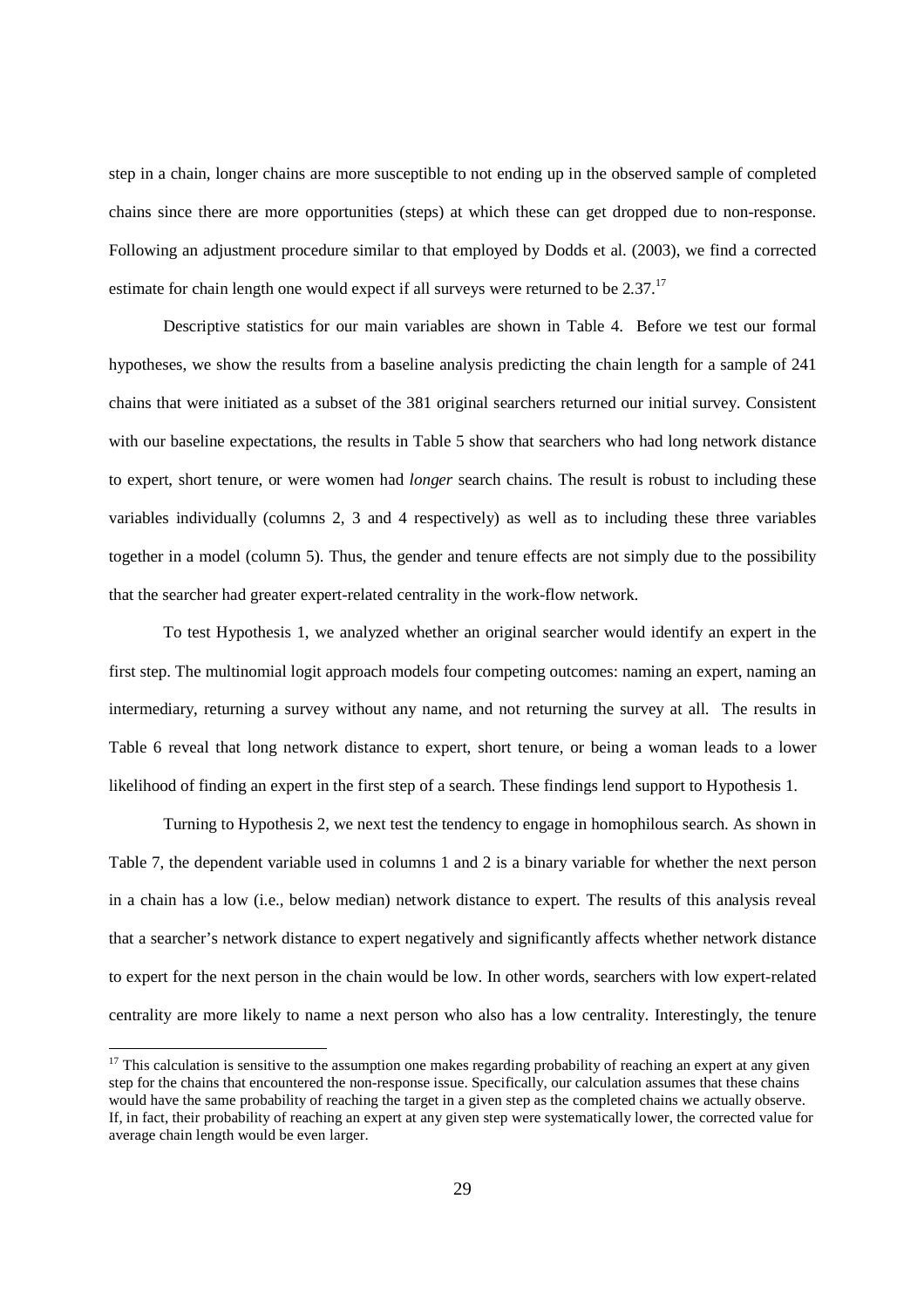step in a chain, longer chains are more susceptible to not ending up in the observed sample of completed chains since there are more opportunities (steps) at which these can get dropped due to non-response. Following an adjustment procedure similar to that employed by Dodds et al. (2003), we find a corrected estimate for chain length one would expect if all surveys were returned to be 2.37.[17]

Descriptive statistics for our main variables are shown in Table 4. Before we test our formal hypotheses, we show the results from a baseline analysis predicting the chain length for a sample of 241 chains that were initiated as a subset of the 381 original searchers returned our initial survey. Consistent with our baseline expectations, the results in Table 5 show that searchers who had long network distance to expert, short tenure, or were women had *longer* search chains. The result is robust to including these variables individually (columns 2, 3 and 4 respectively) as well as to including these three variables together in a model (column 5). Thus, the gender and tenure effects are not simply due to the possibility that the searcher had greater expert-related centrality in the work-flow network.

To test Hypothesis 1, we analyzed whether an original searcher would identify an expert in the first step. The multinomial logit approach models four competing outcomes: naming an expert, naming an intermediary, returning a survey without any name, and not returning the survey at all. The results in Table 6 reveal that long network distance to expert, short tenure, or being a woman leads to a lower likelihood of finding an expert in the first step of a search. These findings lend support to Hypothesis 1.

Turning to Hypothesis 2, we next test the tendency to engage in homophilous search. As shown in Table 7, the dependent variable used in columns 1 and 2 is a binary variable for whether the next person in a chain has a low (i.e., below median) network distance to expert. The results of this analysis reveal that a searcher's network distance to expert negatively and significantly affects whether network distance to expert for the next person in the chain would be low. In other words, searchers with low expert-related centrality are more likely to name a next person who also has a low centrality. Interestingly, the tenure

[17] This calculation is sensitive to the assumption one makes regarding probability of reaching an expert at any given step for the chains that encountered the non-response issue. Specifically, our calculation assumes that these chains would have the same probability of reaching the target in a given step as the completed chains we actually observe. If, in fact, their probability of reaching an expert at any given step were systematically lower, the corrected value for average chain length would be even larger.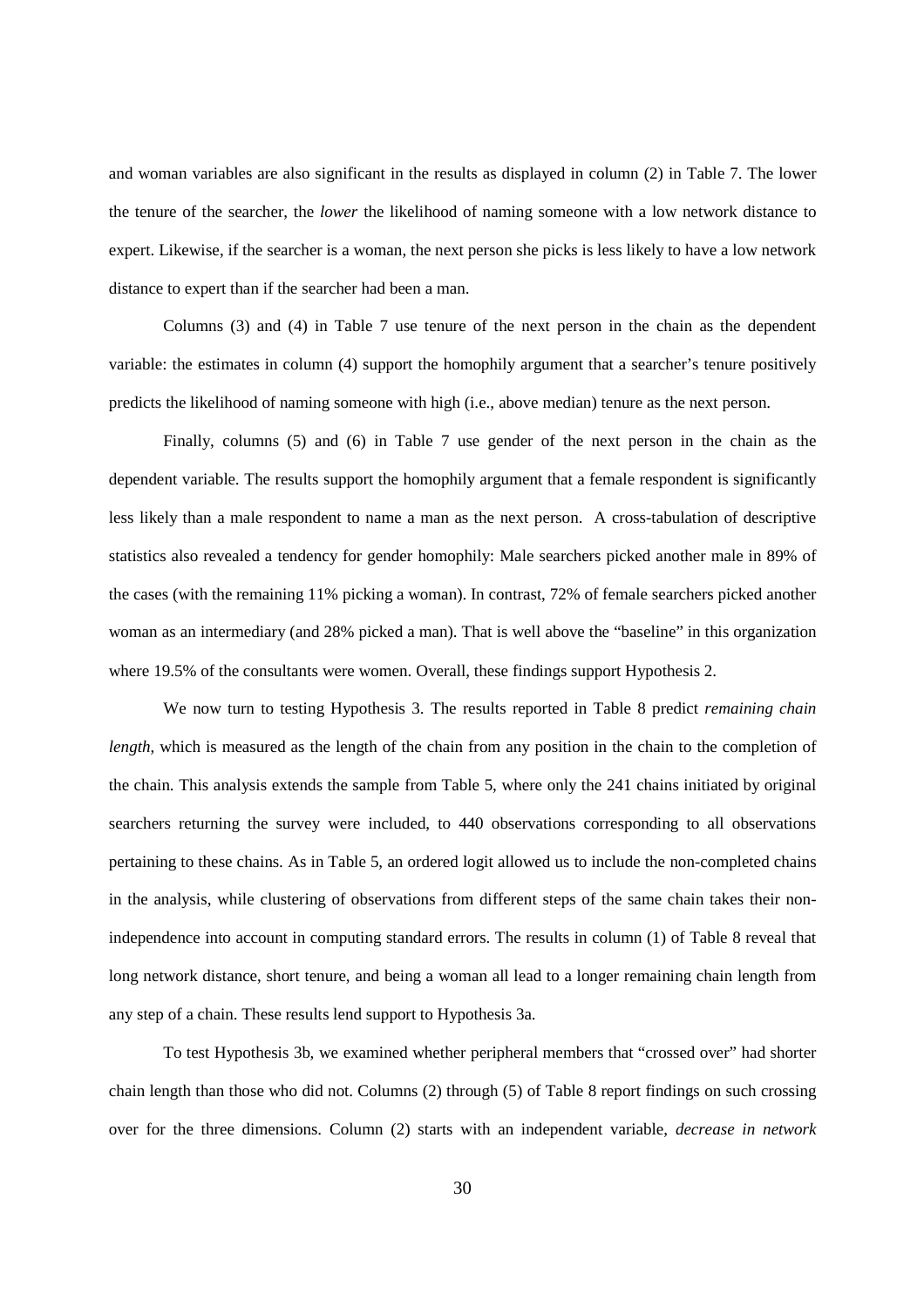and woman variables are also significant in the results as displayed in column (2) in Table 7. The lower the tenure of the searcher, the *lower* the likelihood of naming someone with a low network distance to expert. Likewise, if the searcher is a woman, the next person she picks is less likely to have a low network distance to expert than if the searcher had been a man.

Columns (3) and (4) in Table 7 use tenure of the next person in the chain as the dependent variable: the estimates in column (4) support the homophily argument that a searcher's tenure positively predicts the likelihood of naming someone with high (i.e., above median) tenure as the next person.

Finally, columns (5) and (6) in Table 7 use gender of the next person in the chain as the dependent variable. The results support the homophily argument that a female respondent is significantly less likely than a male respondent to name a man as the next person. A cross-tabulation of descriptive statistics also revealed a tendency for gender homophily: Male searchers picked another male in 89% of the cases (with the remaining 11% picking a woman). In contrast, 72% of female searchers picked another woman as an intermediary (and 28% picked a man). That is well above the "baseline" in this organization where 19.5% of the consultants were women. Overall, these findings support Hypothesis 2.

We now turn to testing Hypothesis 3. The results reported in Table 8 predict *remaining chain length*, which is measured as the length of the chain from any position in the chain to the completion of the chain. This analysis extends the sample from Table 5, where only the 241 chains initiated by original searchers returning the survey were included, to 440 observations corresponding to all observations pertaining to these chains. As in Table 5, an ordered logit allowed us to include the non-completed chains in the analysis, while clustering of observations from different steps of the same chain takes their non-independence into account in computing standard errors. The results in column (1) of Table 8 reveal that long network distance, short tenure, and being a woman all lead to a longer remaining chain length from any step of a chain. These results lend support to Hypothesis 3a.

To test Hypothesis 3b, we examined whether peripheral members that "crossed over" had shorter chain length than those who did not. Columns (2) through (5) of Table 8 report findings on such crossing over for the three dimensions. Column (2) starts with an independent variable, *decrease in network*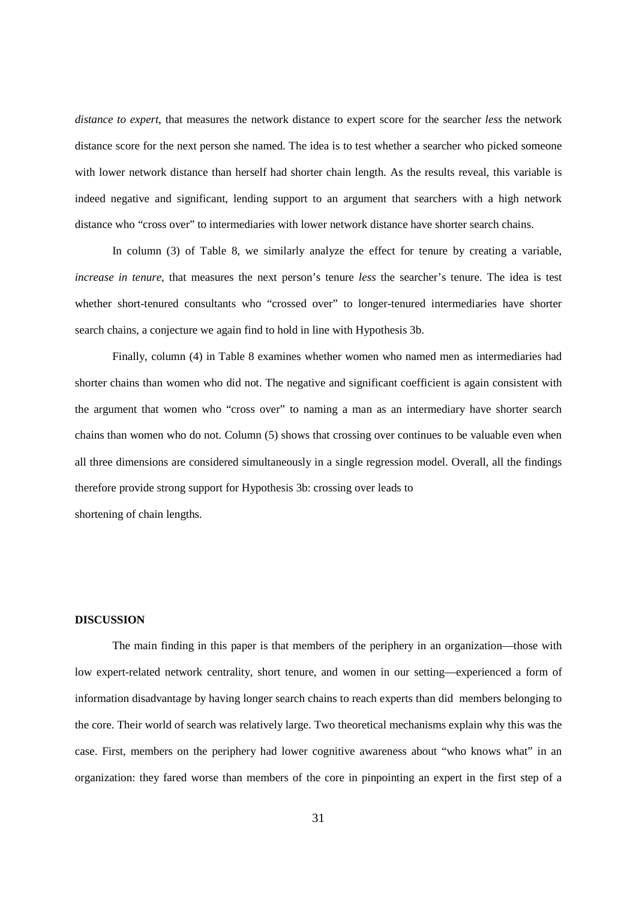*distance to expert*, that measures the network distance to expert score for the searcher *less* the network distance score for the next person she named. The idea is to test whether a searcher who picked someone with lower network distance than herself had shorter chain length. As the results reveal, this variable is indeed negative and significant, lending support to an argument that searchers with a high network distance who "cross over" to intermediaries with lower network distance have shorter search chains.

In column (3) of Table 8, we similarly analyze the effect for tenure by creating a variable, *increase in tenure*, that measures the next person's tenure *less* the searcher's tenure. The idea is test whether short-tenured consultants who "crossed over" to longer-tenured intermediaries have shorter search chains, a conjecture we again find to hold in line with Hypothesis 3b.

Finally, column (4) in Table 8 examines whether women who named men as intermediaries had shorter chains than women who did not. The negative and significant coefficient is again consistent with the argument that women who "cross over" to naming a man as an intermediary have shorter search chains than women who do not. Column (5) shows that crossing over continues to be valuable even when all three dimensions are considered simultaneously in a single regression model. Overall, all the findings therefore provide strong support for Hypothesis 3b: crossing over leads to shortening of chain lengths.

## DISCUSSION

The main finding in this paper is that members of the periphery in an organization—those with low expert-related network centrality, short tenure, and women in our setting—experienced a form of information disadvantage by having longer search chains to reach experts than did members belonging to the core. Their world of search was relatively large. Two theoretical mechanisms explain why this was the case. First, members on the periphery had lower cognitive awareness about "who knows what" in an organization: they fared worse than members of the core in pinpointing an expert in the first step of a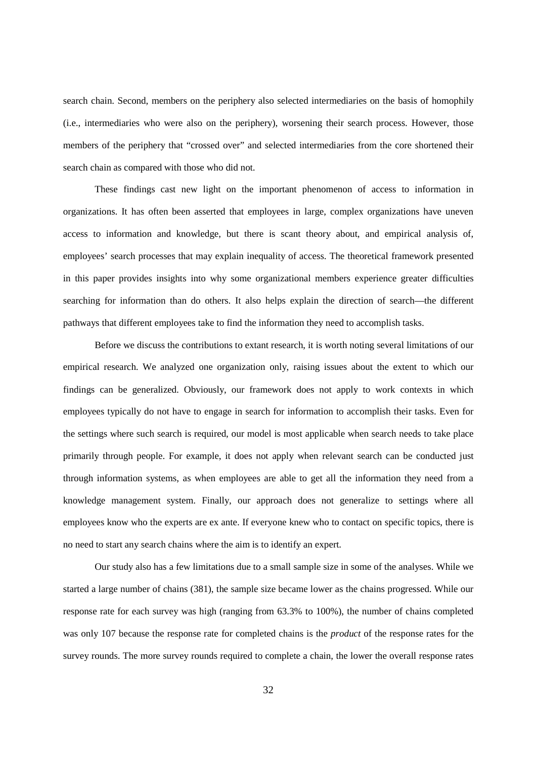search chain. Second, members on the periphery also selected intermediaries on the basis of homophily (i.e., intermediaries who were also on the periphery), worsening their search process. However, those members of the periphery that "crossed over" and selected intermediaries from the core shortened their search chain as compared with those who did not.

These findings cast new light on the important phenomenon of access to information in organizations. It has often been asserted that employees in large, complex organizations have uneven access to information and knowledge, but there is scant theory about, and empirical analysis of, employees' search processes that may explain inequality of access. The theoretical framework presented in this paper provides insights into why some organizational members experience greater difficulties searching for information than do others. It also helps explain the direction of search—the different pathways that different employees take to find the information they need to accomplish tasks.

Before we discuss the contributions to extant research, it is worth noting several limitations of our empirical research. We analyzed one organization only, raising issues about the extent to which our findings can be generalized. Obviously, our framework does not apply to work contexts in which employees typically do not have to engage in search for information to accomplish their tasks. Even for the settings where such search is required, our model is most applicable when search needs to take place primarily through people. For example, it does not apply when relevant search can be conducted just through information systems, as when employees are able to get all the information they need from a knowledge management system. Finally, our approach does not generalize to settings where all employees know who the experts are ex ante. If everyone knew who to contact on specific topics, there is no need to start any search chains where the aim is to identify an expert.

Our study also has a few limitations due to a small sample size in some of the analyses. While we started a large number of chains (381), the sample size became lower as the chains progressed. While our response rate for each survey was high (ranging from 63.3% to 100%), the number of chains completed was only 107 because the response rate for completed chains is the *product* of the response rates for the survey rounds. The more survey rounds required to complete a chain, the lower the overall response rates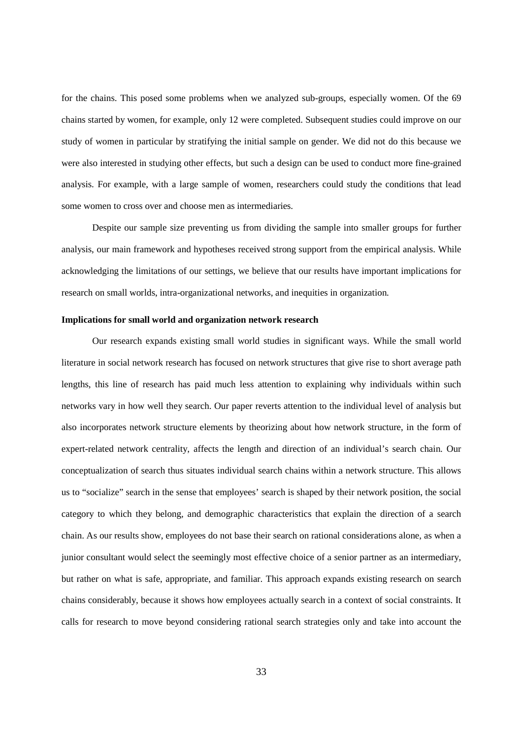for the chains. This posed some problems when we analyzed sub-groups, especially women. Of the 69 chains started by women, for example, only 12 were completed. Subsequent studies could improve on our study of women in particular by stratifying the initial sample on gender. We did not do this because we were also interested in studying other effects, but such a design can be used to conduct more fine-grained analysis. For example, with a large sample of women, researchers could study the conditions that lead some women to cross over and choose men as intermediaries.

Despite our sample size preventing us from dividing the sample into smaller groups for further analysis, our main framework and hypotheses received strong support from the empirical analysis. While acknowledging the limitations of our settings, we believe that our results have important implications for research on small worlds, intra-organizational networks, and inequities in organization.

**Implications for small world and organization network research**

Our research expands existing small world studies in significant ways. While the small world literature in social network research has focused on network structures that give rise to short average path lengths, this line of research has paid much less attention to explaining why individuals within such networks vary in how well they search. Our paper reverts attention to the individual level of analysis but also incorporates network structure elements by theorizing about how network structure, in the form of expert-related network centrality, affects the length and direction of an individual's search chain. Our conceptualization of search thus situates individual search chains within a network structure. This allows us to "socialize" search in the sense that employees' search is shaped by their network position, the social category to which they belong, and demographic characteristics that explain the direction of a search chain. As our results show, employees do not base their search on rational considerations alone, as when a junior consultant would select the seemingly most effective choice of a senior partner as an intermediary, but rather on what is safe, appropriate, and familiar. This approach expands existing research on search chains considerably, because it shows how employees actually search in a context of social constraints. It calls for research to move beyond considering rational search strategies only and take into account the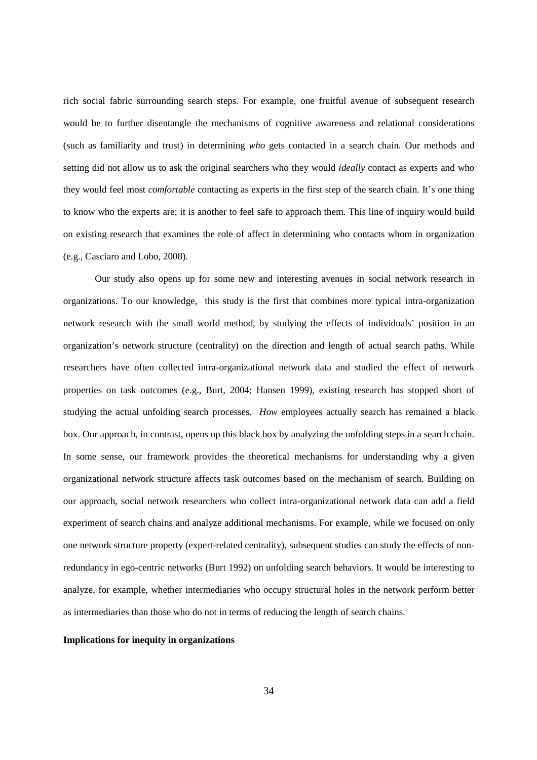rich social fabric surrounding search steps. For example, one fruitful avenue of subsequent research would be to further disentangle the mechanisms of cognitive awareness and relational considerations (such as familiarity and trust) in determining *who* gets contacted in a search chain. Our methods and setting did not allow us to ask the original searchers who they would *ideally* contact as experts and who they would feel most *comfortable* contacting as experts in the first step of the search chain. It's one thing to know who the experts are; it is another to feel safe to approach them. This line of inquiry would build on existing research that examines the role of affect in determining who contacts whom in organization (e.g., Casciaro and Lobo, 2008).

Our study also opens up for some new and interesting avenues in social network research in organizations. To our knowledge, this study is the first that combines more typical intra-organization network research with the small world method, by studying the effects of individuals' position in an organization's network structure (centrality) on the direction and length of actual search paths. While researchers have often collected intra-organizational network data and studied the effect of network properties on task outcomes (e.g., Burt, 2004; Hansen 1999), existing research has stopped short of studying the actual unfolding search processes. *How* employees actually search has remained a black box. Our approach, in contrast, opens up this black box by analyzing the unfolding steps in a search chain. In some sense, our framework provides the theoretical mechanisms for understanding why a given organizational network structure affects task outcomes based on the mechanism of search. Building on our approach, social network researchers who collect intra-organizational network data can add a field experiment of search chains and analyze additional mechanisms. For example, while we focused on only one network structure property (expert-related centrality), subsequent studies can study the effects of non-redundancy in ego-centric networks (Burt 1992) on unfolding search behaviors. It would be interesting to analyze, for example, whether intermediaries who occupy structural holes in the network perform better as intermediaries than those who do not in terms of reducing the length of search chains.

**Implications for inequity in organizations**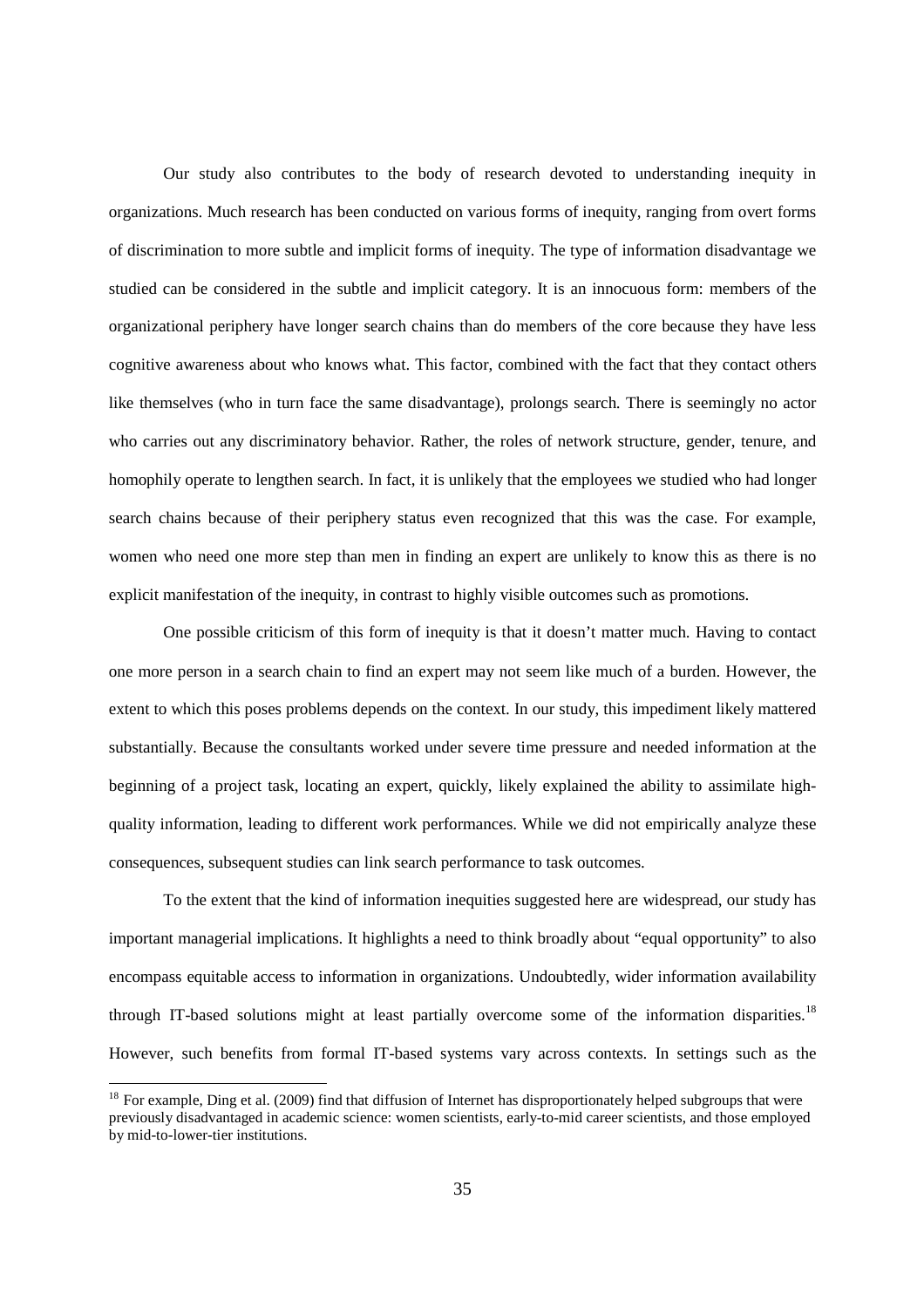Our study also contributes to the body of research devoted to understanding inequity in organizations. Much research has been conducted on various forms of inequity, ranging from overt forms of discrimination to more subtle and implicit forms of inequity. The type of information disadvantage we studied can be considered in the subtle and implicit category. It is an innocuous form: members of the organizational periphery have longer search chains than do members of the core because they have less cognitive awareness about who knows what. This factor, combined with the fact that they contact others like themselves (who in turn face the same disadvantage), prolongs search. There is seemingly no actor who carries out any discriminatory behavior. Rather, the roles of network structure, gender, tenure, and homophily operate to lengthen search. In fact, it is unlikely that the employees we studied who had longer search chains because of their periphery status even recognized that this was the case. For example, women who need one more step than men in finding an expert are unlikely to know this as there is no explicit manifestation of the inequity, in contrast to highly visible outcomes such as promotions.

One possible criticism of this form of inequity is that it doesn't matter much. Having to contact one more person in a search chain to find an expert may not seem like much of a burden. However, the extent to which this poses problems depends on the context. In our study, this impediment likely mattered substantially. Because the consultants worked under severe time pressure and needed information at the beginning of a project task, locating an expert, quickly, likely explained the ability to assimilate high-quality information, leading to different work performances. While we did not empirically analyze these consequences, subsequent studies can link search performance to task outcomes.

To the extent that the kind of information inequities suggested here are widespread, our study has important managerial implications. It highlights a need to think broadly about "equal opportunity" to also encompass equitable access to information in organizations. Undoubtedly, wider information availability through IT-based solutions might at least partially overcome some of the information disparities.[18] However, such benefits from formal IT-based systems vary across contexts. In settings such as the

[18] For example, Ding et al. (2009) find that diffusion of Internet has disproportionately helped subgroups that were previously disadvantaged in academic science: women scientists, early-to-mid career scientists, and those employed by mid-to-lower-tier institutions.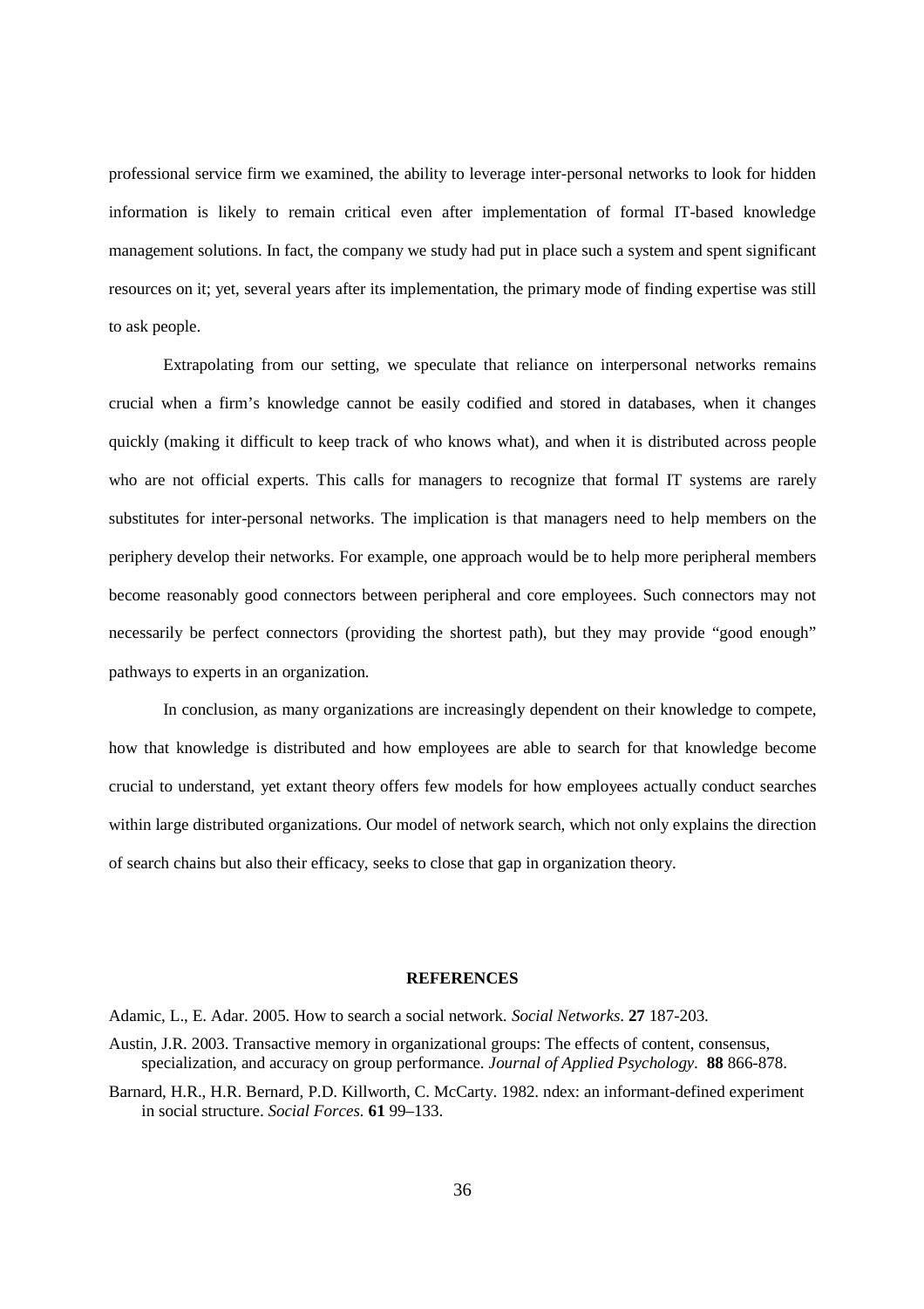professional service firm we examined, the ability to leverage inter-personal networks to look for hidden information is likely to remain critical even after implementation of formal IT-based knowledge management solutions. In fact, the company we study had put in place such a system and spent significant resources on it; yet, several years after its implementation, the primary mode of finding expertise was still to ask people.

Extrapolating from our setting, we speculate that reliance on interpersonal networks remains crucial when a firm's knowledge cannot be easily codified and stored in databases, when it changes quickly (making it difficult to keep track of who knows what), and when it is distributed across people who are not official experts. This calls for managers to recognize that formal IT systems are rarely substitutes for inter-personal networks. The implication is that managers need to help members on the periphery develop their networks. For example, one approach would be to help more peripheral members become reasonably good connectors between peripheral and core employees. Such connectors may not necessarily be perfect connectors (providing the shortest path), but they may provide "good enough" pathways to experts in an organization.

In conclusion, as many organizations are increasingly dependent on their knowledge to compete, how that knowledge is distributed and how employees are able to search for that knowledge become crucial to understand, yet extant theory offers few models for how employees actually conduct searches within large distributed organizations. Our model of network search, which not only explains the direction of search chains but also their efficacy, seeks to close that gap in organization theory.

## REFERENCES

Adamic, L., E. Adar. 2005. How to search a social network. *Social Networks*. **27** 187-203.

Austin, J.R. 2003. Transactive memory in organizational groups: The effects of content, consensus, specialization, and accuracy on group performance. *Journal of Applied Psychology*. **88** 866-878.

Barnard, H.R., H.R. Bernard, P.D. Killworth, C. McCarty. 1982. ndex: an informant-defined experiment in social structure. *Social Forces*. **61** 99–133.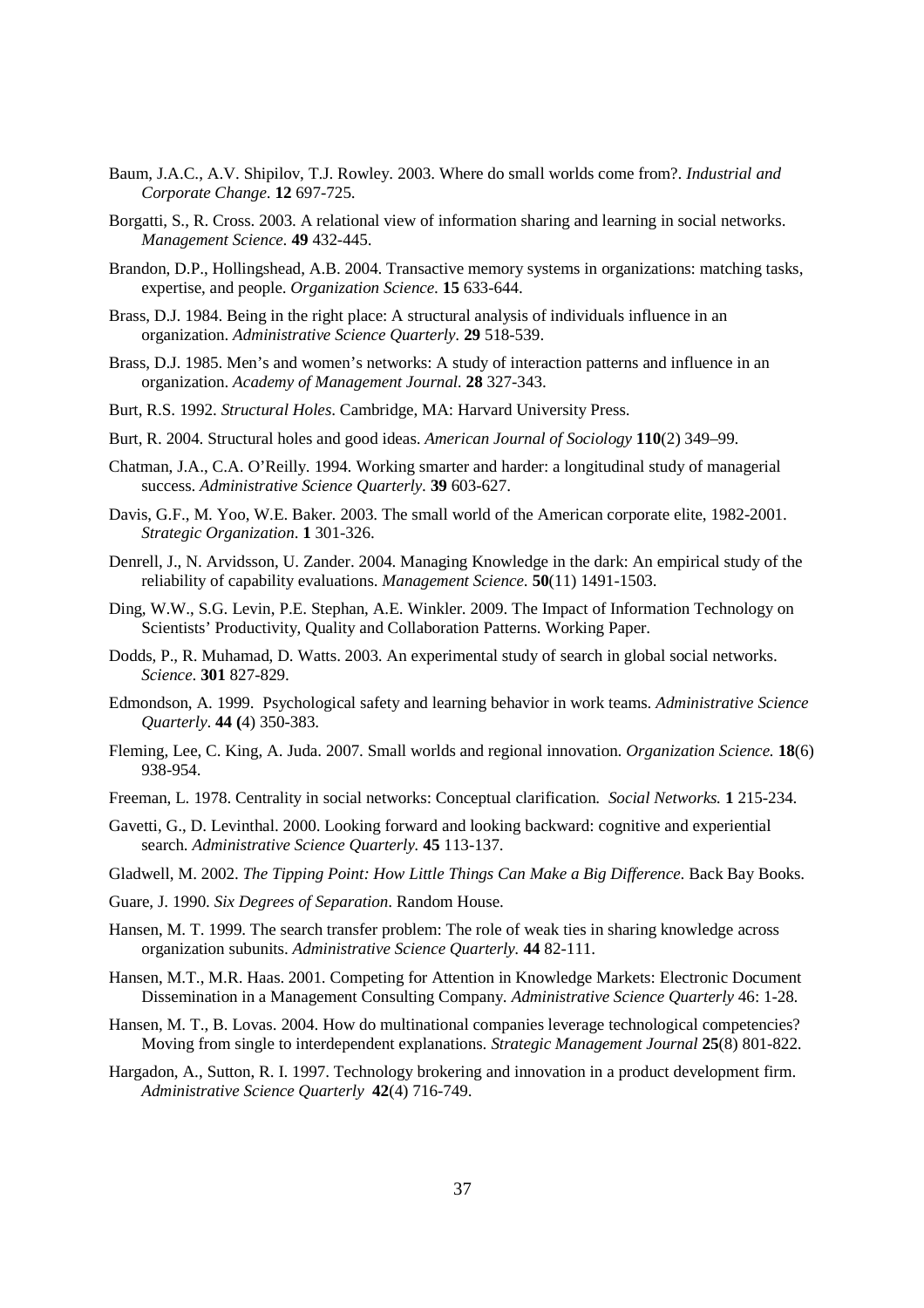Baum, J.A.C., A.V. Shipilov, T.J. Rowley. 2003. Where do small worlds come from?. *Industrial and Corporate Change.* **12** 697-725.

Borgatti, S., R. Cross. 2003. A relational view of information sharing and learning in social networks. *Management Science.* **49** 432-445.

Brandon, D.P., Hollingshead, A.B. 2004. Transactive memory systems in organizations: matching tasks, expertise, and people. *Organization Science.* **15** 633-644.

Brass, D.J. 1984. Being in the right place: A structural analysis of individuals influence in an organization. *Administrative Science Quarterly.* **29** 518-539.

Brass, D.J. 1985. Men's and women's networks: A study of interaction patterns and influence in an organization. *Academy of Management Journal.* **28** 327-343.

Burt, R.S. 1992. *Structural Holes*. Cambridge, MA: Harvard University Press.

Burt, R. 2004. Structural holes and good ideas. *American Journal of Sociology* **110**(2) 349–99.

Chatman, J.A., C.A. O'Reilly. 1994. Working smarter and harder: a longitudinal study of managerial success. *Administrative Science Quarterly*. **39** 603-627.

Davis, G.F., M. Yoo, W.E. Baker. 2003. The small world of the American corporate elite, 1982-2001. *Strategic Organization*. **1** 301-326.

Denrell, J., N. Arvidsson, U. Zander. 2004. Managing Knowledge in the dark: An empirical study of the reliability of capability evaluations. *Management Science.* **50**(11) 1491-1503.

Ding, W.W., S.G. Levin, P.E. Stephan, A.E. Winkler. 2009. The Impact of Information Technology on Scientists' Productivity, Quality and Collaboration Patterns. Working Paper.

Dodds, P., R. Muhamad, D. Watts. 2003. An experimental study of search in global social networks. *Science*. **301** 827-829.

Edmondson, A. 1999. Psychological safety and learning behavior in work teams. *Administrative Science Quarterly*. **44 (**4) 350-383.

Fleming, Lee, C. King, A. Juda. 2007. Small worlds and regional innovation. *Organization Science.* **18**(6) 938-954.

Freeman, L. 1978. Centrality in social networks: Conceptual clarification. *Social Networks.* **1** 215-234.

Gavetti, G., D. Levinthal. 2000. Looking forward and looking backward: cognitive and experiential search. *Administrative Science Quarterly.* **45** 113-137.

Gladwell, M. 2002. *The Tipping Point: How Little Things Can Make a Big Difference*. Back Bay Books.

Guare, J. 1990. *Six Degrees of Separation*. Random House.

Hansen, M. T. 1999. The search transfer problem: The role of weak ties in sharing knowledge across organization subunits. *Administrative Science Quarterly.* **44** 82-111.

Hansen, M.T., M.R. Haas. 2001. Competing for Attention in Knowledge Markets: Electronic Document Dissemination in a Management Consulting Company. *Administrative Science Quarterly* 46: 1-28.

Hansen, M. T., B. Lovas. 2004. How do multinational companies leverage technological competencies? Moving from single to interdependent explanations. *Strategic Management Journal* **25**(8) 801-822.

Hargadon, A., Sutton, R. I. 1997. Technology brokering and innovation in a product development firm. *Administrative Science Quarterly* **42**(4) 716-749.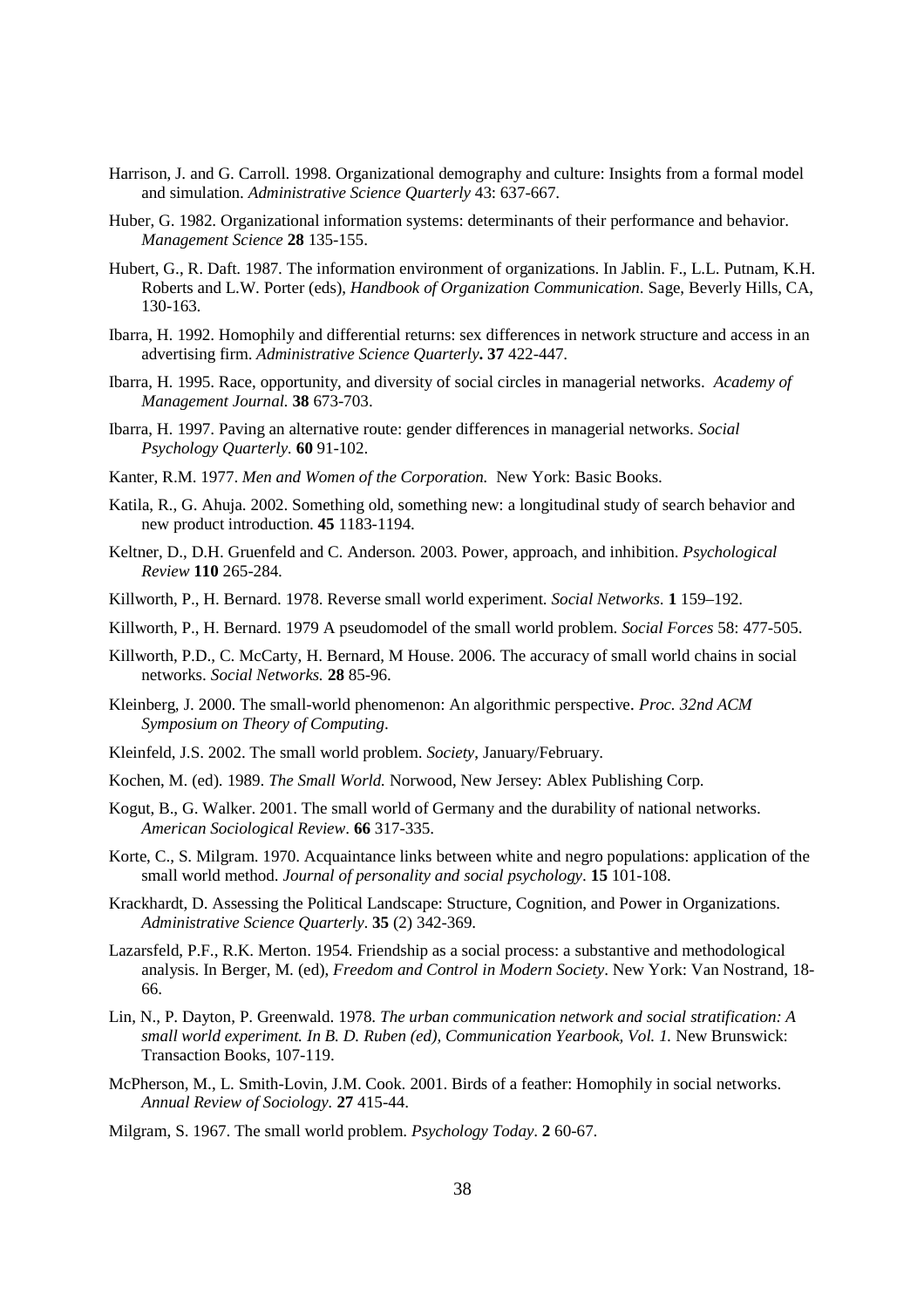Harrison, J. and G. Carroll. 1998. Organizational demography and culture: Insights from a formal model and simulation. *Administrative Science Quarterly* 43: 637-667.

Huber, G. 1982. Organizational information systems: determinants of their performance and behavior. *Management Science* **28** 135-155.

Hubert, G., R. Daft. 1987. The information environment of organizations. In Jablin. F., L.L. Putnam, K.H. Roberts and L.W. Porter (eds), *Handbook of Organization Communication*. Sage, Beverly Hills, CA, 130-163.

Ibarra, H. 1992. Homophily and differential returns: sex differences in network structure and access in an advertising firm. *Administrative Science Quarterly***.** **37** 422-447.

Ibarra, H. 1995. Race, opportunity, and diversity of social circles in managerial networks. *Academy of Management Journal.* **38** 673-703.

Ibarra, H. 1997. Paving an alternative route: gender differences in managerial networks. *Social Psychology Quarterly.* **60** 91-102.

Kanter, R.M. 1977. *Men and Women of the Corporation.* New York: Basic Books.

Katila, R., G. Ahuja. 2002. Something old, something new: a longitudinal study of search behavior and new product introduction. **45** 1183-1194.

Keltner, D., D.H. Gruenfeld and C. Anderson. 2003. Power, approach, and inhibition. *Psychological Review* **110** 265-284.

Killworth, P., H. Bernard. 1978. Reverse small world experiment. *Social Networks.* **1** 159–192.

Killworth, P., H. Bernard. 1979 A pseudomodel of the small world problem. *Social Forces* 58: 477-505.

Killworth, P.D., C. McCarty, H. Bernard, M House. 2006. The accuracy of small world chains in social networks. *Social Networks.* **28** 85-96.

Kleinberg, J. 2000. The small-world phenomenon: An algorithmic perspective. *Proc. 32nd ACM Symposium on Theory of Computing*.

Kleinfeld, J.S. 2002. The small world problem. *Society*, January/February.

Kochen, M. (ed). 1989. *The Small World.* Norwood, New Jersey: Ablex Publishing Corp.

Kogut, B., G. Walker. 2001. The small world of Germany and the durability of national networks. *American Sociological Review*. **66** 317-335.

Korte, C., S. Milgram. 1970. Acquaintance links between white and negro populations: application of the small world method. *Journal of personality and social psychology*. **15** 101-108.

Krackhardt, D. Assessing the Political Landscape: Structure, Cognition, and Power in Organizations. *Administrative Science Quarterly*. **35** (2) 342-369.

Lazarsfeld, P.F., R.K. Merton. 1954. Friendship as a social process: a substantive and methodological analysis. In Berger, M. (ed), *Freedom and Control in Modern Society*. New York: Van Nostrand, 18-66.

Lin, N., P. Dayton, P. Greenwald. 1978. *The urban communication network and social stratification: A small world experiment. In B. D. Ruben (ed), Communication Yearbook, Vol. 1.* New Brunswick: Transaction Books, 107-119.

McPherson, M., L. Smith-Lovin, J.M. Cook. 2001. Birds of a feather: Homophily in social networks. *Annual Review of Sociology.* **27** 415-44.

Milgram, S. 1967. The small world problem. *Psychology Today*. **2** 60-67.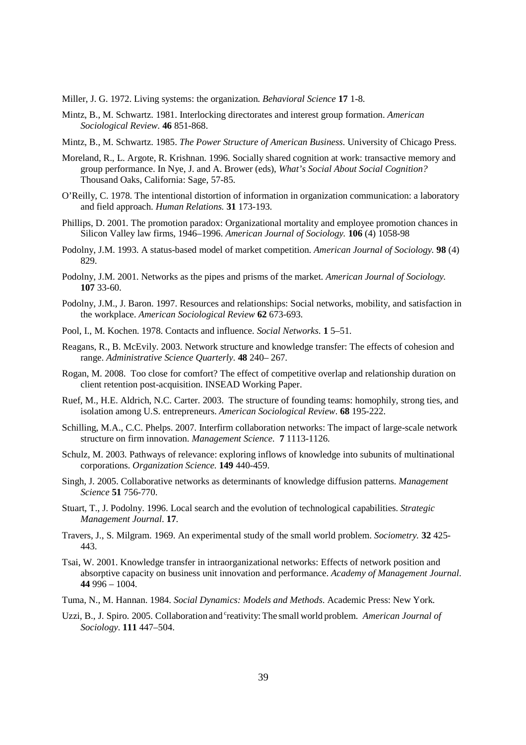Miller, J. G. 1972. Living systems: the organization. *Behavioral Science* **17** 1-8.

Mintz, B., M. Schwartz. 1981. Interlocking directorates and interest group formation. *American Sociological Review*. **46** 851-868.

Mintz, B., M. Schwartz. 1985. *The Power Structure of American Business*. University of Chicago Press.

Moreland, R., L. Argote, R. Krishnan. 1996. Socially shared cognition at work: transactive memory and group performance. In Nye, J. and A. Brower (eds), *What's Social About Social Cognition?* Thousand Oaks, California: Sage, 57-85.

O'Reilly, C. 1978. The intentional distortion of information in organization communication: a laboratory and field approach. *Human Relations.* **31** 173-193.

Phillips, D. 2001. The promotion paradox: Organizational mortality and employee promotion chances in Silicon Valley law firms, 1946–1996. *American Journal of Sociology.* **106** (4) 1058-98

Podolny, J.M. 1993. A status-based model of market competition. *American Journal of Sociology.* **98** (4) 829.

Podolny, J.M. 2001. Networks as the pipes and prisms of the market. *American Journal of Sociology.* **107** 33-60.

Podolny, J.M., J. Baron. 1997. Resources and relationships: Social networks, mobility, and satisfaction in the workplace. *American Sociological Review* **62** 673-693.

Pool, I., M. Kochen. 1978. Contacts and influence. *Social Networks*. **1** 5–51.

Reagans, R., B. McEvily. 2003. Network structure and knowledge transfer: The effects of cohesion and range. *Administrative Science Quarterly*. **48** 240– 267.

Rogan, M. 2008. Too close for comfort? The effect of competitive overlap and relationship duration on client retention post-acquisition. INSEAD Working Paper.

Ruef, M., H.E. Aldrich, N.C. Carter. 2003. The structure of founding teams: homophily, strong ties, and isolation among U.S. entrepreneurs. *American Sociological Review*. **68** 195-222.

Schilling, M.A., C.C. Phelps. 2007. Interfirm collaboration networks: The impact of large-scale network structure on firm innovation. *Management Science*. **7** 1113-1126.

Schulz, M. 2003. Pathways of relevance: exploring inflows of knowledge into subunits of multinational corporations. *Organization Science*. **149** 440-459.

Singh, J. 2005. Collaborative networks as determinants of knowledge diffusion patterns. *Management Science* **51** 756-770.

Stuart, T., J. Podolny. 1996. Local search and the evolution of technological capabilities. *Strategic Management Journal*. **17**.

Travers, J., S. Milgram. 1969. An experimental study of the small world problem. *Sociometry.* **32** 425-443.

Tsai, W. 2001. Knowledge transfer in intraorganizational networks: Effects of network position and absorptive capacity on business unit innovation and performance. *Academy of Management Journal*. **44** 996 – 1004.

Tuma, N., M. Hannan. 1984. *Social Dynamics: Models and Methods*. Academic Press: New York.

Uzzi, B., J. Spiro. 2005. Collaboration and creativity: The small world problem. *American Journal of Sociology*. **111** 447–504.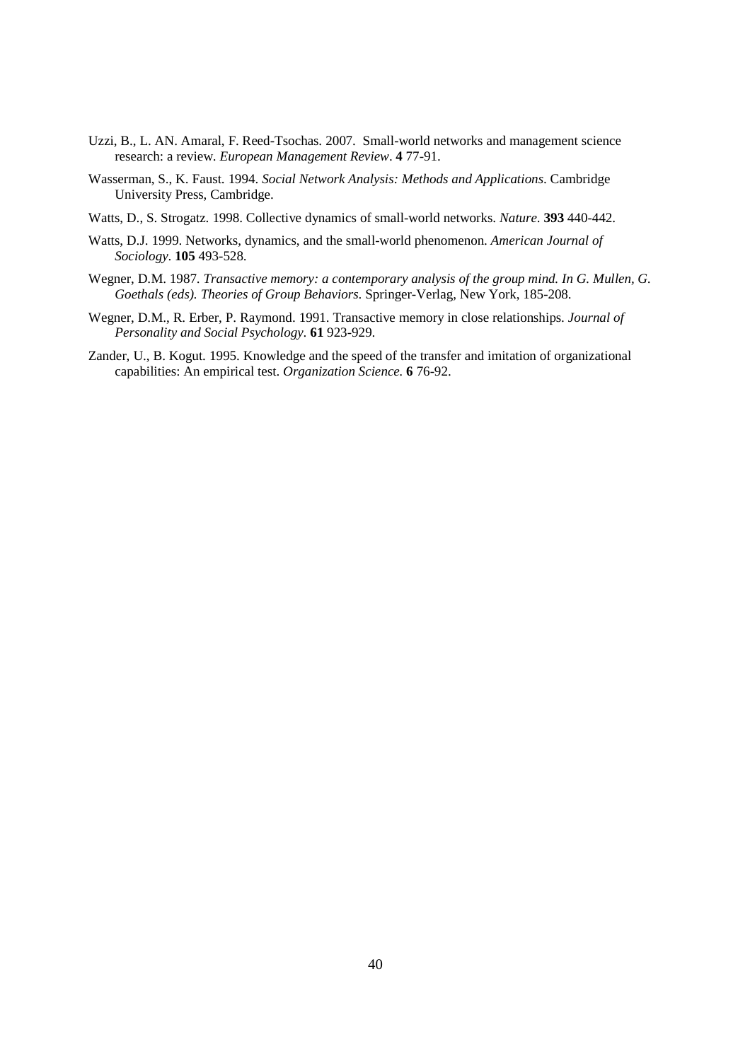Uzzi, B., L. AN. Amaral, F. Reed-Tsochas. 2007. Small-world networks and management science research: a review. *European Management Review*. **4** 77-91.

Wasserman, S., K. Faust. 1994. *Social Network Analysis: Methods and Applications*. Cambridge University Press, Cambridge.

Watts, D., S. Strogatz. 1998. Collective dynamics of small-world networks. *Nature*. **393** 440-442.

Watts, D.J. 1999. Networks, dynamics, and the small-world phenomenon. *American Journal of Sociology*. **105** 493-528.

Wegner, D.M. 1987. *Transactive memory: a contemporary analysis of the group mind. In G. Mullen, G. Goethals (eds). Theories of Group Behaviors*. Springer-Verlag, New York, 185-208.

Wegner, D.M., R. Erber, P. Raymond. 1991. Transactive memory in close relationships. *Journal of Personality and Social Psychology*. **61** 923-929.

Zander, U., B. Kogut. 1995. Knowledge and the speed of the transfer and imitation of organizational capabilities: An empirical test. *Organization Science.* **6** 76-92.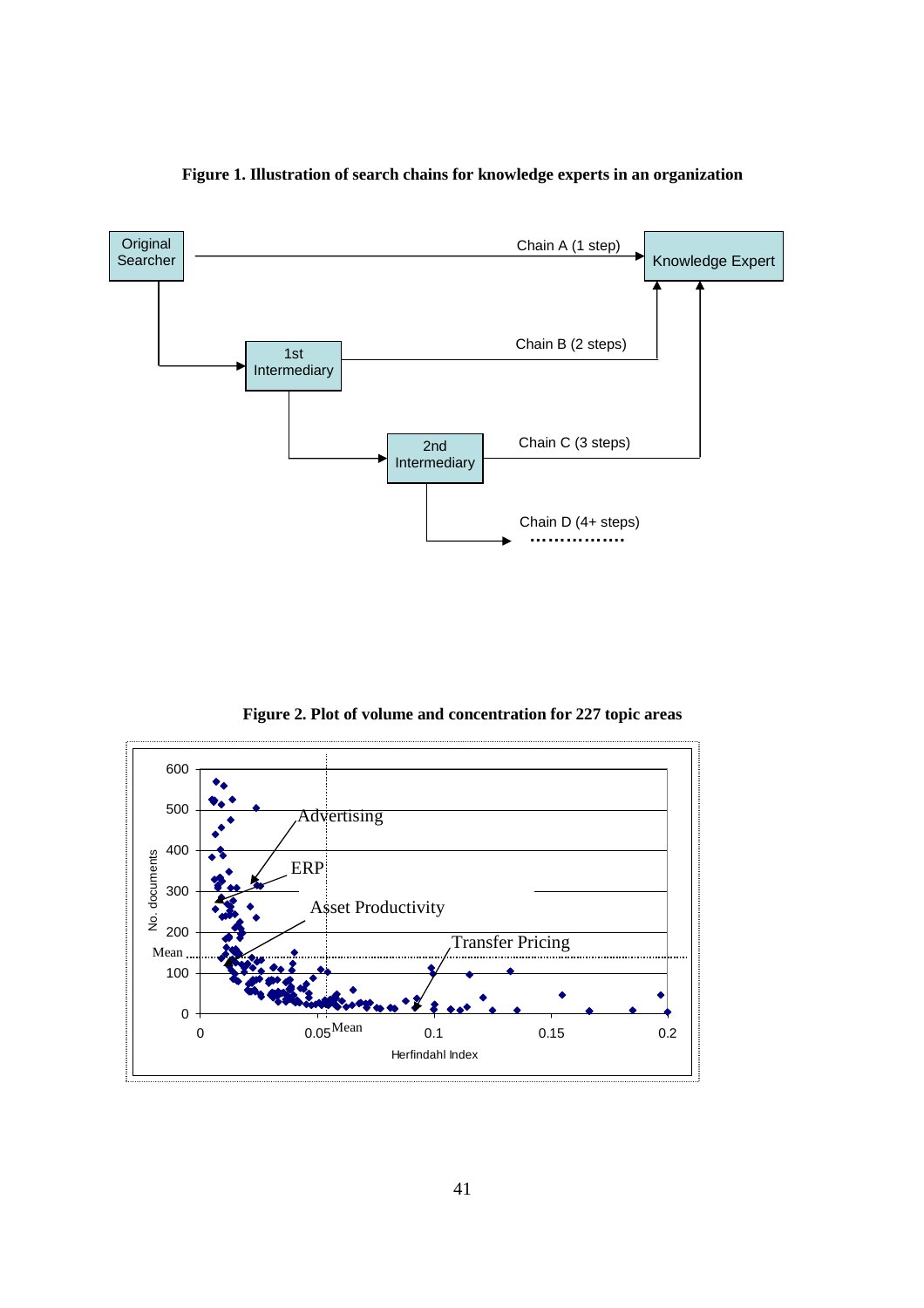**Figure 1. Illustration of search chains for knowledge experts in an organization**

**Figure 2. Plot of volume and concentration for 227 topic areas**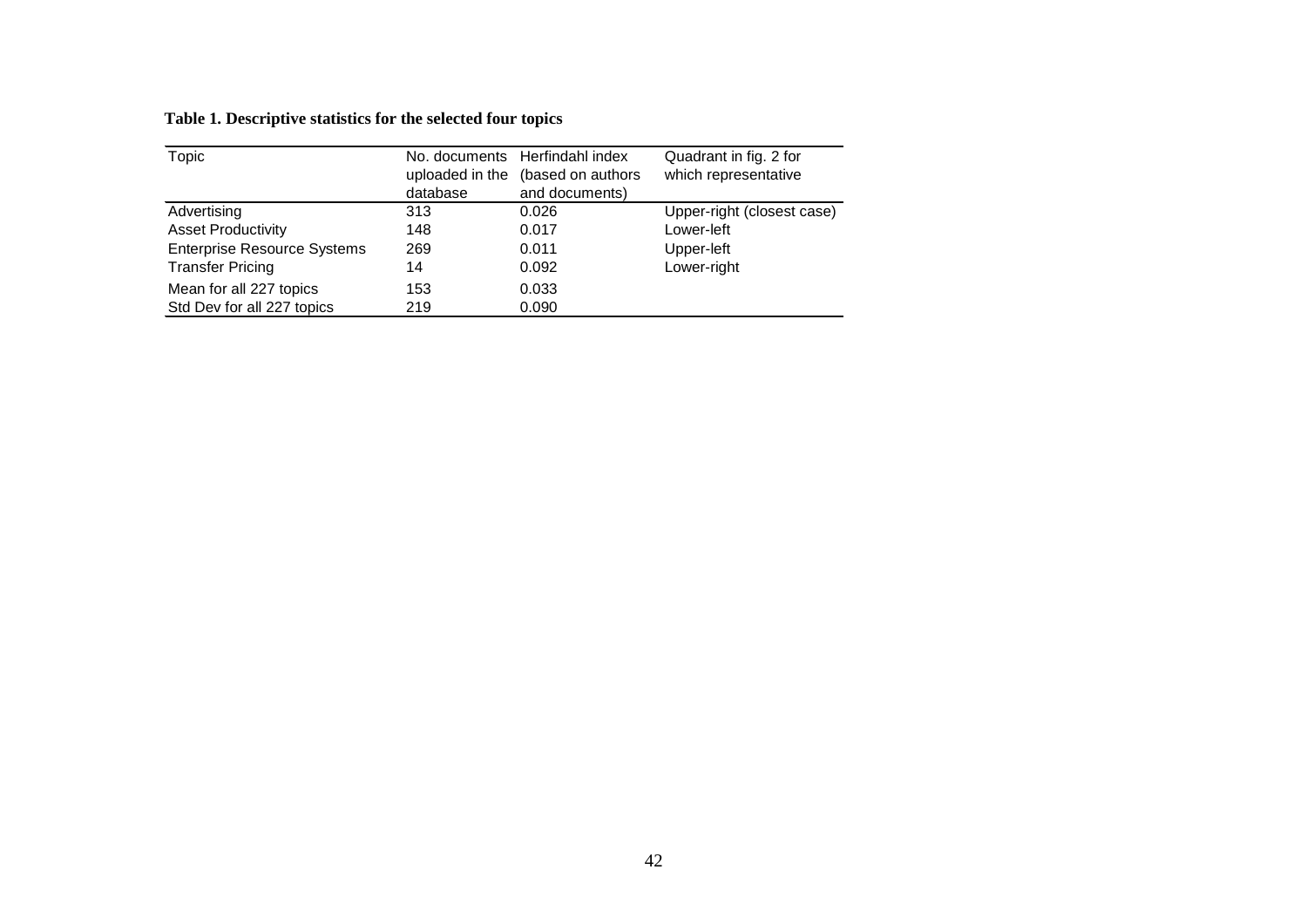**Table 1. Descriptive statistics for the selected four topics**

| Topic | No. documents uploaded in the database | Herfindahl index (based on authors and documents) | Quadrant in fig. 2 for which representative |
|---|---|---|---|
| Advertising | 313 | 0.026 | Upper-right (closest case) |
| Asset Productivity | 148 | 0.017 | Lower-left |
| Enterprise Resource Systems | 269 | 0.011 | Upper-left |
| Transfer Pricing | 14 | 0.092 | Lower-right |
| Mean for all 227 topics | 153 | 0.033 | |
| Std Dev for all 227 topics | 219 | 0.090 | |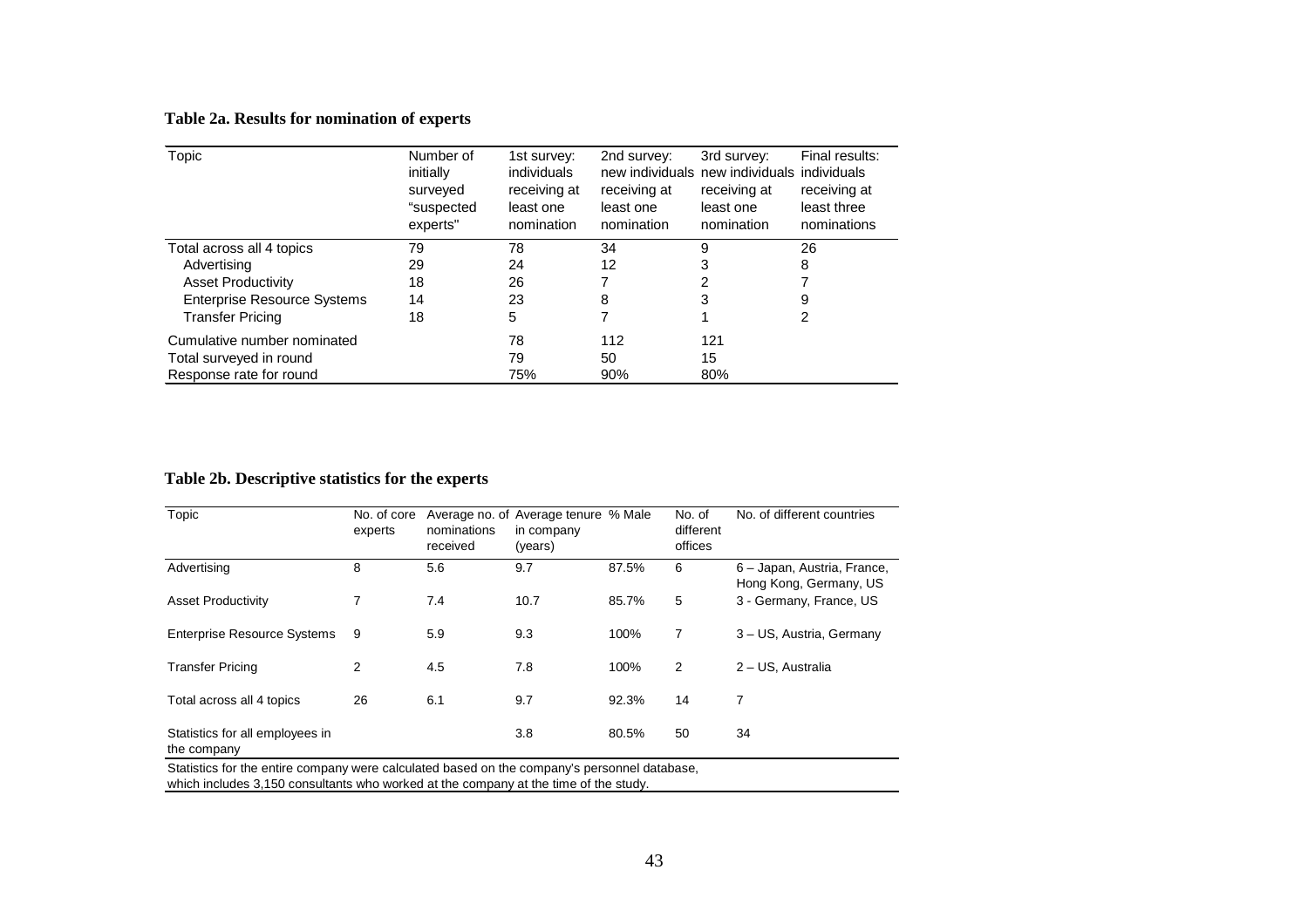**Table 2a. Results for nomination of experts**

| Topic | Number of initially surveyed "suspected experts" | 1st survey: individuals receiving at least one nomination | 2nd survey: new individuals receiving at least one nomination | 3rd survey: new individuals receiving at least one nomination | Final results: individuals receiving at least three nominations |
|---|---|---|---|---|---|
| Total across all 4 topics | 79 | 78 | 34 | 9 | 26 |
| Advertising | 29 | 24 | 12 | 3 | 8 |
| Asset Productivity | 18 | 26 | 7 | 2 | 7 |
| Enterprise Resource Systems | 14 | 23 | 8 | 3 | 9 |
| Transfer Pricing | 18 | 5 | 7 | 1 | 2 |
| Cumulative number nominated | | 78 | 112 | 121 | |
| Total surveyed in round | | 79 | 50 | 15 | |
| Response rate for round | | 75% | 90% | 80% | |

**Table 2b. Descriptive statistics for the experts**

| Topic | No. of core experts | Average no. of nominations received | Average tenure in company (years) | % Male | No. of different offices | No. of different countries |
|---|---|---|---|---|---|---|
| Advertising | 8 | 5.6 | 9.7 | 87.5% | 6 | 6 – Japan, Austria, France, Hong Kong, Germany, US |
| Asset Productivity | 7 | 7.4 | 10.7 | 85.7% | 5 | 3 - Germany, France, US |
| Enterprise Resource Systems | 9 | 5.9 | 9.3 | 100% | 7 | 3 – US, Austria, Germany |
| Transfer Pricing | 2 | 4.5 | 7.8 | 100% | 2 | 2 – US, Australia |
| Total across all 4 topics | 26 | 6.1 | 9.7 | 92.3% | 14 | 7 |
| Statistics for all employees in the company | | | 3.8 | 80.5% | 50 | 34 |

Statistics for the entire company were calculated based on the company's personnel database, which includes 3,150 consultants who worked at the company at the time of the study.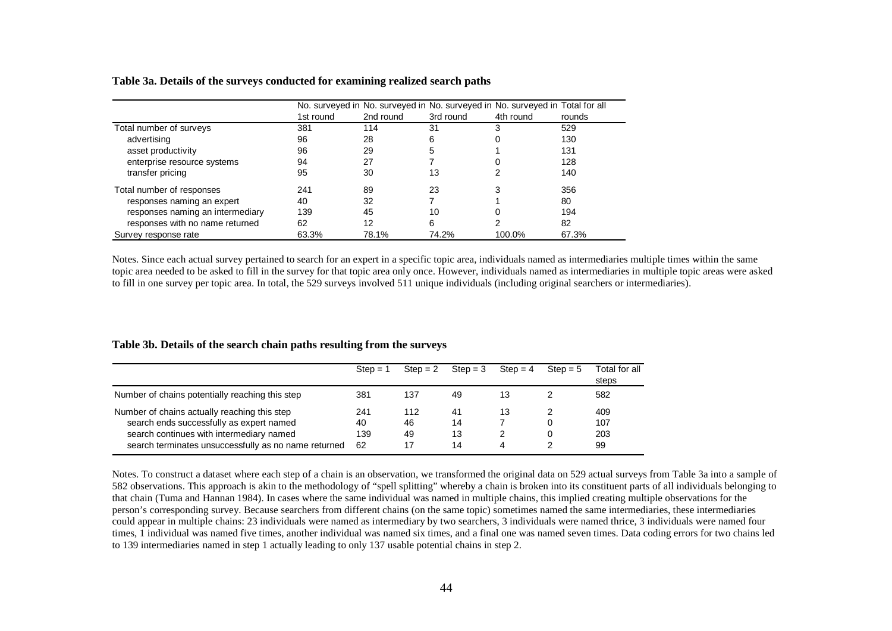**Table 3a. Details of the surveys conducted for examining realized search paths**

| | No. surveyed in 1st round | No. surveyed in 2nd round | No. surveyed in 3rd round | No. surveyed in 4th round | Total for all rounds |
|---|---|---|---|---|---|
| Total number of surveys | 381 | 114 | 31 | 3 | 529 |
| advertising | 96 | 28 | 6 | 0 | 130 |
| asset productivity | 96 | 29 | 5 | 1 | 131 |
| enterprise resource systems | 94 | 27 | 7 | 0 | 128 |
| transfer pricing | 95 | 30 | 13 | 2 | 140 |
| Total number of responses | 241 | 89 | 23 | 3 | 356 |
| responses naming an expert | 40 | 32 | 7 | 1 | 80 |
| responses naming an intermediary | 139 | 45 | 10 | 0 | 194 |
| responses with no name returned | 62 | 12 | 6 | 2 | 82 |
| Survey response rate | 63.3% | 78.1% | 74.2% | 100.0% | 67.3% |

Notes. Since each actual survey pertained to search for an expert in a specific topic area, individuals named as intermediaries multiple times within the same topic area needed to be asked to fill in the survey for that topic area only once. However, individuals named as intermediaries in multiple topic areas were asked to fill in one survey per topic area. In total, the 529 surveys involved 511 unique individuals (including original searchers or intermediaries).

**Table 3b. Details of the search chain paths resulting from the surveys**

| | Step = 1 | Step = 2 | Step = 3 | Step = 4 | Step = 5 | Total for all steps |
|---|---|---|---|---|---|---|
| Number of chains potentially reaching this step | 381 | 137 | 49 | 13 | 2 | 582 |
| Number of chains actually reaching this step | 241 | 112 | 41 | 13 | 2 | 409 |
| search ends successfully as expert named | 40 | 46 | 14 | 7 | 0 | 107 |
| search continues with intermediary named | 139 | 49 | 13 | 2 | 0 | 203 |
| search terminates unsuccessfully as no name returned | 62 | 17 | 14 | 4 | 2 | 99 |

Notes. To construct a dataset where each step of a chain is an observation, we transformed the original data on 529 actual surveys from Table 3a into a sample of 582 observations. This approach is akin to the methodology of "spell splitting" whereby a chain is broken into its constituent parts of all individuals belonging to that chain (Tuma and Hannan 1984). In cases where the same individual was named in multiple chains, this implied creating multiple observations for the person's corresponding survey. Because searchers from different chains (on the same topic) sometimes named the same intermediaries, these intermediaries could appear in multiple chains: 23 individuals were named as intermediary by two searchers, 3 individuals were named thrice, 3 individuals were named four times, 1 individual was named five times, another individual was named six times, and a final one was named seven times. Data coding errors for two chains led to 139 intermediaries named in step 1 actually leading to only 137 usable potential chains in step 2.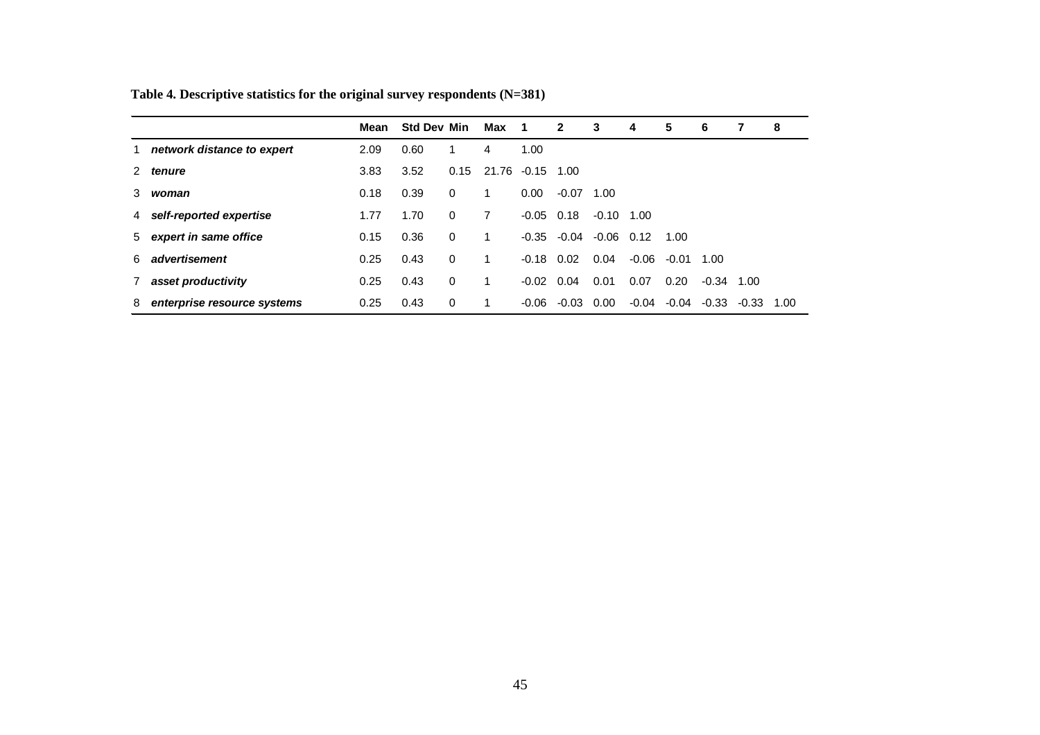**Table 4. Descriptive statistics for the original survey respondents (N=381)**

| | | Mean | Std Dev | Min | Max | 1 | 2 | 3 | 4 | 5 | 6 | 7 | 8 |
|---|---|---|---|---|---|---|---|---|---|---|---|---|---|
| 1 | ***network distance to expert*** | 2.09 | 0.60 | 1 | 4 | 1.00 | | | | | | | |
| 2 | ***tenure*** | 3.83 | 3.52 | 0.15 | 21.76 | -0.15 | 1.00 | | | | | | |
| 3 | ***woman*** | 0.18 | 0.39 | 0 | 1 | 0.00 | -0.07 | 1.00 | | | | | |
| 4 | ***self-reported expertise*** | 1.77 | 1.70 | 0 | 7 | -0.05 | 0.18 | -0.10 | 1.00 | | | | |
| 5 | ***expert in same office*** | 0.15 | 0.36 | 0 | 1 | -0.35 | -0.04 | -0.06 | 0.12 | 1.00 | | | |
| 6 | ***advertisement*** | 0.25 | 0.43 | 0 | 1 | -0.18 | 0.02 | 0.04 | -0.06 | -0.01 | 1.00 | | |
| 7 | ***asset productivity*** | 0.25 | 0.43 | 0 | 1 | -0.02 | 0.04 | 0.01 | 0.07 | 0.20 | -0.34 | 1.00 | |
| 8 | ***enterprise resource systems*** | 0.25 | 0.43 | 0 | 1 | -0.06 | -0.03 | 0.00 | -0.04 | -0.04 | -0.33 | -0.33 | 1.00 |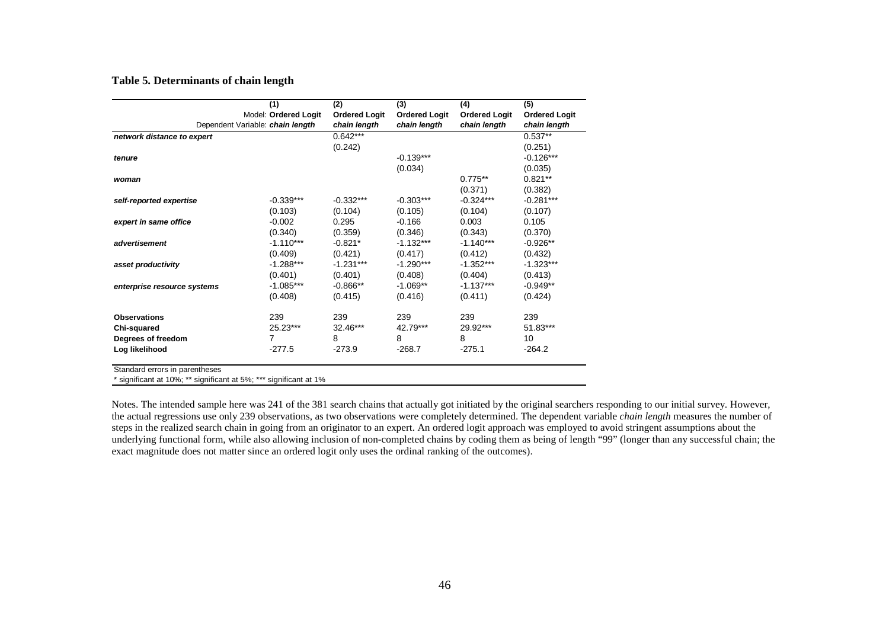**Table 5. Determinants of chain length**

| | (1) | (2) | (3) | (4) | (5) |
|---|---|---|---|---|---|
| Model: | **Ordered Logit** | **Ordered Logit** | **Ordered Logit** | **Ordered Logit** | **Ordered Logit** |
| Dependent Variable: | ***chain length*** | *chain length* | *chain length* | *chain length* | *chain length* |
| ***network distance to expert*** | | 0.642*** | | | 0.537** |
| | | (0.242) | | | (0.251) |
| ***tenure*** | | | -0.139*** | | -0.126*** |
| | | | (0.034) | | (0.035) |
| ***woman*** | | | | 0.775** | 0.821** |
| | | | | (0.371) | (0.382) |
| ***self-reported expertise*** | -0.339*** | -0.332*** | -0.303*** | -0.324*** | -0.281*** |
| | (0.103) | (0.104) | (0.105) | (0.104) | (0.107) |
| ***expert in same office*** | -0.002 | 0.295 | -0.166 | 0.003 | 0.105 |
| | (0.340) | (0.359) | (0.346) | (0.343) | (0.370) |
| ***advertisement*** | -1.110*** | -0.821* | -1.132*** | -1.140*** | -0.926** |
| | (0.409) | (0.421) | (0.417) | (0.412) | (0.432) |
| ***asset productivity*** | -1.288*** | -1.231*** | -1.290*** | -1.352*** | -1.323*** |
| | (0.401) | (0.401) | (0.408) | (0.404) | (0.413) |
| ***enterprise resource systems*** | -1.085*** | -0.866** | -1.069** | -1.137*** | -0.949** |
| | (0.408) | (0.415) | (0.416) | (0.411) | (0.424) |
| **Observations** | 239 | 239 | 239 | 239 | 239 |
| **Chi-squared** | 25.23*** | 32.46*** | 42.79*** | 29.92*** | 51.83*** |
| **Degrees of freedom** | 7 | 8 | 8 | 8 | 10 |
| **Log likelihood** | -277.5 | -273.9 | -268.7 | -275.1 | -264.2 |

Standard errors in parentheses
* significant at 10%; ** significant at 5%; *** significant at 1%

Notes. The intended sample here was 241 of the 381 search chains that actually got initiated by the original searchers responding to our initial survey. However, the actual regressions use only 239 observations, as two observations were completely determined. The dependent variable *chain length* measures the number of steps in the realized search chain in going from an originator to an expert. An ordered logit approach was employed to avoid stringent assumptions about the underlying functional form, while also allowing inclusion of non-completed chains by coding them as being of length "99" (longer than any successful chain; the exact magnitude does not matter since an ordered logit only uses the ordinal ranking of the outcomes).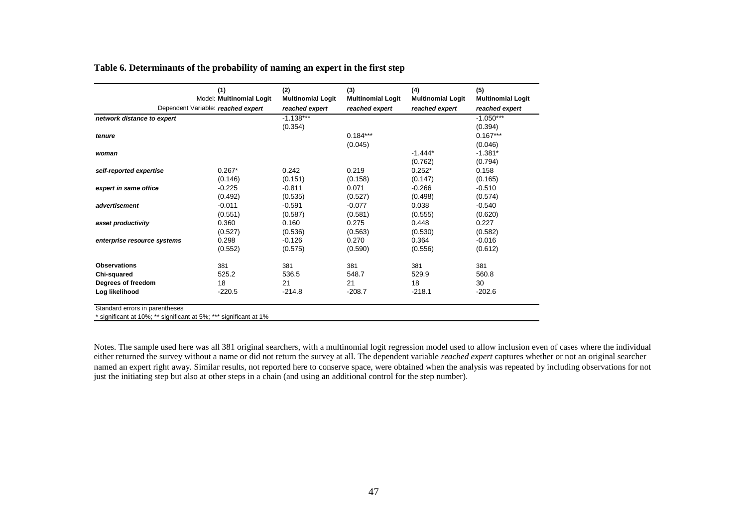**Table 6. Determinants of the probability of naming an expert in the first step**

| | (1) | (2) | (3) | (4) | (5) |
|---|---|---|---|---|---|
| Model: | Multinomial Logit | Multinomial Logit | Multinomial Logit | Multinomial Logit | Multinomial Logit |
| Dependent Variable: | *reached expert* | *reached expert* | *reached expert* | *reached expert* | *reached expert* |
| ***network distance to expert*** | | -1.138*** | | | -1.050*** |
| | | (0.354) | | | (0.394) |
| ***tenure*** | | | 0.184*** | | 0.167*** |
| | | | (0.045) | | (0.046) |
| ***woman*** | | | | -1.444* | -1.381* |
| | | | | (0.762) | (0.794) |
| ***self-reported expertise*** | 0.267* | 0.242 | 0.219 | 0.252* | 0.158 |
| | (0.146) | (0.151) | (0.158) | (0.147) | (0.165) |
| ***expert in same office*** | -0.225 | -0.811 | 0.071 | -0.266 | -0.510 |
| | (0.492) | (0.535) | (0.527) | (0.498) | (0.574) |
| ***advertisement*** | -0.011 | -0.591 | -0.077 | 0.038 | -0.540 |
| | (0.551) | (0.587) | (0.581) | (0.555) | (0.620) |
| ***asset productivity*** | 0.360 | 0.160 | 0.275 | 0.448 | 0.227 |
| | (0.527) | (0.536) | (0.563) | (0.530) | (0.582) |
| ***enterprise resource systems*** | 0.298 | -0.126 | 0.270 | 0.364 | -0.016 |
| | (0.552) | (0.575) | (0.590) | (0.556) | (0.612) |
| **Observations** | 381 | 381 | 381 | 381 | 381 |
| **Chi-squared** | 525.2 | 536.5 | 548.7 | 529.9 | 560.8 |
| **Degrees of freedom** | 18 | 21 | 21 | 18 | 30 |
| **Log likelihood** | -220.5 | -214.8 | -208.7 | -218.1 | -202.6 |

Standard errors in parentheses
* significant at 10%; ** significant at 5%; *** significant at 1%

Notes. The sample used here was all 381 original searchers, with a multinomial logit regression model used to allow inclusion even of cases where the individual either returned the survey without a name or did not return the survey at all. The dependent variable *reached expert* captures whether or not an original searcher named an expert right away. Similar results, not reported here to conserve space, were obtained when the analysis was repeated by including observations for not just the initiating step but also at other steps in a chain (and using an additional control for the step number).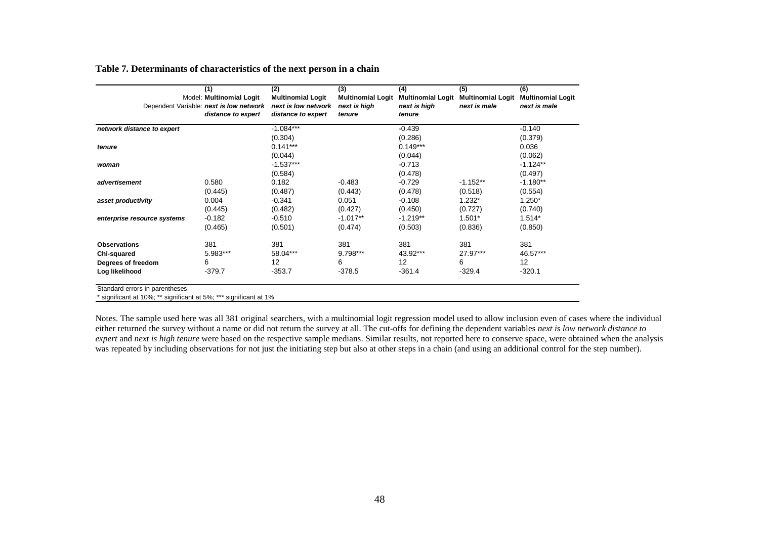**Table 7. Determinants of characteristics of the next person in a chain**

| | (1) | (2) | (3) | (4) | (5) | (6) |
|---|---|---|---|---|---|---|
| Model: | **Multinomial Logit** | **Multinomial Logit** | **Multinomial Logit** | **Multinomial Logit** | **Multinomial Logit** | **Multinomial Logit** |
| Dependent Variable: | ***next is low network distance to expert*** | ***next is low network distance to expert*** | ***next is high tenure*** | ***next is high tenure*** | ***next is male*** | ***next is male*** |
| ***network distance to expert*** | | -1.084*** | | -0.439 | | -0.140 |
| | | (0.304) | | (0.286) | | (0.379) |
| ***tenure*** | | 0.141*** | | 0.149*** | | 0.036 |
| | | (0.044) | | (0.044) | | (0.062) |
| ***woman*** | | -1.537*** | | -0.713 | | -1.124** |
| | | (0.584) | | (0.478) | | (0.497) |
| ***advertisement*** | 0.580 | 0.182 | -0.483 | -0.729 | -1.152** | -1.180** |
| | (0.445) | (0.487) | (0.443) | (0.478) | (0.518) | (0.554) |
| ***asset productivity*** | 0.004 | -0.341 | 0.051 | -0.108 | 1.232* | 1.250* |
| | (0.445) | (0.482) | (0.427) | (0.450) | (0.727) | (0.740) |
| ***enterprise resource systems*** | -0.182 | -0.510 | -1.017** | -1.219** | 1.501* | 1.514* |
| | (0.465) | (0.501) | (0.474) | (0.503) | (0.836) | (0.850) |
| **Observations** | 381 | 381 | 381 | 381 | 381 | 381 |
| **Chi-squared** | 5.983*** | 58.04*** | 9.798*** | 43.92*** | 27.97*** | 46.57*** |
| **Degrees of freedom** | 6 | 12 | 6 | 12 | 6 | 12 |
| **Log likelihood** | -379.7 | -353.7 | -378.5 | -361.4 | -329.4 | -320.1 |

Standard errors in parentheses

\* significant at 10%; ** significant at 5%; *** significant at 1%

Notes. The sample used here was all 381 original searchers, with a multinomial logit regression model used to allow inclusion even of cases where the individual either returned the survey without a name or did not return the survey at all. The cut-offs for defining the dependent variables *next is low network distance to expert* and *next is high tenure* were based on the respective sample medians. Similar results, not reported here to conserve space, were obtained when the analysis was repeated by including observations for not just the initiating step but also at other steps in a chain (and using an additional control for the step number).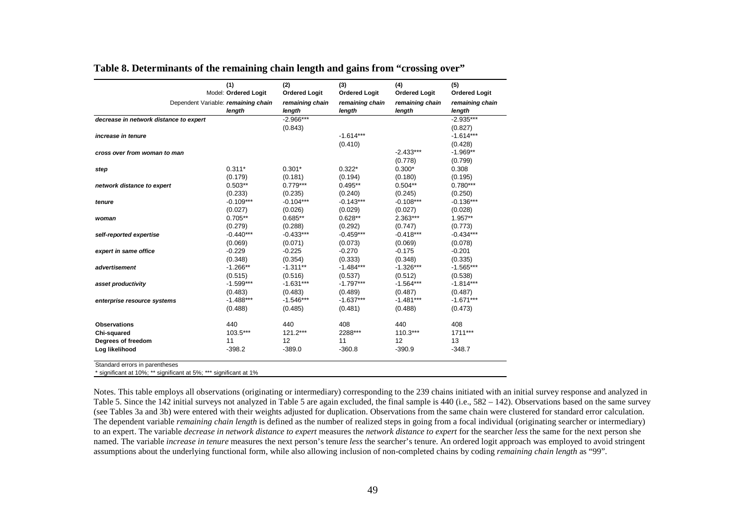## Table 8. Determinants of the remaining chain length and gains from "crossing over"

| | (1) | (2) | (3) | (4) | (5) |
|---|---|---|---|---|---|
| Model: | **Ordered Logit** | **Ordered Logit** | **Ordered Logit** | **Ordered Logit** | **Ordered Logit** |
| Dependent Variable: | ***remaining chain length*** | *remaining chain length* | *remaining chain length* | *remaining chain length* | *remaining chain length* |
| ***decrease in network distance to expert*** | | -2.966*** | | | -2.935*** |
| | | (0.843) | | | (0.827) |
| ***increase in tenure*** | | | -1.614*** | | -1.614*** |
| | | | (0.410) | | (0.428) |
| ***cross over from woman to man*** | | | | -2.433*** | -1.969** |
| | | | | (0.778) | (0.799) |
| ***step*** | 0.311* | 0.301* | 0.322* | 0.300* | 0.308 |
| | (0.179) | (0.181) | (0.194) | (0.180) | (0.195) |
| ***network distance to expert*** | 0.503** | 0.779*** | 0.495** | 0.504** | 0.780*** |
| | (0.233) | (0.235) | (0.240) | (0.245) | (0.250) |
| ***tenure*** | -0.109*** | -0.104*** | -0.143*** | -0.108*** | -0.136*** |
| | (0.027) | (0.026) | (0.029) | (0.027) | (0.028) |
| ***woman*** | 0.705** | 0.685** | 0.628** | 2.363*** | 1.957** |
| | (0.279) | (0.288) | (0.292) | (0.747) | (0.773) |
| ***self-reported expertise*** | -0.440*** | -0.433*** | -0.459*** | -0.418*** | -0.434*** |
| | (0.069) | (0.071) | (0.073) | (0.069) | (0.078) |
| ***expert in same office*** | -0.229 | -0.225 | -0.270 | -0.175 | -0.201 |
| | (0.348) | (0.354) | (0.333) | (0.348) | (0.335) |
| ***advertisement*** | -1.266** | -1.311** | -1.484*** | -1.326*** | -1.565*** |
| | (0.515) | (0.516) | (0.537) | (0.512) | (0.538) |
| ***asset productivity*** | -1.599*** | -1.631*** | -1.797*** | -1.564*** | -1.814*** |
| | (0.483) | (0.483) | (0.489) | (0.487) | (0.487) |
| ***enterprise resource systems*** | -1.488*** | -1.546*** | -1.637*** | -1.481*** | -1.671*** |
| | (0.488) | (0.485) | (0.481) | (0.488) | (0.473) |
| **Observations** | 440 | 440 | 408 | 440 | 408 |
| **Chi-squared** | 103.5*** | 121.2*** | 2288*** | 110.3*** | 1711*** |
| **Degrees of freedom** | 11 | 12 | 11 | 12 | 13 |
| **Log likelihood** | -398.2 | -389.0 | -360.8 | -390.9 | -348.7 |

Standard errors in parentheses
* significant at 10%; ** significant at 5%; *** significant at 1%

Notes. This table employs all observations (originating or intermediary) corresponding to the 239 chains initiated with an initial survey response and analyzed in Table 5. Since the 142 initial surveys not analyzed in Table 5 are again excluded, the final sample is 440 (i.e., 582 – 142). Observations based on the same survey (see Tables 3a and 3b) were entered with their weights adjusted for duplication. Observations from the same chain were clustered for standard error calculation. The dependent variable *remaining chain length* is defined as the number of realized steps in going from a focal individual (originating searcher or intermediary) to an expert. The variable *decrease in network distance to expert* measures the *network distance to expert* for the searcher *less* the same for the next person she named. The variable *increase in tenure* measures the next person's tenure *less* the searcher's tenure. An ordered logit approach was employed to avoid stringent assumptions about the underlying functional form, while also allowing inclusion of non-completed chains by coding *remaining chain length* as "99".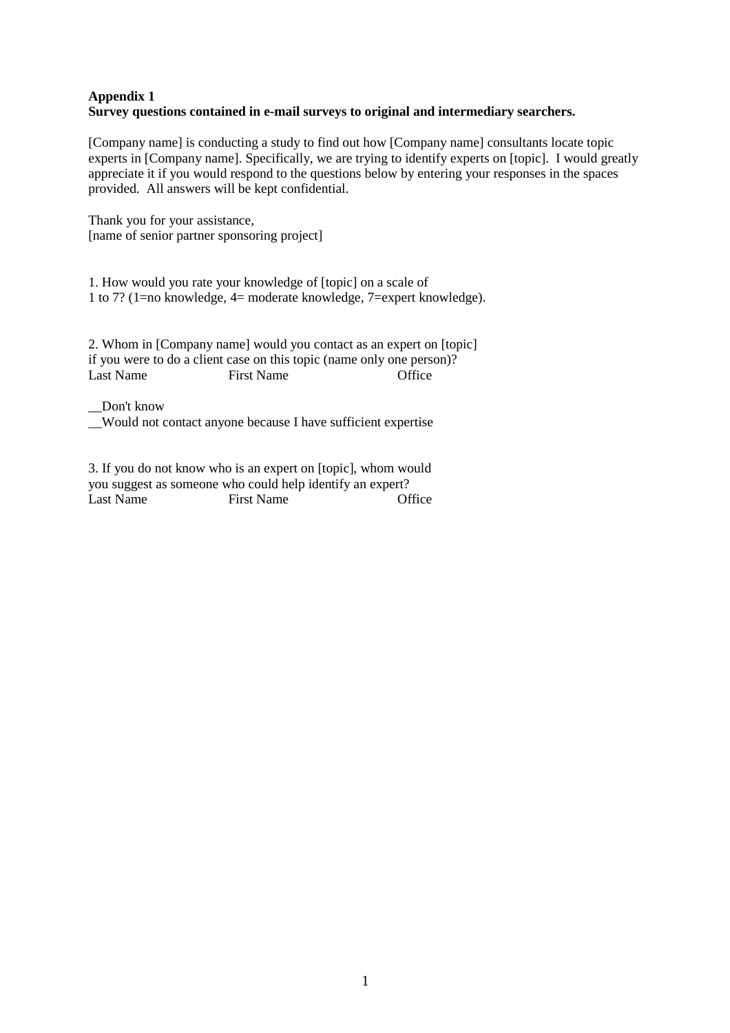**Appendix 1**
**Survey questions contained in e-mail surveys to original and intermediary searchers.**

[Company name] is conducting a study to find out how [Company name] consultants locate topic experts in [Company name]. Specifically, we are trying to identify experts on [topic]. I would greatly appreciate it if you would respond to the questions below by entering your responses in the spaces provided. All answers will be kept confidential.

Thank you for your assistance,
[name of senior partner sponsoring project]

1. How would you rate your knowledge of [topic] on a scale of 1 to 7? (1=no knowledge, 4= moderate knowledge, 7=expert knowledge).

2. Whom in [Company name] would you contact as an expert on [topic] if you were to do a client case on this topic (name only one person)?

Last Name First Name Office

__Don't know
__Would not contact anyone because I have sufficient expertise

3. If you do not know who is an expert on [topic], whom would you suggest as someone who could help identify an expert?

Last Name First Name Office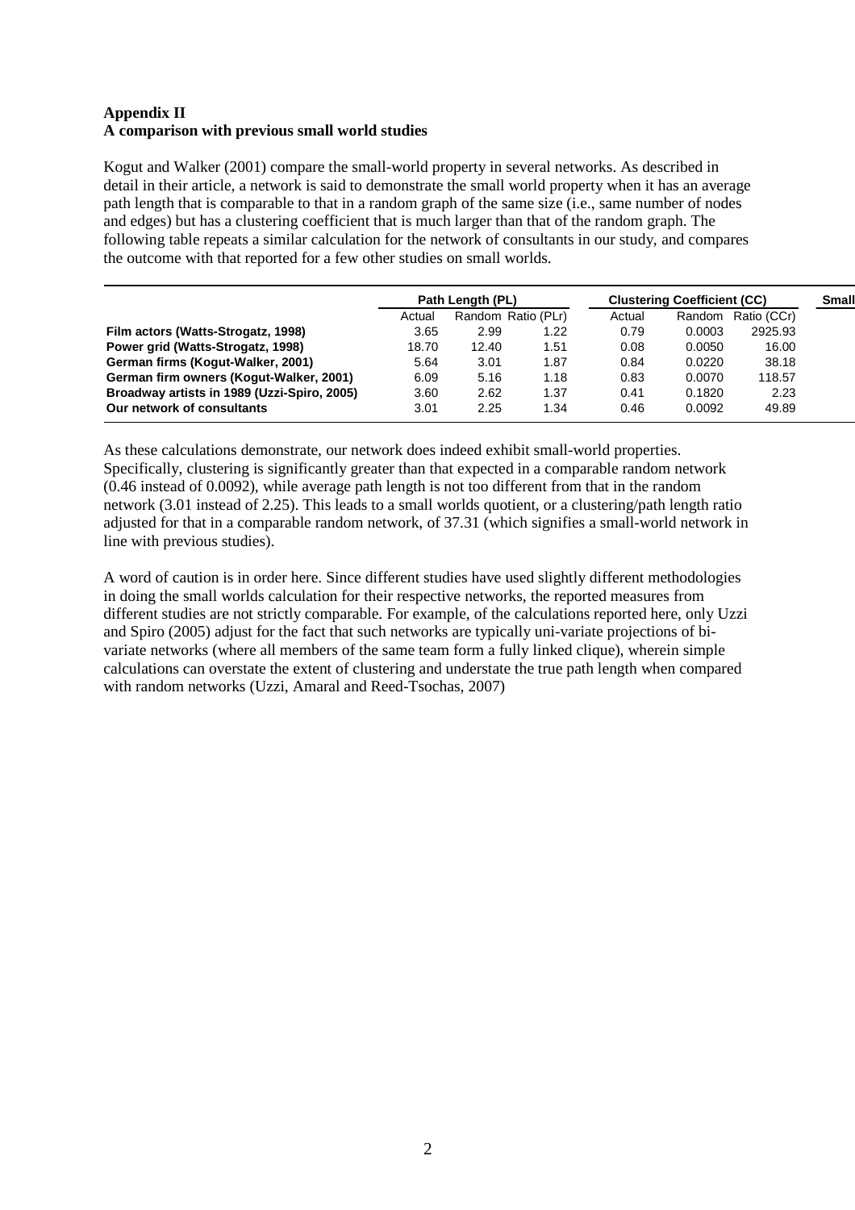**Appendix II**
**A comparison with previous small world studies**

Kogut and Walker (2001) compare the small-world property in several networks. As described in detail in their article, a network is said to demonstrate the small world property when it has an average path length that is comparable to that in a random graph of the same size (i.e., same number of nodes and edges) but has a clustering coefficient that is much larger than that of the random graph. The following table repeats a similar calculation for the network of consultants in our study, and compares the outcome with that reported for a few other studies on small worlds.

| | Path Length (PL) | | | Clustering Coefficient (CC) | | | Small |
|---|---|---|---|---|---|---|---|
| | Actual | Random | Ratio (PLr) | Actual | Random | Ratio (CCr) | |
| **Film actors (Watts-Strogatz, 1998)** | 3.65 | 2.99 | 1.22 | 0.79 | 0.0003 | 2925.93 | |
| **Power grid (Watts-Strogatz, 1998)** | 18.70 | 12.40 | 1.51 | 0.08 | 0.0050 | 16.00 | |
| **German firms (Kogut-Walker, 2001)** | 5.64 | 3.01 | 1.87 | 0.84 | 0.0220 | 38.18 | |
| **German firm owners (Kogut-Walker, 2001)** | 6.09 | 5.16 | 1.18 | 0.83 | 0.0070 | 118.57 | |
| **Broadway artists in 1989 (Uzzi-Spiro, 2005)** | 3.60 | 2.62 | 1.37 | 0.41 | 0.1820 | 2.23 | |
| **Our network of consultants** | 3.01 | 2.25 | 1.34 | 0.46 | 0.0092 | 49.89 | |

As these calculations demonstrate, our network does indeed exhibit small-world properties. Specifically, clustering is significantly greater than that expected in a comparable random network (0.46 instead of 0.0092), while average path length is not too different from that in the random network (3.01 instead of 2.25). This leads to a small worlds quotient, or a clustering/path length ratio adjusted for that in a comparable random network, of 37.31 (which signifies a small-world network in line with previous studies).

A word of caution is in order here. Since different studies have used slightly different methodologies in doing the small worlds calculation for their respective networks, the reported measures from different studies are not strictly comparable. For example, of the calculations reported here, only Uzzi and Spiro (2005) adjust for the fact that such networks are typically uni-variate projections of bi-variate networks (where all members of the same team form a fully linked clique), wherein simple calculations can overstate the extent of clustering and understate the true path length when compared with random networks (Uzzi, Amaral and Reed-Tsochas, 2007)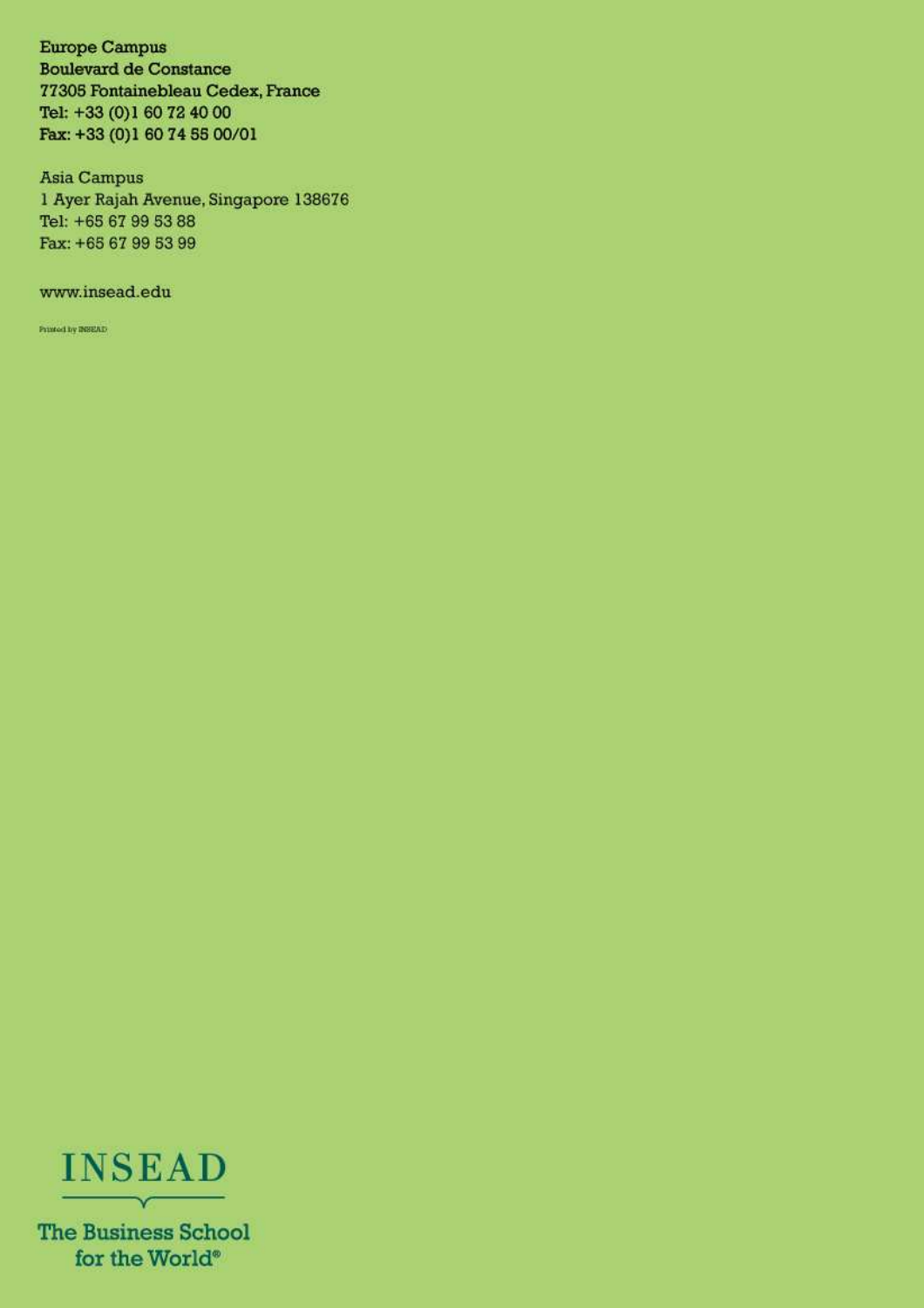**Europe Campus**
**Boulevard de Constance**
**77305 Fontainebleau Cedex, France**
**Tel: +33 (0)1 60 72 40 00**
**Fax: +33 (0)1 60 74 55 00/01**

Asia Campus
1 Ayer Rajah Avenue, Singapore 138676
Tel: +65 67 99 53 88
Fax: +65 67 99 53 99

www.insead.edu

Printed by INSEAD

INSEAD

The Business School
for the World®